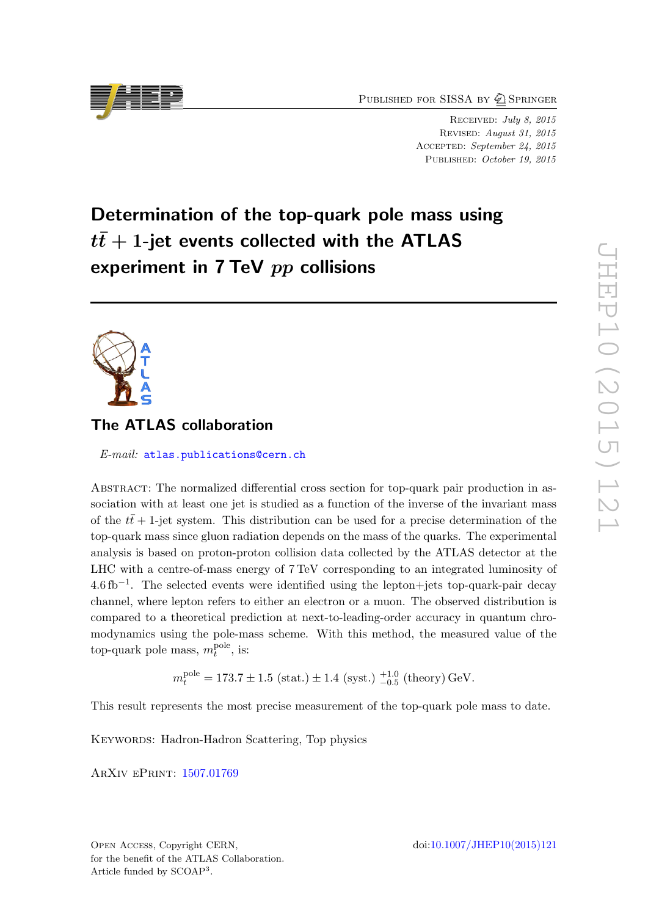Published for SISSA by Springer

Received: *July 8, 2015*
Revised: *August 31, 2015*
Accepted: *September 24, 2015*
Published: *October 19, 2015*

# Determination of the top-quark pole mass using $t\bar{t}$ + 1-jet events collected with the ATLAS experiment in 7 TeV $pp$ collisions

## The ATLAS collaboration

*E-mail:* atlas.publications@cern.ch

Abstract: The normalized differential cross section for top-quark pair production in association with at least one jet is studied as a function of the inverse of the invariant mass of the $t\bar{t}$ + 1-jet system. This distribution can be used for a precise determination of the top-quark mass since gluon radiation depends on the mass of the quarks. The experimental analysis is based on proton-proton collision data collected by the ATLAS detector at the LHC with a centre-of-mass energy of 7 TeV corresponding to an integrated luminosity of 4.6 $\text{fb}^{-1}$. The selected events were identified using the lepton+jets top-quark-pair decay channel, where lepton refers to either an electron or a muon. The observed distribution is compared to a theoretical prediction at next-to-leading-order accuracy in quantum chromodynamics using the pole-mass scheme. With this method, the measured value of the top-quark pole mass, $m_t^{\text{pole}}$, is:

$$m_t^{\text{pole}} = 173.7 \pm 1.5\ (\text{stat.}) \pm 1.4\ (\text{syst.})\ {}^{+1.0}_{-0.5}\ (\text{theory})\ \text{GeV}.$$

This result represents the most precise measurement of the top-quark pole mass to date.

Keywords: Hadron-Hadron Scattering, Top physics

ArXiv ePrint: 1507.01769

Open Access, Copyright CERN,
for the benefit of the ATLAS Collaboration.
Article funded by SCOAP[3].

doi:10.1007/JHEP10(2015)121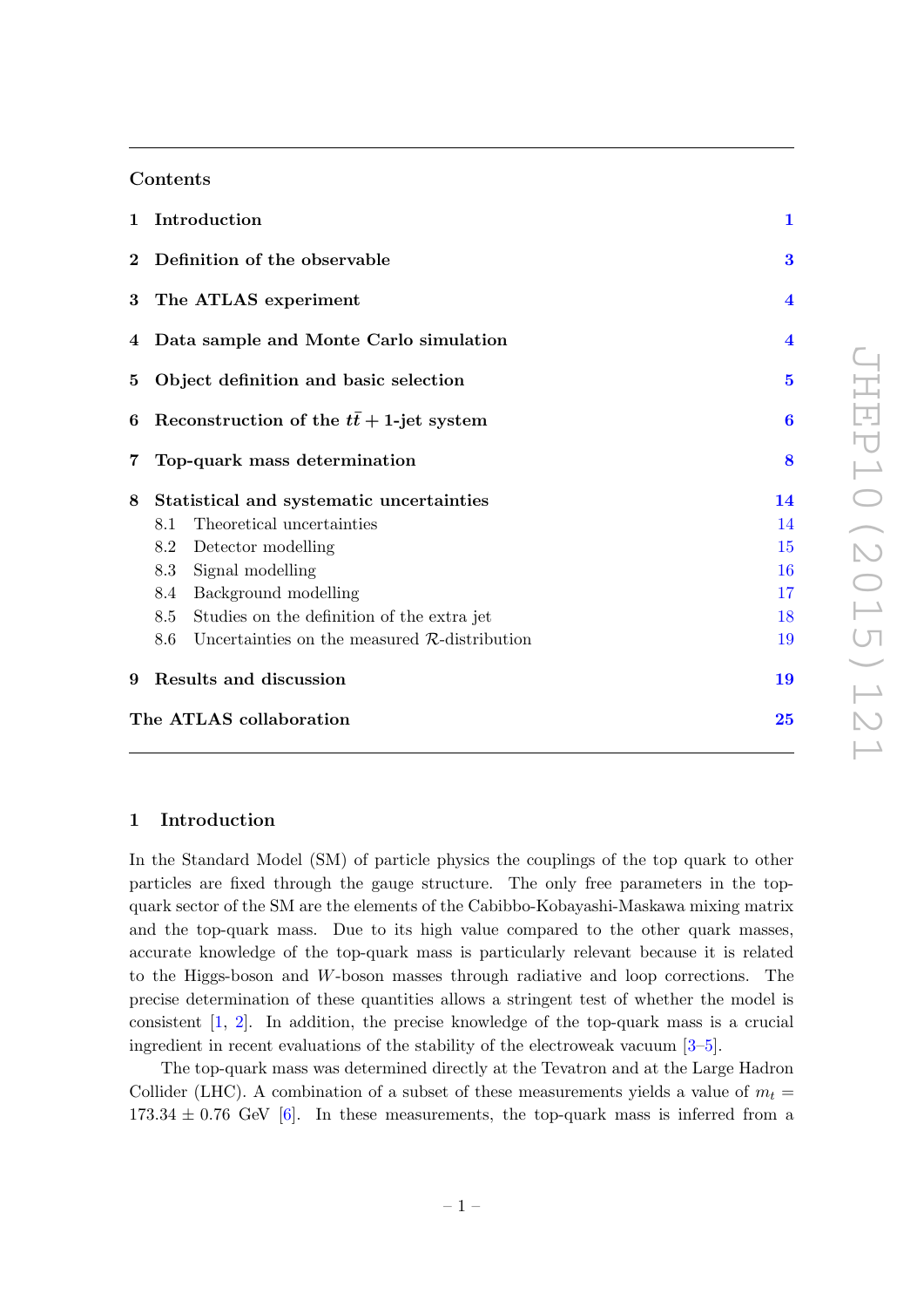## Contents

| | | |
|---|---|---|
| **1** | **Introduction** | **1** |
| **2** | **Definition of the observable** | **3** |
| **3** | **The ATLAS experiment** | **4** |
| **4** | **Data sample and Monte Carlo simulation** | **4** |
| **5** | **Object definition and basic selection** | **5** |
| **6** | **Reconstruction of the $t\bar{t}$ + 1-jet system** | **6** |
| **7** | **Top-quark mass determination** | **8** |
| **8** | **Statistical and systematic uncertainties** | **14** |
| | 8.1 Theoretical uncertainties | 14 |
| | 8.2 Detector modelling | 15 |
| | 8.3 Signal modelling | 16 |
| | 8.4 Background modelling | 17 |
| | 8.5 Studies on the definition of the extra jet | 18 |
| | 8.6 Uncertainties on the measured $\mathcal{R}$-distribution | 19 |
| **9** | **Results and discussion** | **19** |
| | **The ATLAS collaboration** | **25** |

## 1 Introduction

In the Standard Model (SM) of particle physics the couplings of the top quark to other particles are fixed through the gauge structure. The only free parameters in the top-quark sector of the SM are the elements of the Cabibbo-Kobayashi-Maskawa mixing matrix and the top-quark mass. Due to its high value compared to the other quark masses, accurate knowledge of the top-quark mass is particularly relevant because it is related to the Higgs-boson and $W$-boson masses through radiative and loop corrections. The precise determination of these quantities allows a stringent test of whether the model is consistent [1, 2]. In addition, the precise knowledge of the top-quark mass is a crucial ingredient in recent evaluations of the stability of the electroweak vacuum [3–5].

The top-quark mass was determined directly at the Tevatron and at the Large Hadron Collider (LHC). A combination of a subset of these measurements yields a value of $m_t = 173.34 \pm 0.76$ GeV [6]. In these measurements, the top-quark mass is inferred from a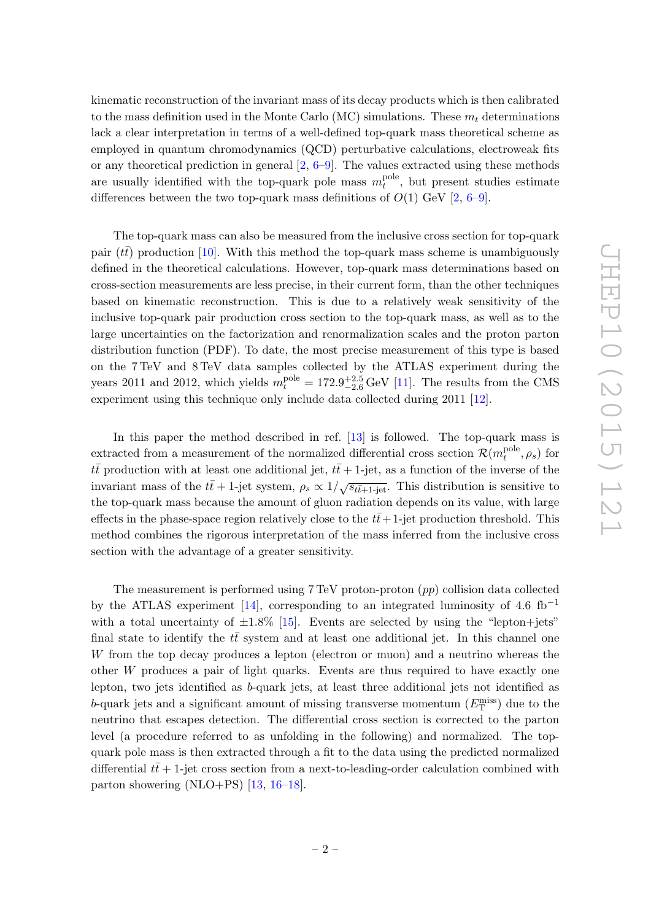kinematic reconstruction of the invariant mass of its decay products which is then calibrated to the mass definition used in the Monte Carlo (MC) simulations. These $m_t$ determinations lack a clear interpretation in terms of a well-defined top-quark mass theoretical scheme as employed in quantum chromodynamics (QCD) perturbative calculations, electroweak fits or any theoretical prediction in general [2, 6–9]. The values extracted using these methods are usually identified with the top-quark pole mass $m_t^{\rm pole}$, but present studies estimate differences between the two top-quark mass definitions of $O(1)$ GeV [2, 6–9].

The top-quark mass can also be measured from the inclusive cross section for top-quark pair ($t\bar{t}$) production [10]. With this method the top-quark mass scheme is unambiguously defined in the theoretical calculations. However, top-quark mass determinations based on cross-section measurements are less precise, in their current form, than the other techniques based on kinematic reconstruction. This is due to a relatively weak sensitivity of the inclusive top-quark pair production cross section to the top-quark mass, as well as to the large uncertainties on the factorization and renormalization scales and the proton parton distribution function (PDF). To date, the most precise measurement of this type is based on the 7 TeV and 8 TeV data samples collected by the ATLAS experiment during the years 2011 and 2012, which yields $m_t^{\rm pole} = 172.9^{+2.5}_{-2.6}$ GeV [11]. The results from the CMS experiment using this technique only include data collected during 2011 [12].

In this paper the method described in ref. [13] is followed. The top-quark mass is extracted from a measurement of the normalized differential cross section $\mathcal{R}(m_t^{\rm pole}, \rho_s)$ for $t\bar{t}$ production with at least one additional jet, $t\bar{t}+1$-jet, as a function of the inverse of the invariant mass of the $t\bar{t}+1$-jet system, $\rho_s \propto 1/\sqrt{s_{t\bar{t}+1\text{-jet}}}$. This distribution is sensitive to the top-quark mass because the amount of gluon radiation depends on its value, with large effects in the phase-space region relatively close to the $t\bar{t}+1$-jet production threshold. This method combines the rigorous interpretation of the mass inferred from the inclusive cross section with the advantage of a greater sensitivity.

The measurement is performed using 7 TeV proton-proton ($pp$) collision data collected by the ATLAS experiment [14], corresponding to an integrated luminosity of 4.6 fb$^{-1}$ with a total uncertainty of $\pm 1.8\%$ [15]. Events are selected by using the "lepton+jets" final state to identify the $t\bar{t}$ system and at least one additional jet. In this channel one $W$ from the top decay produces a lepton (electron or muon) and a neutrino whereas the other $W$ produces a pair of light quarks. Events are thus required to have exactly one lepton, two jets identified as $b$-quark jets, at least three additional jets not identified as $b$-quark jets and a significant amount of missing transverse momentum ($E_{\rm T}^{\rm miss}$) due to the neutrino that escapes detection. The differential cross section is corrected to the parton level (a procedure referred to as unfolding in the following) and normalized. The top-quark pole mass is then extracted through a fit to the data using the predicted normalized differential $t\bar{t}+1$-jet cross section from a next-to-leading-order calculation combined with parton showering (NLO+PS) [13, 16–18].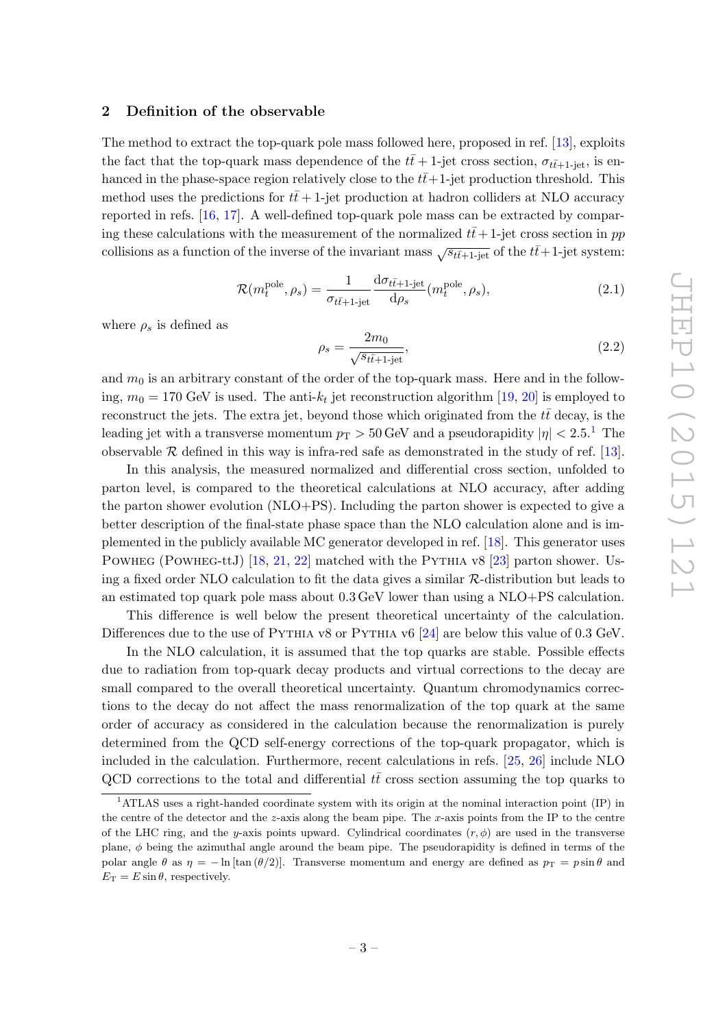## 2 Definition of the observable

The method to extract the top-quark pole mass followed here, proposed in ref. [13], exploits the fact that the top-quark mass dependence of the $t\bar{t}+1$-jet cross section, $\sigma_{t\bar{t}+1\text{-jet}}$, is enhanced in the phase-space region relatively close to the $t\bar{t}+1$-jet production threshold. This method uses the predictions for $t\bar{t}+1$-jet production at hadron colliders at NLO accuracy reported in refs. [16, 17]. A well-defined top-quark pole mass can be extracted by comparing these calculations with the measurement of the normalized $t\bar{t}+1$-jet cross section in $pp$ collisions as a function of the inverse of the invariant mass $\sqrt{s_{t\bar{t}+1\text{-jet}}}$ of the $t\bar{t}+1$-jet system:

$$\mathcal{R}(m_t^{\text{pole}}, \rho_s) = \frac{1}{\sigma_{t\bar{t}+1\text{-jet}}} \frac{\mathrm{d}\sigma_{t\bar{t}+1\text{-jet}}}{\mathrm{d}\rho_s}(m_t^{\text{pole}}, \rho_s), \tag{2.1}$$

where $\rho_s$ is defined as

$$\rho_s = \frac{2m_0}{\sqrt{s_{t\bar{t}+1\text{-jet}}}}, \tag{2.2}$$

and $m_0$ is an arbitrary constant of the order of the top-quark mass. Here and in the following, $m_0 = 170$ GeV is used. The anti-$k_t$ jet reconstruction algorithm [19, 20] is employed to reconstruct the jets. The extra jet, beyond those which originated from the $t\bar{t}$ decay, is the leading jet with a transverse momentum $p_{\mathrm{T}} > 50$ GeV and a pseudorapidity $|\eta| < 2.5$.[1] The observable $\mathcal{R}$ defined in this way is infra-red safe as demonstrated in the study of ref. [13].

In this analysis, the measured normalized and differential cross section, unfolded to parton level, is compared to the theoretical calculations at NLO accuracy, after adding the parton shower evolution (NLO+PS). Including the parton shower is expected to give a better description of the final-state phase space than the NLO calculation alone and is implemented in the publicly available MC generator developed in ref. [18]. This generator uses Powheg (Powheg-ttJ) [18, 21, 22] matched with the Pythia v8 [23] parton shower. Using a fixed order NLO calculation to fit the data gives a similar $\mathcal{R}$-distribution but leads to an estimated top quark pole mass about 0.3 GeV lower than using a NLO+PS calculation.

This difference is well below the present theoretical uncertainty of the calculation. Differences due to the use of Pythia v8 or Pythia v6 [24] are below this value of 0.3 GeV.

In the NLO calculation, it is assumed that the top quarks are stable. Possible effects due to radiation from top-quark decay products and virtual corrections to the decay are small compared to the overall theoretical uncertainty. Quantum chromodynamics corrections to the decay do not affect the mass renormalization of the top quark at the same order of accuracy as considered in the calculation because the renormalization is purely determined from the QCD self-energy corrections of the top-quark propagator, which is included in the calculation. Furthermore, recent calculations in refs. [25, 26] include NLO QCD corrections to the total and differential $t\bar{t}$ cross section assuming the top quarks to

---

[1] ATLAS uses a right-handed coordinate system with its origin at the nominal interaction point (IP) in the centre of the detector and the $z$-axis along the beam pipe. The $x$-axis points from the IP to the centre of the LHC ring, and the $y$-axis points upward. Cylindrical coordinates $(r, \phi)$ are used in the transverse plane, $\phi$ being the azimuthal angle around the beam pipe. The pseudorapidity is defined in terms of the polar angle $\theta$ as $\eta = -\ln[\tan(\theta/2)]$. Transverse momentum and energy are defined as $p_{\mathrm{T}} = p \sin\theta$ and $E_{\mathrm{T}} = E \sin\theta$, respectively.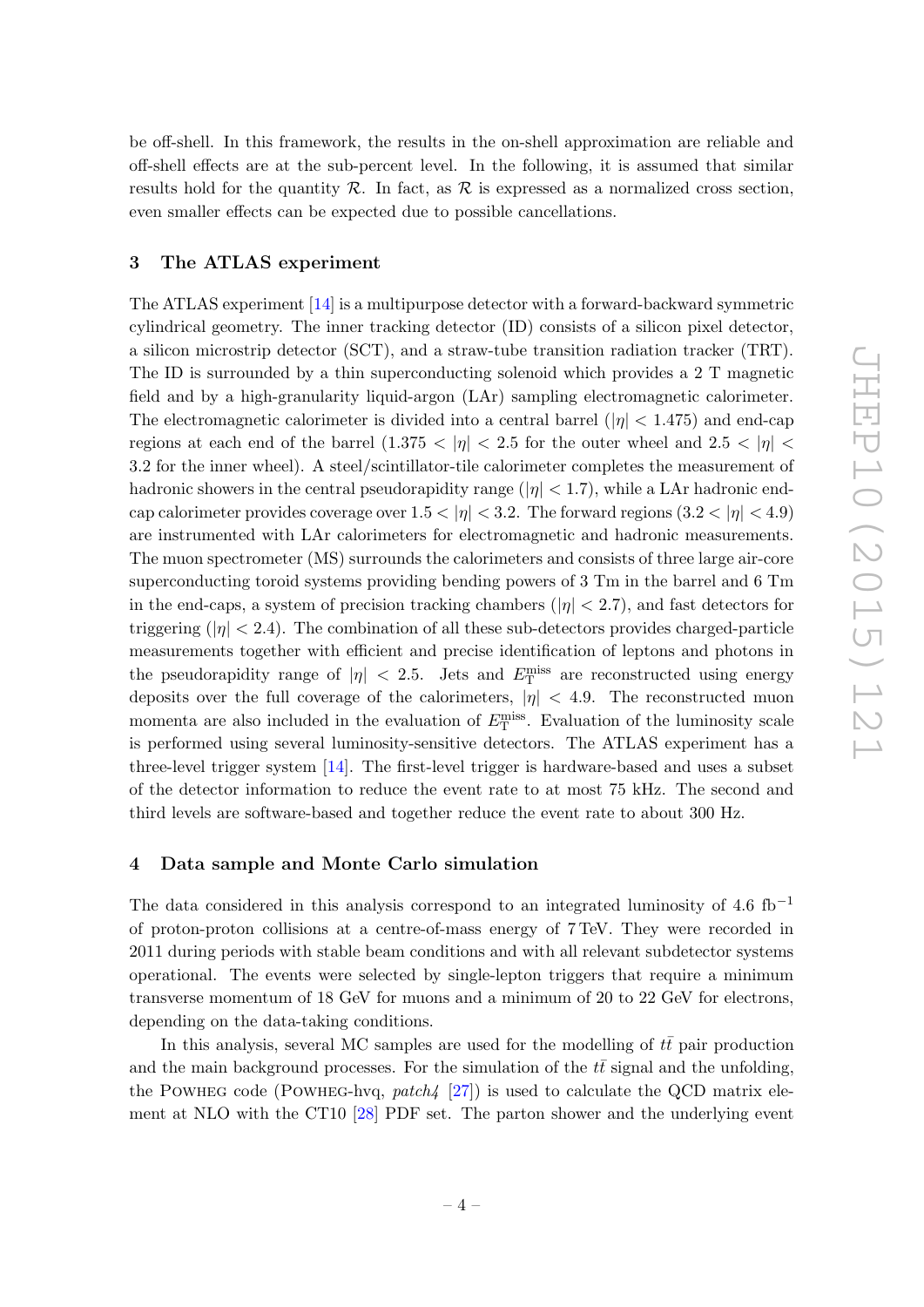be off-shell. In this framework, the results in the on-shell approximation are reliable and off-shell effects are at the sub-percent level. In the following, it is assumed that similar results hold for the quantity $\mathcal{R}$. In fact, as $\mathcal{R}$ is expressed as a normalized cross section, even smaller effects can be expected due to possible cancellations.

## 3 The ATLAS experiment

The ATLAS experiment [14] is a multipurpose detector with a forward-backward symmetric cylindrical geometry. The inner tracking detector (ID) consists of a silicon pixel detector, a silicon microstrip detector (SCT), and a straw-tube transition radiation tracker (TRT). The ID is surrounded by a thin superconducting solenoid which provides a 2 T magnetic field and by a high-granularity liquid-argon (LAr) sampling electromagnetic calorimeter. The electromagnetic calorimeter is divided into a central barrel ($|\eta| < 1.475$) and end-cap regions at each end of the barrel ($1.375 < |\eta| < 2.5$ for the outer wheel and $2.5 < |\eta| < 3.2$ for the inner wheel). A steel/scintillator-tile calorimeter completes the measurement of hadronic showers in the central pseudorapidity range ($|\eta| < 1.7$), while a LAr hadronic end-cap calorimeter provides coverage over $1.5 < |\eta| < 3.2$. The forward regions ($3.2 < |\eta| < 4.9$) are instrumented with LAr calorimeters for electromagnetic and hadronic measurements. The muon spectrometer (MS) surrounds the calorimeters and consists of three large air-core superconducting toroid systems providing bending powers of 3 Tm in the barrel and 6 Tm in the end-caps, a system of precision tracking chambers ($|\eta| < 2.7$), and fast detectors for triggering ($|\eta| < 2.4$). The combination of all these sub-detectors provides charged-particle measurements together with efficient and precise identification of leptons and photons in the pseudorapidity range of $|\eta| < 2.5$. Jets and $E_{\mathrm{T}}^{\mathrm{miss}}$ are reconstructed using energy deposits over the full coverage of the calorimeters, $|\eta| < 4.9$. The reconstructed muon momenta are also included in the evaluation of $E_{\mathrm{T}}^{\mathrm{miss}}$. Evaluation of the luminosity scale is performed using several luminosity-sensitive detectors. The ATLAS experiment has a three-level trigger system [14]. The first-level trigger is hardware-based and uses a subset of the detector information to reduce the event rate to at most 75 kHz. The second and third levels are software-based and together reduce the event rate to about 300 Hz.

## 4 Data sample and Monte Carlo simulation

The data considered in this analysis correspond to an integrated luminosity of 4.6 fb$^{-1}$ of proton-proton collisions at a centre-of-mass energy of 7 TeV. They were recorded in 2011 during periods with stable beam conditions and with all relevant subdetector systems operational. The events were selected by single-lepton triggers that require a minimum transverse momentum of 18 GeV for muons and a minimum of 20 to 22 GeV for electrons, depending on the data-taking conditions.

In this analysis, several MC samples are used for the modelling of $t\bar{t}$ pair production and the main background processes. For the simulation of the $t\bar{t}$ signal and the unfolding, the Powheg code (Powheg-hvq, *patch4* [27]) is used to calculate the QCD matrix element at NLO with the CT10 [28] PDF set. The parton shower and the underlying event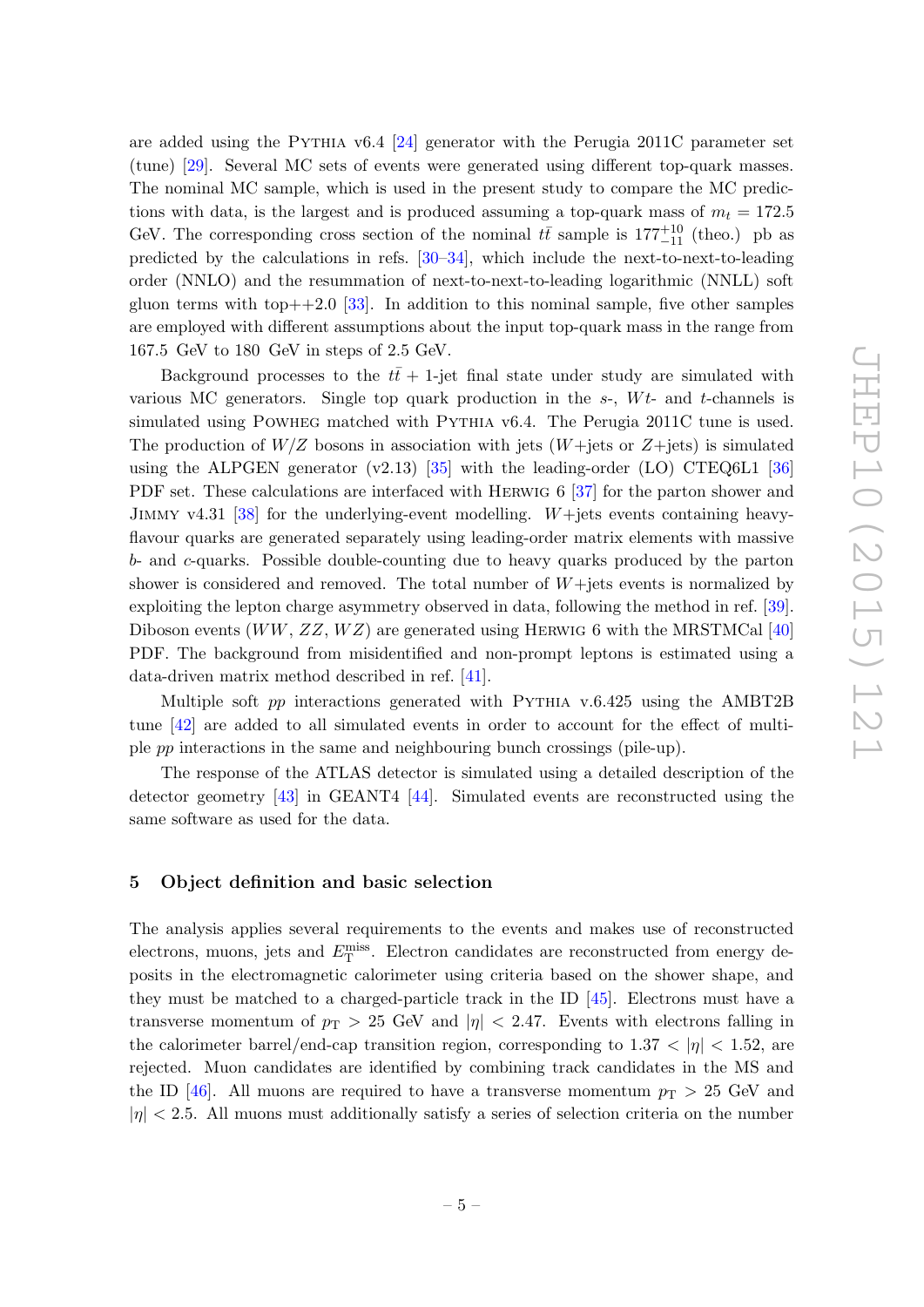are added using the PYTHIA v6.4 [24] generator with the Perugia 2011C parameter set (tune) [29]. Several MC sets of events were generated using different top-quark masses. The nominal MC sample, which is used in the present study to compare the MC predictions with data, is the largest and is produced assuming a top-quark mass of $m_t = 172.5$ GeV. The corresponding cross section of the nominal $t\bar{t}$ sample is $177^{+10}_{-11}$ (theo.) pb as predicted by the calculations in refs. [30–34], which include the next-to-next-to-leading order (NNLO) and the resummation of next-to-next-to-leading logarithmic (NNLL) soft gluon terms with top++2.0 [33]. In addition to this nominal sample, five other samples are employed with different assumptions about the input top-quark mass in the range from 167.5 GeV to 180 GeV in steps of 2.5 GeV.

Background processes to the $t\bar{t}$ + 1-jet final state under study are simulated with various MC generators. Single top quark production in the $s$-, $Wt$- and $t$-channels is simulated using POWHEG matched with PYTHIA v6.4. The Perugia 2011C tune is used. The production of $W/Z$ bosons in association with jets ($W$+jets or $Z$+jets) is simulated using the ALPGEN generator (v2.13) [35] with the leading-order (LO) CTEQ6L1 [36] PDF set. These calculations are interfaced with HERWIG 6 [37] for the parton shower and JIMMY v4.31 [38] for the underlying-event modelling. $W$+jets events containing heavy-flavour quarks are generated separately using leading-order matrix elements with massive $b$- and $c$-quarks. Possible double-counting due to heavy quarks produced by the parton shower is considered and removed. The total number of $W$+jets events is normalized by exploiting the lepton charge asymmetry observed in data, following the method in ref. [39]. Diboson events ($WW$, $ZZ$, $WZ$) are generated using HERWIG 6 with the MRSTMCal [40] PDF. The background from misidentified and non-prompt leptons is estimated using a data-driven matrix method described in ref. [41].

Multiple soft $pp$ interactions generated with PYTHIA v.6.425 using the AMBT2B tune [42] are added to all simulated events in order to account for the effect of multiple $pp$ interactions in the same and neighbouring bunch crossings (pile-up).

The response of the ATLAS detector is simulated using a detailed description of the detector geometry [43] in GEANT4 [44]. Simulated events are reconstructed using the same software as used for the data.

## 5 Object definition and basic selection

The analysis applies several requirements to the events and makes use of reconstructed electrons, muons, jets and $E_{\mathrm{T}}^{\mathrm{miss}}$. Electron candidates are reconstructed from energy deposits in the electromagnetic calorimeter using criteria based on the shower shape, and they must be matched to a charged-particle track in the ID [45]. Electrons must have a transverse momentum of $p_{\mathrm{T}} > 25$ GeV and $|\eta| < 2.47$. Events with electrons falling in the calorimeter barrel/end-cap transition region, corresponding to $1.37 < |\eta| < 1.52$, are rejected. Muon candidates are identified by combining track candidates in the MS and the ID [46]. All muons are required to have a transverse momentum $p_{\mathrm{T}} > 25$ GeV and $|\eta| < 2.5$. All muons must additionally satisfy a series of selection criteria on the number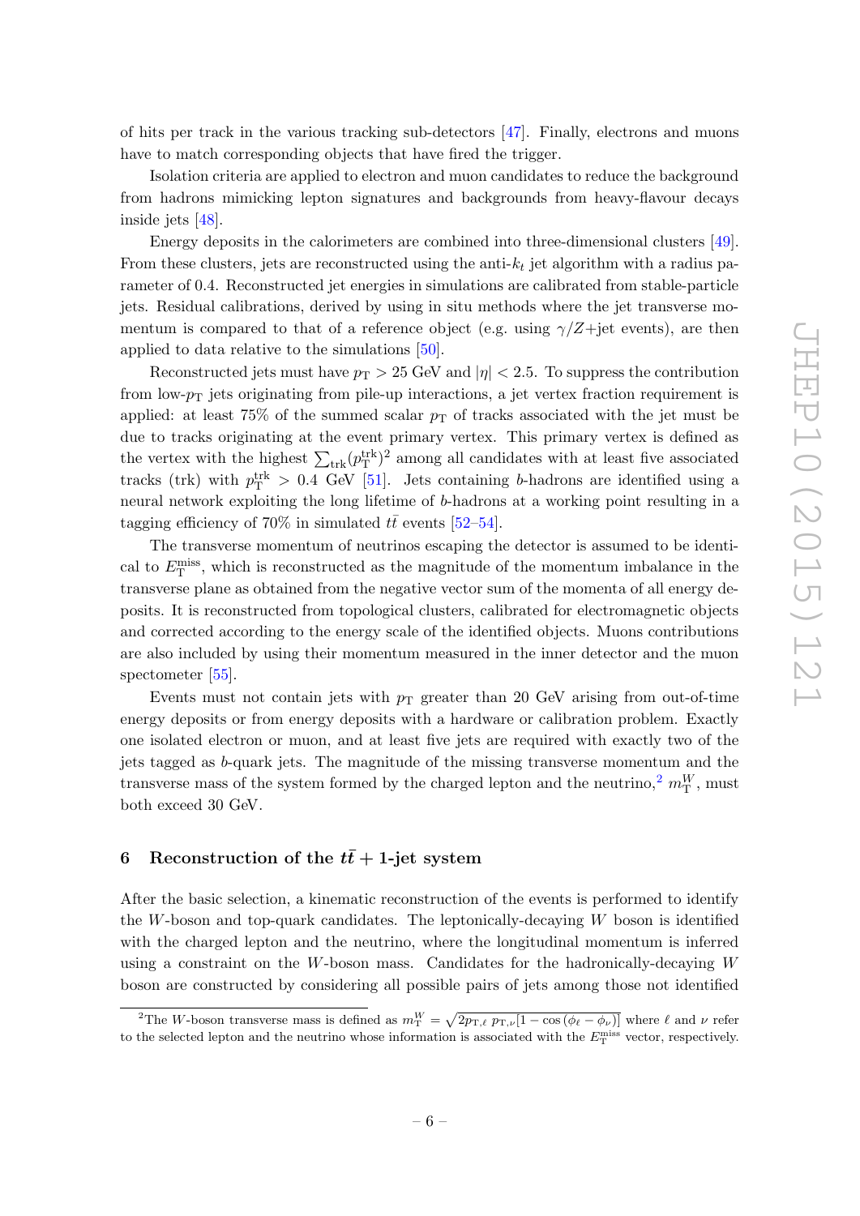of hits per track in the various tracking sub-detectors [47]. Finally, electrons and muons have to match corresponding objects that have fired the trigger.

Isolation criteria are applied to electron and muon candidates to reduce the background from hadrons mimicking lepton signatures and backgrounds from heavy-flavour decays inside jets [48].

Energy deposits in the calorimeters are combined into three-dimensional clusters [49]. From these clusters, jets are reconstructed using the anti-$k_t$ jet algorithm with a radius parameter of 0.4. Reconstructed jet energies in simulations are calibrated from stable-particle jets. Residual calibrations, derived by using in situ methods where the jet transverse momentum is compared to that of a reference object (e.g. using $\gamma/Z$+jet events), are then applied to data relative to the simulations [50].

Reconstructed jets must have $p_{\mathrm{T}} > 25$ GeV and $|\eta| < 2.5$. To suppress the contribution from low-$p_{\mathrm{T}}$ jets originating from pile-up interactions, a jet vertex fraction requirement is applied: at least 75% of the summed scalar $p_{\mathrm{T}}$ of tracks associated with the jet must be due to tracks originating at the event primary vertex. This primary vertex is defined as the vertex with the highest $\sum_{\mathrm{trk}}(p_{\mathrm{T}}^{\mathrm{trk}})^2$ among all candidates with at least five associated tracks (trk) with $p_{\mathrm{T}}^{\mathrm{trk}} > 0.4$ GeV [51]. Jets containing $b$-hadrons are identified using a neural network exploiting the long lifetime of $b$-hadrons at a working point resulting in a tagging efficiency of 70% in simulated $t\bar{t}$ events [52–54].

The transverse momentum of neutrinos escaping the detector is assumed to be identical to $E_{\mathrm{T}}^{\mathrm{miss}}$, which is reconstructed as the magnitude of the momentum imbalance in the transverse plane as obtained from the negative vector sum of the momenta of all energy deposits. It is reconstructed from topological clusters, calibrated for electromagnetic objects and corrected according to the energy scale of the identified objects. Muons contributions are also included by using their momentum measured in the inner detector and the muon spectrometer [55].

Events must not contain jets with $p_{\mathrm{T}}$ greater than 20 GeV arising from out-of-time energy deposits or from energy deposits with a hardware or calibration problem. Exactly one isolated electron or muon, and at least five jets are required with exactly two of the jets tagged as $b$-quark jets. The magnitude of the missing transverse momentum and the transverse mass of the system formed by the charged lepton and the neutrino,[2] $m_{\mathrm{T}}^{W}$, must both exceed 30 GeV.

## 6 Reconstruction of the $t\bar{t}$ + 1-jet system

After the basic selection, a kinematic reconstruction of the events is performed to identify the $W$-boson and top-quark candidates. The leptonically-decaying $W$ boson is identified with the charged lepton and the neutrino, where the longitudinal momentum is inferred using a constraint on the $W$-boson mass. Candidates for the hadronically-decaying $W$ boson are constructed by considering all possible pairs of jets among those not identified

[2]The $W$-boson transverse mass is defined as $m_{\mathrm{T}}^{W} = \sqrt{2p_{\mathrm{T},\ell}\, p_{\mathrm{T},\nu}[1 - \cos(\phi_\ell - \phi_\nu)]}$ where $\ell$ and $\nu$ refer to the selected lepton and the neutrino whose information is associated with the $E_{\mathrm{T}}^{\mathrm{miss}}$ vector, respectively.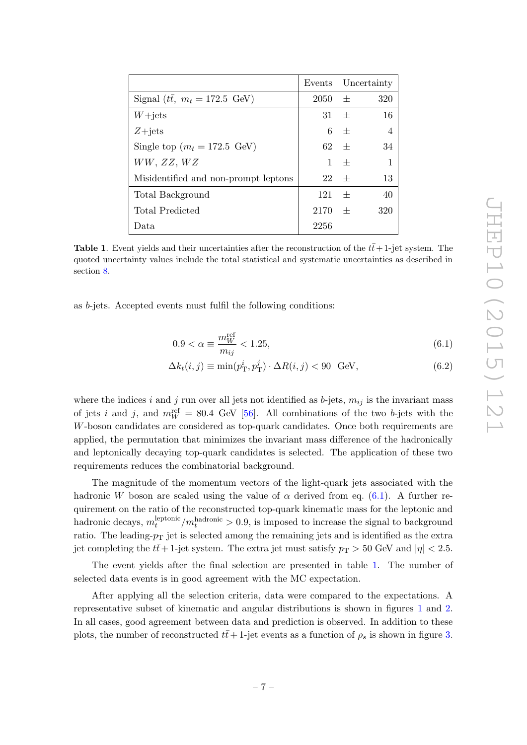| | Events | | Uncertainty |
|---|---|---|---|
| Signal ($t\bar{t}$, $m_t = 172.5$ GeV) | 2050 | $\pm$ | 320 |
| $W$+jets | 31 | $\pm$ | 16 |
| $Z$+jets | 6 | $\pm$ | 4 |
| Single top ($m_t = 172.5$ GeV) | 62 | $\pm$ | 34 |
| $WW$, $ZZ$, $WZ$ | 1 | $\pm$ | 1 |
| Misidentified and non-prompt leptons | 22 | $\pm$ | 13 |
| Total Background | 121 | $\pm$ | 40 |
| Total Predicted | 2170 | $\pm$ | 320 |
| Data | 2256 | | |

**Table 1**. Event yields and their uncertainties after the reconstruction of the $t\bar{t}+1$-jet system. The quoted uncertainty values include the total statistical and systematic uncertainties as described in section 8.

as $b$-jets. Accepted events must fulfil the following conditions:

$$0.9 < \alpha \equiv \frac{m_W^{\text{ref}}}{m_{ij}} < 1.25, \tag{6.1}$$

$$\Delta k_t(i,j) \equiv \min(p_{\text{T}}^i, p_{\text{T}}^j) \cdot \Delta R(i,j) < 90 \text{ GeV}, \tag{6.2}$$

where the indices $i$ and $j$ run over all jets not identified as $b$-jets, $m_{ij}$ is the invariant mass of jets $i$ and $j$, and $m_W^{\text{ref}} = 80.4$ GeV [56]. All combinations of the two $b$-jets with the $W$-boson candidates are considered as top-quark candidates. Once both requirements are applied, the permutation that minimizes the invariant mass difference of the hadronically and leptonically decaying top-quark candidates is selected. The application of these two requirements reduces the combinatorial background.

The magnitude of the momentum vectors of the light-quark jets associated with the hadronic $W$ boson are scaled using the value of $\alpha$ derived from eq. (6.1). A further requirement on the ratio of the reconstructed top-quark kinematic mass for the leptonic and hadronic decays, $m_t^{\text{leptonic}}/m_t^{\text{hadronic}} > 0.9$, is imposed to increase the signal to background ratio. The leading-$p_{\text{T}}$ jet is selected among the remaining jets and is identified as the extra jet completing the $t\bar{t}+1$-jet system. The extra jet must satisfy $p_{\text{T}} > 50$ GeV and $|\eta| < 2.5$.

The event yields after the final selection are presented in table 1. The number of selected data events is in good agreement with the MC expectation.

After applying all the selection criteria, data were compared to the expectations. A representative subset of kinematic and angular distributions is shown in figures 1 and 2. In all cases, good agreement between data and prediction is observed. In addition to these plots, the number of reconstructed $t\bar{t}+1$-jet events as a function of $\rho_s$ is shown in figure 3.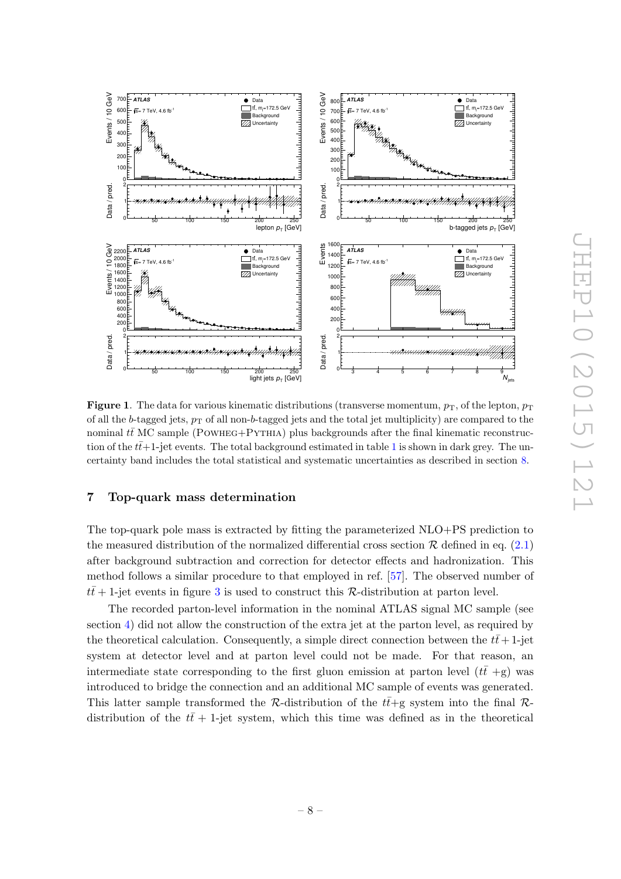**Figure 1**. The data for various kinematic distributions (transverse momentum, $p_T$, of the lepton, $p_T$ of all the $b$-tagged jets, $p_T$ of all non-$b$-tagged jets and the total jet multiplicity) are compared to the nominal $t\bar{t}$ MC sample (POWHEG+PYTHIA) plus backgrounds after the final kinematic reconstruction of the $t\bar{t}$+1-jet events. The total background estimated in table 1 is shown in dark grey. The uncertainty band includes the total statistical and systematic uncertainties as described in section 8.

## 7 Top-quark mass determination

The top-quark pole mass is extracted by fitting the parameterized NLO+PS prediction to the measured distribution of the normalized differential cross section $\mathcal{R}$ defined in eq. (2.1) after background subtraction and correction for detector effects and hadronization. This method follows a similar procedure to that employed in ref. [57]. The observed number of $t\bar{t}$ + 1-jet events in figure 3 is used to construct this $\mathcal{R}$-distribution at parton level.

The recorded parton-level information in the nominal ATLAS signal MC sample (see section 4) did not allow the construction of the extra jet at the parton level, as required by the theoretical calculation. Consequently, a simple direct connection between the $t\bar{t}$ + 1-jet system at detector level and at parton level could not be made. For that reason, an intermediate state corresponding to the first gluon emission at parton level ($t\bar{t}$ +g) was introduced to bridge the connection and an additional MC sample of events was generated. This latter sample transformed the $\mathcal{R}$-distribution of the $t\bar{t}$+g system into the final $\mathcal{R}$-distribution of the $t\bar{t}$ + 1-jet system, which this time was defined as in the theoretical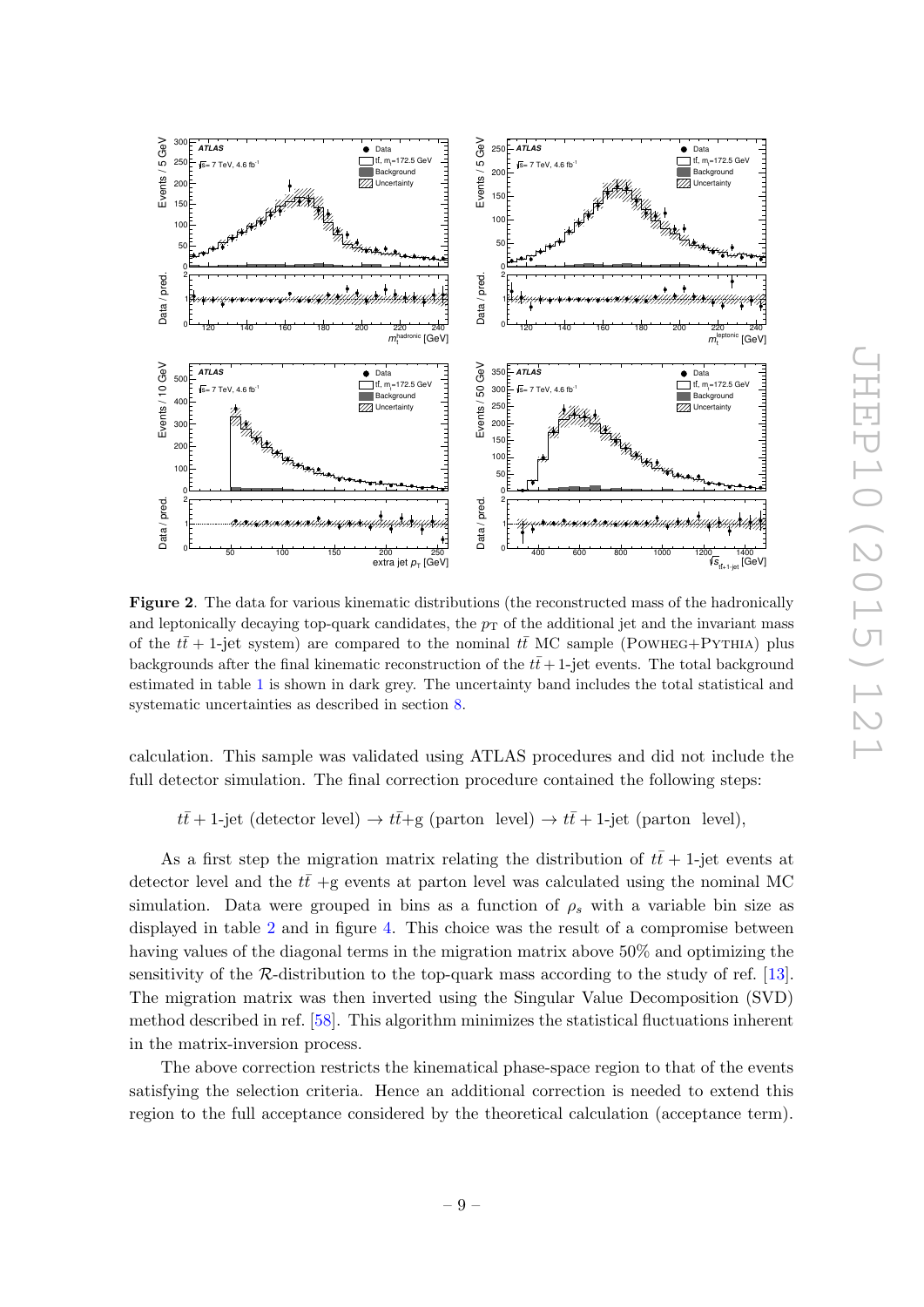**Figure 2**. The data for various kinematic distributions (the reconstructed mass of the hadronically and leptonically decaying top-quark candidates, the $p_T$ of the additional jet and the invariant mass of the $t\bar{t}+1$-jet system) are compared to the nominal $t\bar{t}$ MC sample (POWHEG+PYTHIA) plus backgrounds after the final kinematic reconstruction of the $t\bar{t}+1$-jet events. The total background estimated in table 1 is shown in dark grey. The uncertainty band includes the total statistical and systematic uncertainties as described in section 8.

calculation. This sample was validated using ATLAS procedures and did not include the full detector simulation. The final correction procedure contained the following steps:

$$t\bar{t}+1\text{-jet (detector level)} \rightarrow t\bar{t}\text{+g (parton level)} \rightarrow t\bar{t}+1\text{-jet (parton level)},$$

As a first step the migration matrix relating the distribution of $t\bar{t}+1$-jet events at detector level and the $t\bar{t}$ +g events at parton level was calculated using the nominal MC simulation. Data were grouped in bins as a function of $\rho_s$ with a variable bin size as displayed in table 2 and in figure 4. This choice was the result of a compromise between having values of the diagonal terms in the migration matrix above 50% and optimizing the sensitivity of the $\mathcal{R}$-distribution to the top-quark mass according to the study of ref. [13]. The migration matrix was then inverted using the Singular Value Decomposition (SVD) method described in ref. [58]. This algorithm minimizes the statistical fluctuations inherent in the matrix-inversion process.

The above correction restricts the kinematical phase-space region to that of the events satisfying the selection criteria. Hence an additional correction is needed to extend this region to the full acceptance considered by the theoretical calculation (acceptance term).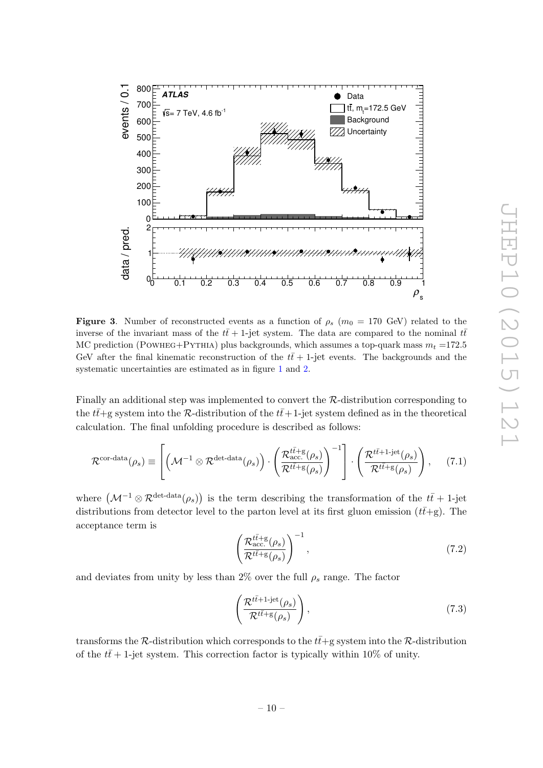**Figure 3**. Number of reconstructed events as a function of $\rho_s$ ($m_0$ = 170 GeV) related to the inverse of the invariant mass of the $t\bar{t}$ + 1-jet system. The data are compared to the nominal $t\bar{t}$ MC prediction (POWHEG+PYTHIA) plus backgrounds, which assumes a top-quark mass $m_t$ =172.5 GeV after the final kinematic reconstruction of the $t\bar{t}$ + 1-jet events. The backgrounds and the systematic uncertainties are estimated as in figure 1 and 2.

Finally an additional step was implemented to convert the $\mathcal{R}$-distribution corresponding to the $t\bar{t}$+g system into the $\mathcal{R}$-distribution of the $t\bar{t}$ + 1-jet system defined as in the theoretical calculation. The final unfolding procedure is described as follows:

$$\mathcal{R}^{\text{cor-data}}(\rho_s) \equiv \left[ \left( \mathcal{M}^{-1} \otimes \mathcal{R}^{\text{det-data}}(\rho_s) \right) \cdot \left( \frac{\mathcal{R}^{t\bar{t}+\text{g}}_{\text{acc.}}(\rho_s)}{\mathcal{R}^{t\bar{t}+\text{g}}(\rho_s)} \right)^{-1} \right] \cdot \left( \frac{\mathcal{R}^{t\bar{t}+\text{1-jet}}(\rho_s)}{\mathcal{R}^{t\bar{t}+\text{g}}(\rho_s)} \right), \tag{7.1}$$

where $\left( \mathcal{M}^{-1} \otimes \mathcal{R}^{\text{det-data}}(\rho_s) \right)$ is the term describing the transformation of the $t\bar{t}$ + 1-jet distributions from detector level to the parton level at its first gluon emission ($t\bar{t}$+g). The acceptance term is

$$\left( \frac{\mathcal{R}^{t\bar{t}+\text{g}}_{\text{acc.}}(\rho_s)}{\mathcal{R}^{t\bar{t}+\text{g}}(\rho_s)} \right)^{-1}, \tag{7.2}$$

and deviates from unity by less than 2% over the full $\rho_s$ range. The factor

$$\left( \frac{\mathcal{R}^{t\bar{t}+\text{1-jet}}(\rho_s)}{\mathcal{R}^{t\bar{t}+\text{g}}(\rho_s)} \right), \tag{7.3}$$

transforms the $\mathcal{R}$-distribution which corresponds to the $t\bar{t}$+g system into the $\mathcal{R}$-distribution of the $t\bar{t}$ + 1-jet system. This correction factor is typically within 10% of unity.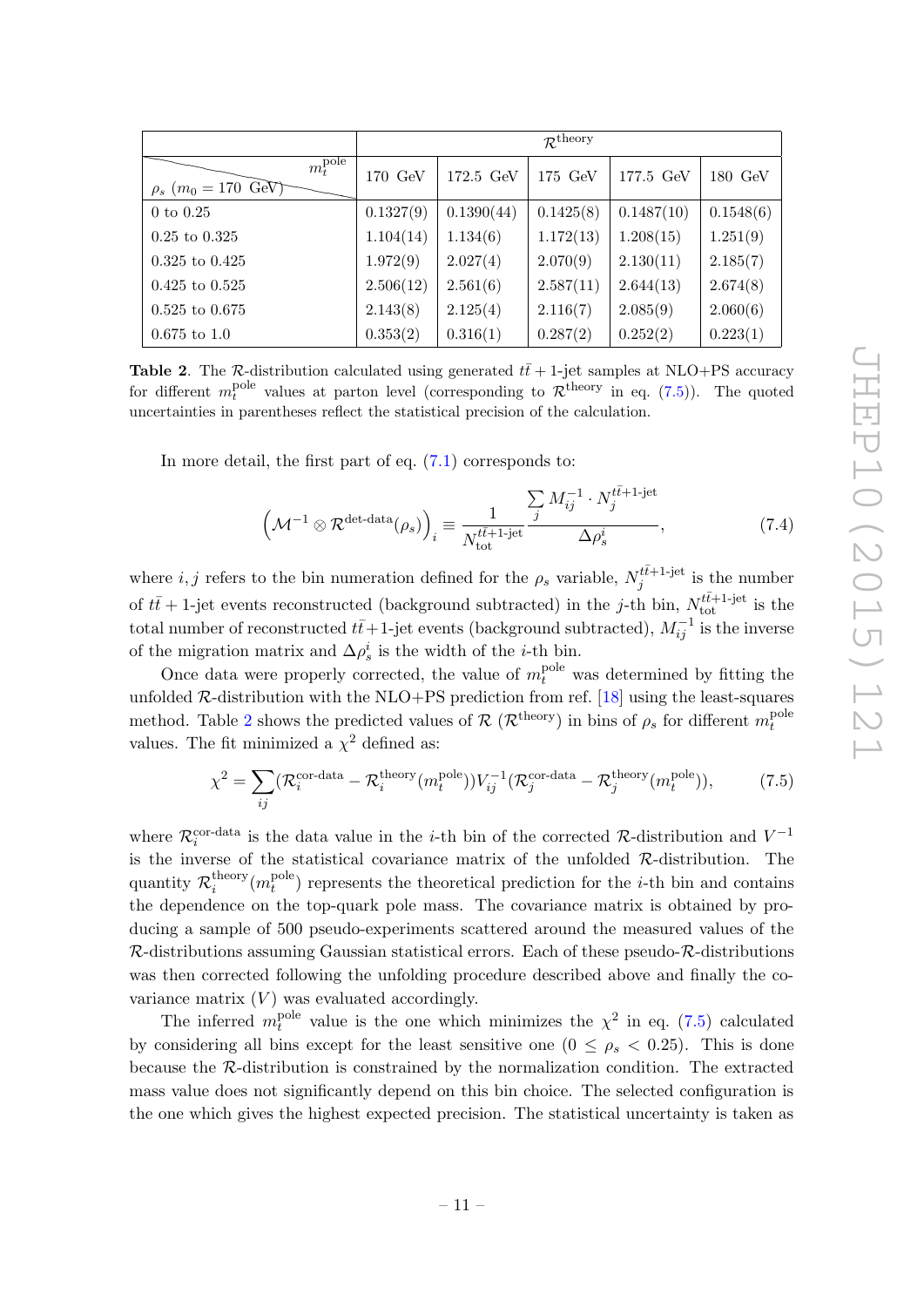| | $\mathcal{R}^{\text{theory}}$ | | | | |
|---|---|---|---|---|---|
| $\rho_s$ ($m_0 = 170$ GeV) \ $m_t^{\text{pole}}$ | 170 GeV | 172.5 GeV | 175 GeV | 177.5 GeV | 180 GeV |
| 0 to 0.25 | 0.1327(9) | 0.1390(44) | 0.1425(8) | 0.1487(10) | 0.1548(6) |
| 0.25 to 0.325 | 1.104(14) | 1.134(6) | 1.172(13) | 1.208(15) | 1.251(9) |
| 0.325 to 0.425 | 1.972(9) | 2.027(4) | 2.070(9) | 2.130(11) | 2.185(7) |
| 0.425 to 0.525 | 2.506(12) | 2.561(6) | 2.587(11) | 2.644(13) | 2.674(8) |
| 0.525 to 0.675 | 2.143(8) | 2.125(4) | 2.116(7) | 2.085(9) | 2.060(6) |
| 0.675 to 1.0 | 0.353(2) | 0.316(1) | 0.287(2) | 0.252(2) | 0.223(1) |

**Table 2**. The $\mathcal{R}$-distribution calculated using generated $t\bar{t}+1$-jet samples at NLO+PS accuracy for different $m_t^{\text{pole}}$ values at parton level (corresponding to $\mathcal{R}^{\text{theory}}$ in eq. (7.5)). The quoted uncertainties in parentheses reflect the statistical precision of the calculation.

In more detail, the first part of eq. (7.1) corresponds to:

$$\left(\mathcal{M}^{-1} \otimes \mathcal{R}^{\text{det-data}}(\rho_s)\right)_i \equiv \frac{1}{N_{\text{tot}}^{t\bar{t}+1\text{-jet}}} \frac{\sum_j M_{ij}^{-1} \cdot N_j^{t\bar{t}+1\text{-jet}}}{\Delta \rho_s^i}, \tag{7.4}$$

where $i, j$ refers to the bin numeration defined for the $\rho_s$ variable, $N_j^{t\bar{t}+1\text{-jet}}$ is the number of $t\bar{t}+1$-jet events reconstructed (background subtracted) in the $j$-th bin, $N_{\text{tot}}^{t\bar{t}+1\text{-jet}}$ is the total number of reconstructed $t\bar{t}+1$-jet events (background subtracted), $M_{ij}^{-1}$ is the inverse of the migration matrix and $\Delta\rho_s^i$ is the width of the $i$-th bin.

Once data were properly corrected, the value of $m_t^{\text{pole}}$ was determined by fitting the unfolded $\mathcal{R}$-distribution with the NLO+PS prediction from ref. [18] using the least-squares method. Table 2 shows the predicted values of $\mathcal{R}$ ($\mathcal{R}^{\text{theory}}$) in bins of $\rho_s$ for different $m_t^{\text{pole}}$ values. The fit minimized a $\chi^2$ defined as:

$$\chi^2 = \sum_{ij} (\mathcal{R}_i^{\text{cor-data}} - \mathcal{R}_i^{\text{theory}}(m_t^{\text{pole}})) V_{ij}^{-1} (\mathcal{R}_j^{\text{cor-data}} - \mathcal{R}_j^{\text{theory}}(m_t^{\text{pole}})), \tag{7.5}$$

where $\mathcal{R}_i^{\text{cor-data}}$ is the data value in the $i$-th bin of the corrected $\mathcal{R}$-distribution and $V^{-1}$ is the inverse of the statistical covariance matrix of the unfolded $\mathcal{R}$-distribution. The quantity $\mathcal{R}_i^{\text{theory}}(m_t^{\text{pole}})$ represents the theoretical prediction for the $i$-th bin and contains the dependence on the top-quark pole mass. The covariance matrix is obtained by producing a sample of 500 pseudo-experiments scattered around the measured values of the $\mathcal{R}$-distributions assuming Gaussian statistical errors. Each of these pseudo-$\mathcal{R}$-distributions was then corrected following the unfolding procedure described above and finally the covariance matrix ($V$) was evaluated accordingly.

The inferred $m_t^{\text{pole}}$ value is the one which minimizes the $\chi^2$ in eq. (7.5) calculated by considering all bins except for the least sensitive one ($0 \leq \rho_s < 0.25$). This is done because the $\mathcal{R}$-distribution is constrained by the normalization condition. The extracted mass value does not significantly depend on this bin choice. The selected configuration is the one which gives the highest expected precision. The statistical uncertainty is taken as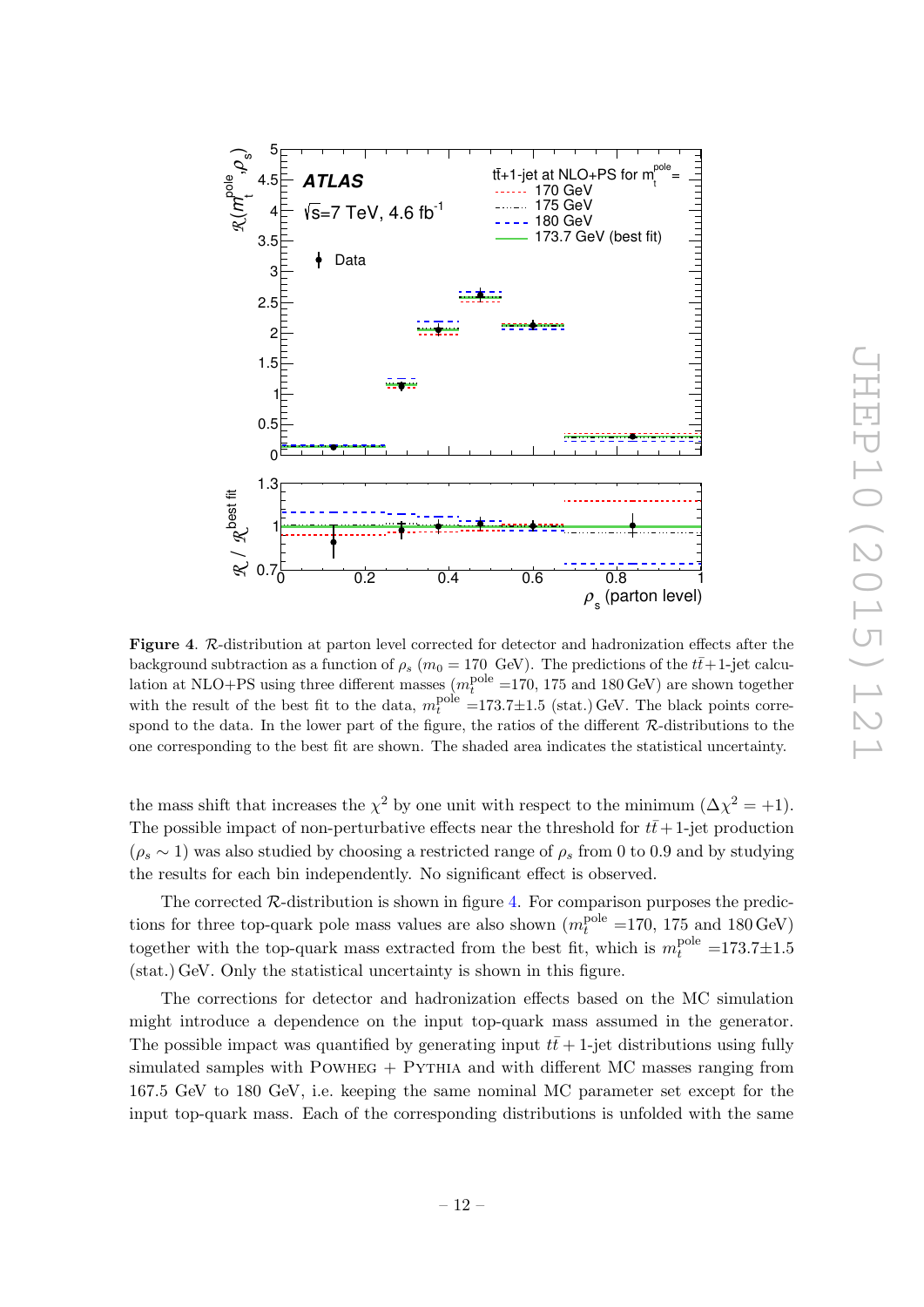**Figure 4**. $\mathcal{R}$-distribution at parton level corrected for detector and hadronization effects after the background subtraction as a function of $\rho_s$ ($m_0 = 170$ GeV). The predictions of the $t\bar{t}+1$-jet calculation at NLO+PS using three different masses ($m_t^{\rm pole}$ =170, 175 and 180 GeV) are shown together with the result of the best fit to the data, $m_t^{\rm pole}$ =173.7±1.5 (stat.) GeV. The black points correspond to the data. In the lower part of the figure, the ratios of the different $\mathcal{R}$-distributions to the one corresponding to the best fit are shown. The shaded area indicates the statistical uncertainty.

the mass shift that increases the $\chi^2$ by one unit with respect to the minimum ($\Delta\chi^2 = +1$). The possible impact of non-perturbative effects near the threshold for $t\bar{t}+1$-jet production ($\rho_s \sim 1$) was also studied by choosing a restricted range of $\rho_s$ from 0 to 0.9 and by studying the results for each bin independently. No significant effect is observed.

The corrected $\mathcal{R}$-distribution is shown in figure 4. For comparison purposes the predictions for three top-quark pole mass values are also shown ($m_t^{\rm pole}$ =170, 175 and 180 GeV) together with the top-quark mass extracted from the best fit, which is $m_t^{\rm pole}$ =173.7±1.5 (stat.) GeV. Only the statistical uncertainty is shown in this figure.

The corrections for detector and hadronization effects based on the MC simulation might introduce a dependence on the input top-quark mass assumed in the generator. The possible impact was quantified by generating input $t\bar{t}+1$-jet distributions using fully simulated samples with Powheg + Pythia and with different MC masses ranging from 167.5 GeV to 180 GeV, i.e. keeping the same nominal MC parameter set except for the input top-quark mass. Each of the corresponding distributions is unfolded with the same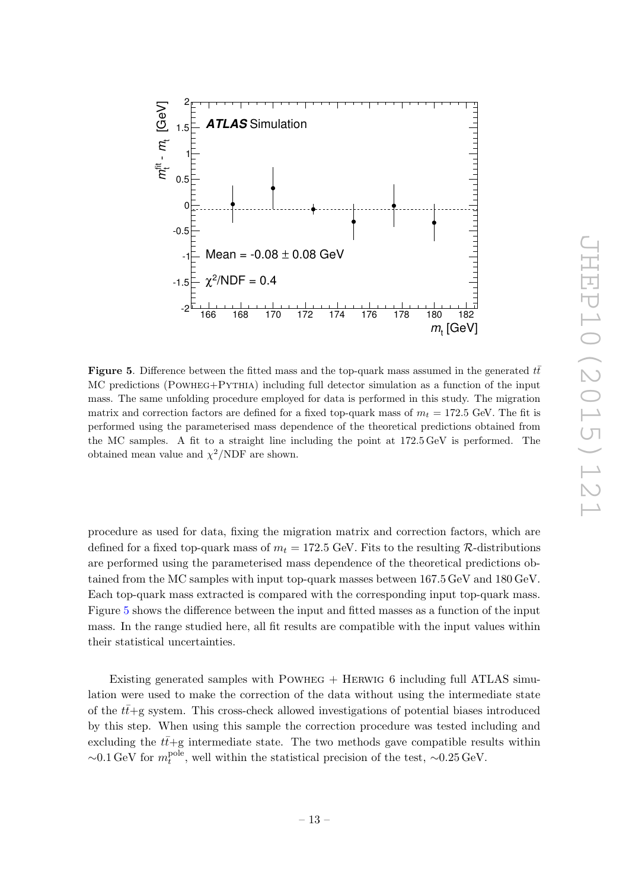**Figure 5**. Difference between the fitted mass and the top-quark mass assumed in the generated $t\bar{t}$ MC predictions (POWHEG+PYTHIA) including full detector simulation as a function of the input mass. The same unfolding procedure employed for data is performed in this study. The migration matrix and correction factors are defined for a fixed top-quark mass of $m_t = 172.5$ GeV. The fit is performed using the parameterised mass dependence of the theoretical predictions obtained from the MC samples. A fit to a straight line including the point at 172.5 GeV is performed. The obtained mean value and $\chi^2$/NDF are shown.

procedure as used for data, fixing the migration matrix and correction factors, which are defined for a fixed top-quark mass of $m_t = 172.5$ GeV. Fits to the resulting $\mathcal{R}$-distributions are performed using the parameterised mass dependence of the theoretical predictions obtained from the MC samples with input top-quark masses between 167.5 GeV and 180 GeV. Each top-quark mass extracted is compared with the corresponding input top-quark mass. Figure 5 shows the difference between the input and fitted masses as a function of the input mass. In the range studied here, all fit results are compatible with the input values within their statistical uncertainties.

Existing generated samples with POWHEG + HERWIG 6 including full ATLAS simulation were used to make the correction of the data without using the intermediate state of the $t\bar{t}$+g system. This cross-check allowed investigations of potential biases introduced by this step. When using this sample the correction procedure was tested including and excluding the $t\bar{t}$+g intermediate state. The two methods gave compatible results within $\sim$0.1 GeV for $m_t^{\text{pole}}$, well within the statistical precision of the test, $\sim$0.25 GeV.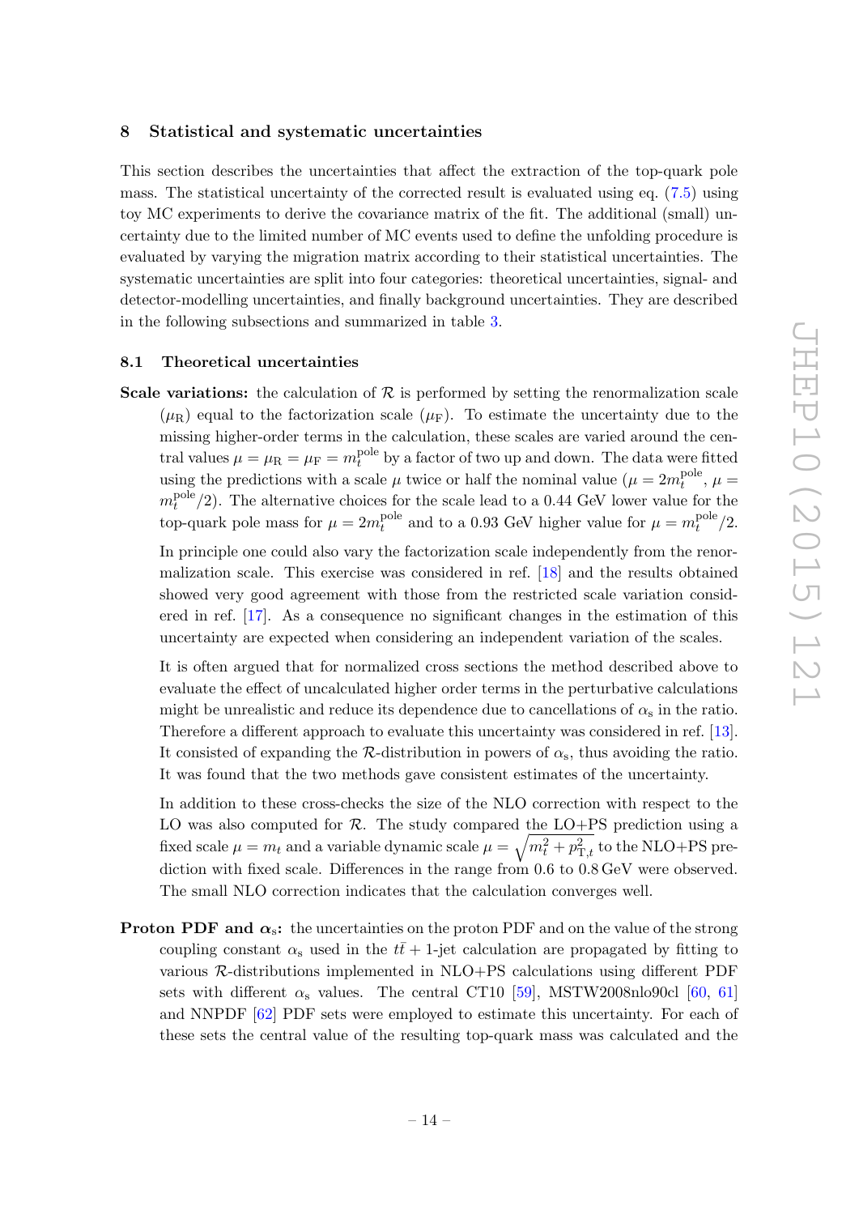## 8 Statistical and systematic uncertainties

This section describes the uncertainties that affect the extraction of the top-quark pole mass. The statistical uncertainty of the corrected result is evaluated using eq. (7.5) using toy MC experiments to derive the covariance matrix of the fit. The additional (small) uncertainty due to the limited number of MC events used to define the unfolding procedure is evaluated by varying the migration matrix according to their statistical uncertainties. The systematic uncertainties are split into four categories: theoretical uncertainties, signal- and detector-modelling uncertainties, and finally background uncertainties. They are described in the following subsections and summarized in table 3.

### 8.1 Theoretical uncertainties

**Scale variations:** the calculation of $\mathcal{R}$ is performed by setting the renormalization scale ($\mu_{\mathrm{R}}$) equal to the factorization scale ($\mu_{\mathrm{F}}$). To estimate the uncertainty due to the missing higher-order terms in the calculation, these scales are varied around the central values $\mu = \mu_{\mathrm{R}} = \mu_{\mathrm{F}} = m_t^{\mathrm{pole}}$ by a factor of two up and down. The data were fitted using the predictions with a scale $\mu$ twice or half the nominal value ($\mu = 2m_t^{\mathrm{pole}}$, $\mu = m_t^{\mathrm{pole}}/2$). The alternative choices for the scale lead to a 0.44 GeV lower value for the top-quark pole mass for $\mu = 2m_t^{\mathrm{pole}}$ and to a 0.93 GeV higher value for $\mu = m_t^{\mathrm{pole}}/2$.

In principle one could also vary the factorization scale independently from the renormalization scale. This exercise was considered in ref. [18] and the results obtained showed very good agreement with those from the restricted scale variation considered in ref. [17]. As a consequence no significant changes in the estimation of this uncertainty are expected when considering an independent variation of the scales.

It is often argued that for normalized cross sections the method described above to evaluate the effect of uncalculated higher order terms in the perturbative calculations might be unrealistic and reduce its dependence due to cancellations of $\alpha_{\mathrm{s}}$ in the ratio. Therefore a different approach to evaluate this uncertainty was considered in ref. [13]. It consisted of expanding the $\mathcal{R}$-distribution in powers of $\alpha_{\mathrm{s}}$, thus avoiding the ratio. It was found that the two methods gave consistent estimates of the uncertainty.

In addition to these cross-checks the size of the NLO correction with respect to the LO was also computed for $\mathcal{R}$. The study compared the LO+PS prediction using a fixed scale $\mu = m_t$ and a variable dynamic scale $\mu = \sqrt{m_t^2 + p_{\mathrm{T},t}^2}$ to the NLO+PS prediction with fixed scale. Differences in the range from 0.6 to 0.8 GeV were observed. The small NLO correction indicates that the calculation converges well.

**Proton PDF and $\boldsymbol{\alpha_{\mathrm{s}}}$:** the uncertainties on the proton PDF and on the value of the strong coupling constant $\alpha_{\mathrm{s}}$ used in the $t\bar{t}+1$-jet calculation are propagated by fitting to various $\mathcal{R}$-distributions implemented in NLO+PS calculations using different PDF sets with different $\alpha_{\mathrm{s}}$ values. The central CT10 [59], MSTW2008nlo90cl [60, 61] and NNPDF [62] PDF sets were employed to estimate this uncertainty. For each of these sets the central value of the resulting top-quark mass was calculated and the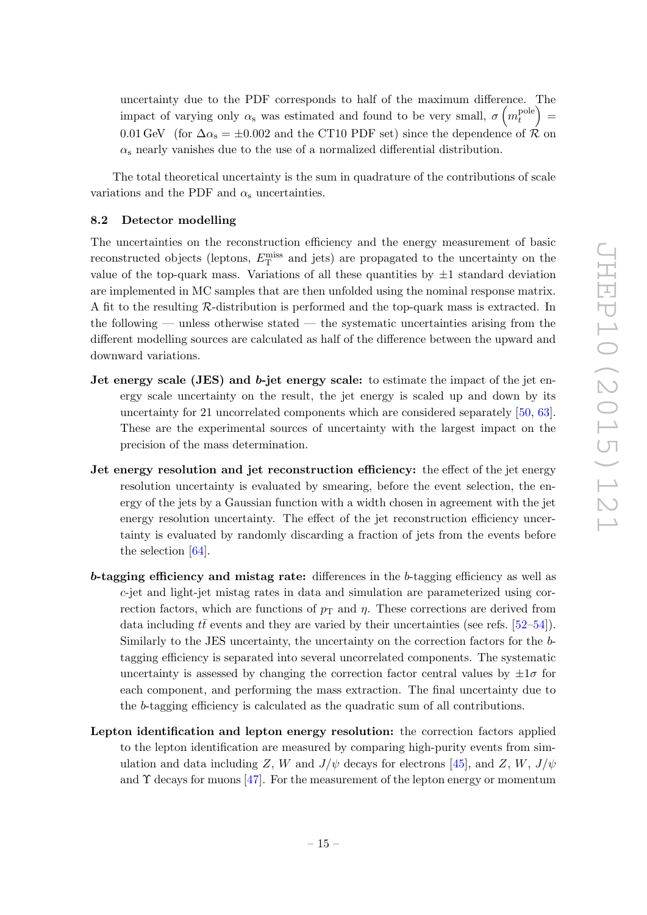uncertainty due to the PDF corresponds to half of the maximum difference. The impact of varying only $\alpha_s$ was estimated and found to be very small, $\sigma\left(m_t^{\text{pole}}\right) = 0.01\,\text{GeV}$ (for $\Delta\alpha_s = \pm 0.002$ and the CT10 PDF set) since the dependence of $\mathcal{R}$ on $\alpha_s$ nearly vanishes due to the use of a normalized differential distribution.

The total theoretical uncertainty is the sum in quadrature of the contributions of scale variations and the PDF and $\alpha_s$ uncertainties.

### 8.2 Detector modelling

The uncertainties on the reconstruction efficiency and the energy measurement of basic reconstructed objects (leptons, $E_T^{\text{miss}}$ and jets) are propagated to the uncertainty on the value of the top-quark mass. Variations of all these quantities by $\pm 1$ standard deviation are implemented in MC samples that are then unfolded using the nominal response matrix. A fit to the resulting $\mathcal{R}$-distribution is performed and the top-quark mass is extracted. In the following — unless otherwise stated — the systematic uncertainties arising from the different modelling sources are calculated as half of the difference between the upward and downward variations.

**Jet energy scale (JES) and $b$-jet energy scale:** to estimate the impact of the jet energy scale uncertainty on the result, the jet energy is scaled up and down by its uncertainty for 21 uncorrelated components which are considered separately [50, 63]. These are the experimental sources of uncertainty with the largest impact on the precision of the mass determination.

**Jet energy resolution and jet reconstruction efficiency:** the effect of the jet energy resolution uncertainty is evaluated by smearing, before the event selection, the energy of the jets by a Gaussian function with a width chosen in agreement with the jet energy resolution uncertainty. The effect of the jet reconstruction efficiency uncertainty is evaluated by randomly discarding a fraction of jets from the events before the selection [64].

**$b$-tagging efficiency and mistag rate:** differences in the $b$-tagging efficiency as well as $c$-jet and light-jet mistag rates in data and simulation are parameterized using correction factors, which are functions of $p_T$ and $\eta$. These corrections are derived from data including $t\bar{t}$ events and they are varied by their uncertainties (see refs. [52–54]). Similarly to the JES uncertainty, the uncertainty on the correction factors for the $b$-tagging efficiency is separated into several uncorrelated components. The systematic uncertainty is assessed by changing the correction factor central values by $\pm 1\sigma$ for each component, and performing the mass extraction. The final uncertainty due to the $b$-tagging efficiency is calculated as the quadratic sum of all contributions.

**Lepton identification and lepton energy resolution:** the correction factors applied to the lepton identification are measured by comparing high-purity events from simulation and data including $Z$, $W$ and $J/\psi$ decays for electrons [45], and $Z$, $W$, $J/\psi$ and $\Upsilon$ decays for muons [47]. For the measurement of the lepton energy or momentum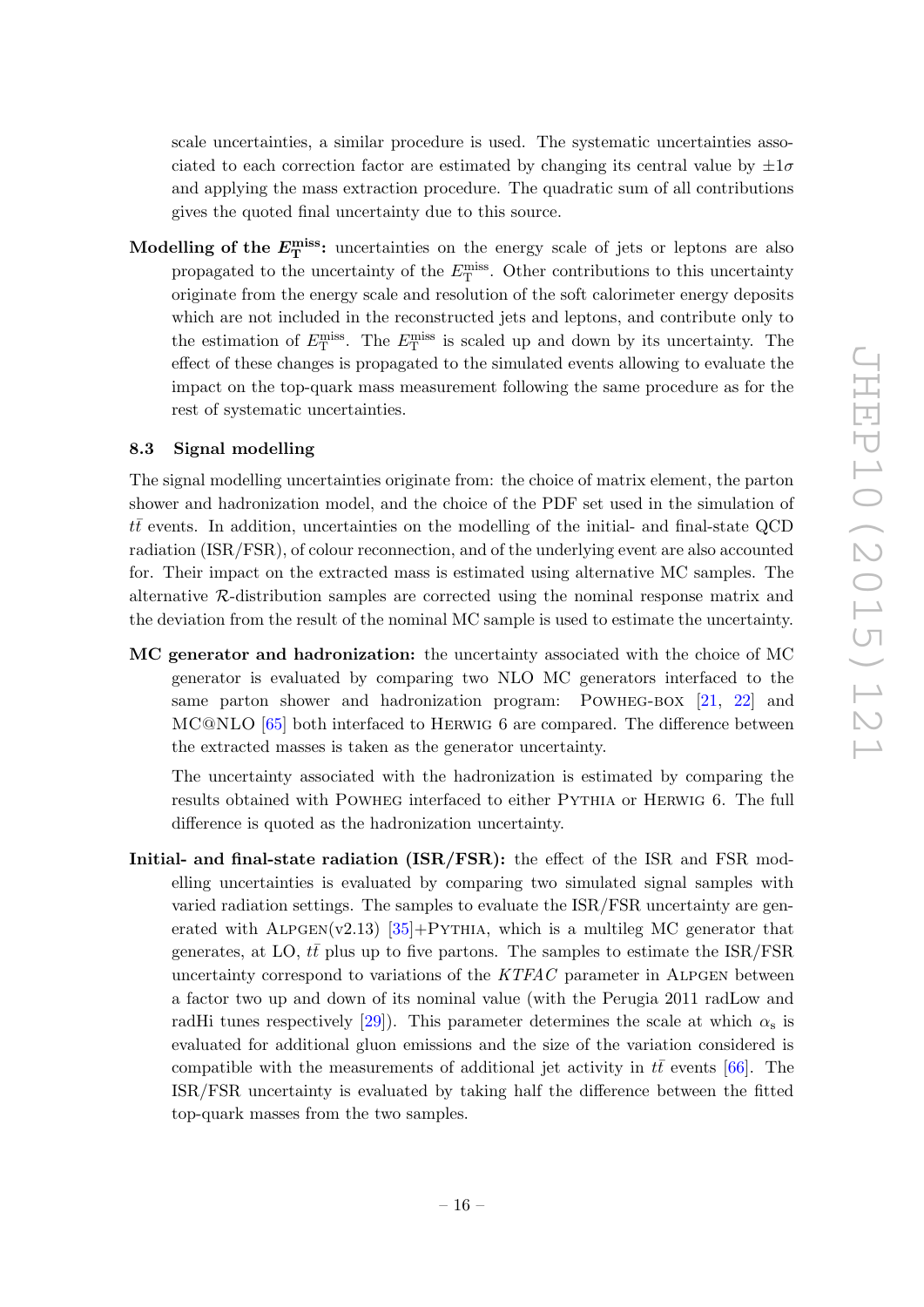scale uncertainties, a similar procedure is used. The systematic uncertainties associated to each correction factor are estimated by changing its central value by $\pm 1\sigma$ and applying the mass extraction procedure. The quadratic sum of all contributions gives the quoted final uncertainty due to this source.

**Modelling of the $E_{\mathrm{T}}^{\mathrm{miss}}$:** uncertainties on the energy scale of jets or leptons are also propagated to the uncertainty of the $E_{\mathrm{T}}^{\mathrm{miss}}$. Other contributions to this uncertainty originate from the energy scale and resolution of the soft calorimeter energy deposits which are not included in the reconstructed jets and leptons, and contribute only to the estimation of $E_{\mathrm{T}}^{\mathrm{miss}}$. The $E_{\mathrm{T}}^{\mathrm{miss}}$ is scaled up and down by its uncertainty. The effect of these changes is propagated to the simulated events allowing to evaluate the impact on the top-quark mass measurement following the same procedure as for the rest of systematic uncertainties.

### 8.3 Signal modelling

The signal modelling uncertainties originate from: the choice of matrix element, the parton shower and hadronization model, and the choice of the PDF set used in the simulation of $t\bar{t}$ events. In addition, uncertainties on the modelling of the initial- and final-state QCD radiation (ISR/FSR), of colour reconnection, and of the underlying event are also accounted for. Their impact on the extracted mass is estimated using alternative MC samples. The alternative $\mathcal{R}$-distribution samples are corrected using the nominal response matrix and the deviation from the result of the nominal MC sample is used to estimate the uncertainty.

**MC generator and hadronization:** the uncertainty associated with the choice of MC generator is evaluated by comparing two NLO MC generators interfaced to the same parton shower and hadronization program: Powheg-box [21, 22] and MC@NLO [65] both interfaced to Herwig 6 are compared. The difference between the extracted masses is taken as the generator uncertainty.

The uncertainty associated with the hadronization is estimated by comparing the results obtained with Powheg interfaced to either Pythia or Herwig 6. The full difference is quoted as the hadronization uncertainty.

**Initial- and final-state radiation (ISR/FSR):** the effect of the ISR and FSR modelling uncertainties is evaluated by comparing two simulated signal samples with varied radiation settings. The samples to evaluate the ISR/FSR uncertainty are generated with Alpgen(v2.13) [35]+Pythia, which is a multileg MC generator that generates, at LO, $t\bar{t}$ plus up to five partons. The samples to estimate the ISR/FSR uncertainty correspond to variations of the *KTFAC* parameter in Alpgen between a factor two up and down of its nominal value (with the Perugia 2011 radLow and radHi tunes respectively [29]). This parameter determines the scale at which $\alpha_{\mathrm{s}}$ is evaluated for additional gluon emissions and the size of the variation considered is compatible with the measurements of additional jet activity in $t\bar{t}$ events [66]. The ISR/FSR uncertainty is evaluated by taking half the difference between the fitted top-quark masses from the two samples.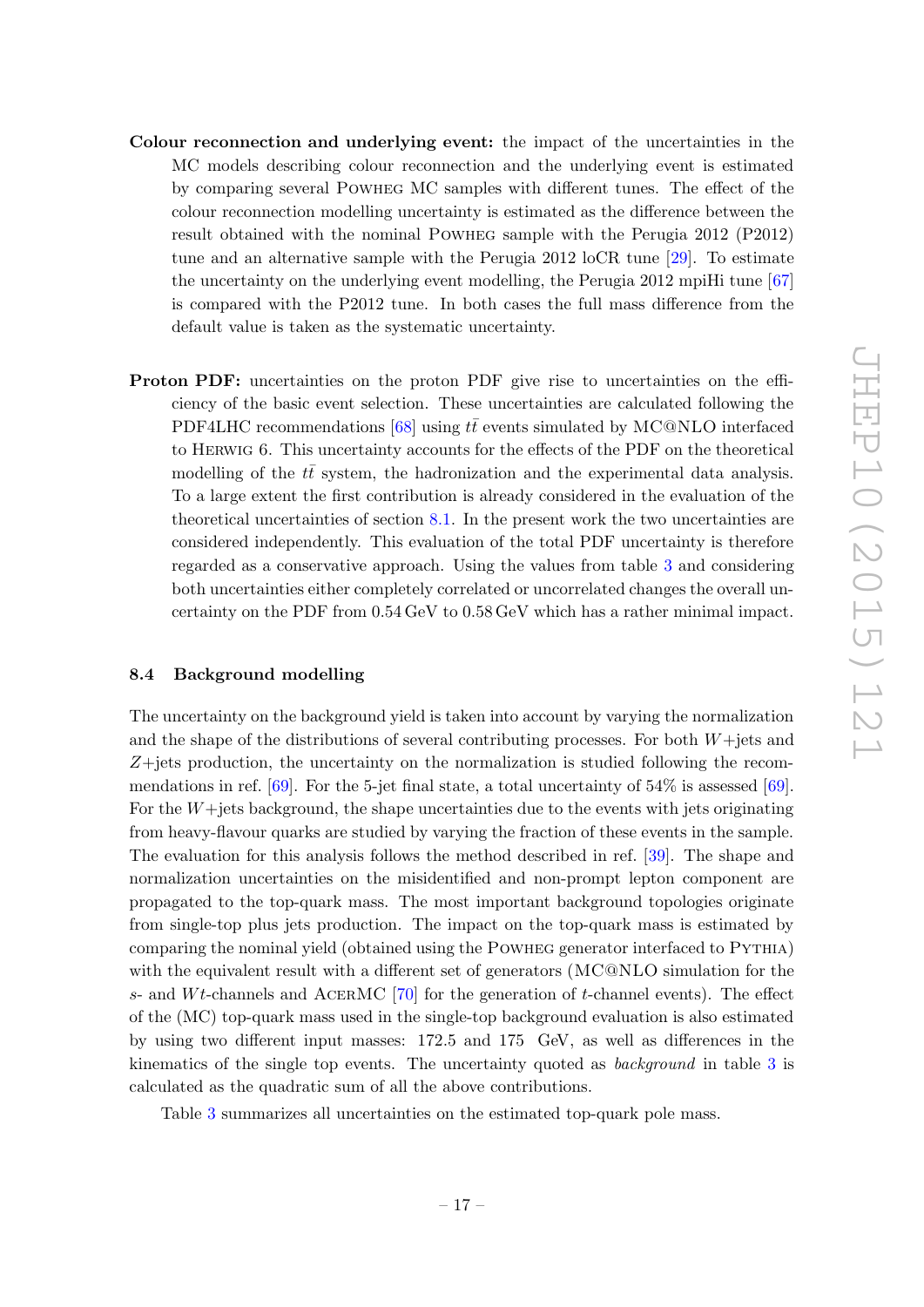**Colour reconnection and underlying event:** the impact of the uncertainties in the MC models describing colour reconnection and the underlying event is estimated by comparing several Powheg MC samples with different tunes. The effect of the colour reconnection modelling uncertainty is estimated as the difference between the result obtained with the nominal Powheg sample with the Perugia 2012 (P2012) tune and an alternative sample with the Perugia 2012 loCR tune [29]. To estimate the uncertainty on the underlying event modelling, the Perugia 2012 mpiHi tune [67] is compared with the P2012 tune. In both cases the full mass difference from the default value is taken as the systematic uncertainty.

**Proton PDF:** uncertainties on the proton PDF give rise to uncertainties on the efficiency of the basic event selection. These uncertainties are calculated following the PDF4LHC recommendations [68] using $t\bar{t}$ events simulated by MC@NLO interfaced to Herwig 6. This uncertainty accounts for the effects of the PDF on the theoretical modelling of the $t\bar{t}$ system, the hadronization and the experimental data analysis. To a large extent the first contribution is already considered in the evaluation of the theoretical uncertainties of section 8.1. In the present work the two uncertainties are considered independently. This evaluation of the total PDF uncertainty is therefore regarded as a conservative approach. Using the values from table 3 and considering both uncertainties either completely correlated or uncorrelated changes the overall uncertainty on the PDF from 0.54 GeV to 0.58 GeV which has a rather minimal impact.

### 8.4 Background modelling

The uncertainty on the background yield is taken into account by varying the normalization and the shape of the distributions of several contributing processes. For both $W$+jets and $Z$+jets production, the uncertainty on the normalization is studied following the recommendations in ref. [69]. For the 5-jet final state, a total uncertainty of 54% is assessed [69]. For the $W$+jets background, the shape uncertainties due to the events with jets originating from heavy-flavour quarks are studied by varying the fraction of these events in the sample. The evaluation for this analysis follows the method described in ref. [39]. The shape and normalization uncertainties on the misidentified and non-prompt lepton component are propagated to the top-quark mass. The most important background topologies originate from single-top plus jets production. The impact on the top-quark mass is estimated by comparing the nominal yield (obtained using the Powheg generator interfaced to Pythia) with the equivalent result with a different set of generators (MC@NLO simulation for the $s$- and $Wt$-channels and AcerMC [70] for the generation of $t$-channel events). The effect of the (MC) top-quark mass used in the single-top background evaluation is also estimated by using two different input masses: 172.5 and 175 GeV, as well as differences in the kinematics of the single top events. The uncertainty quoted as *background* in table 3 is calculated as the quadratic sum of all the above contributions.

Table 3 summarizes all uncertainties on the estimated top-quark pole mass.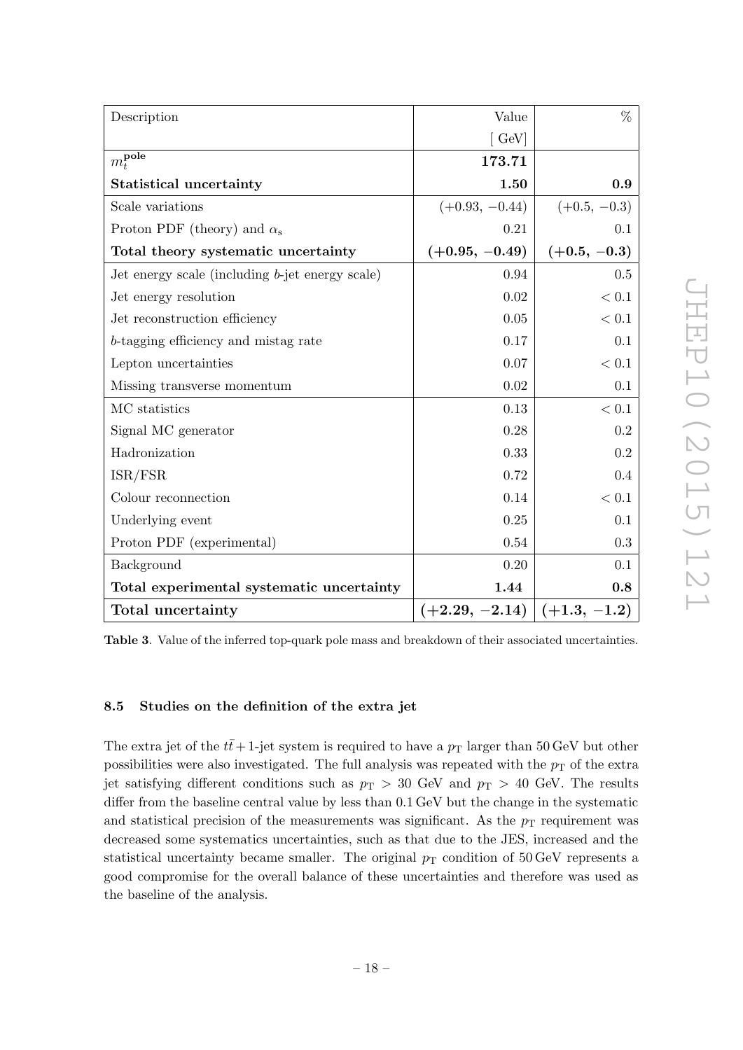| Description | Value [ GeV] | % |
|---|---|---|
| $m_t^{\mathbf{pole}}$ | **173.71** | |
| **Statistical uncertainty** | **1.50** | **0.9** |
| Scale variations | $(+0.93, -0.44)$ | $(+0.5, -0.3)$ |
| Proton PDF (theory) and $\alpha_s$ | 0.21 | 0.1 |
| **Total theory systematic uncertainty** | $\mathbf{(+0.95, -0.49)}$ | $\mathbf{(+0.5, -0.3)}$ |
| Jet energy scale (including $b$-jet energy scale) | 0.94 | 0.5 |
| Jet energy resolution | 0.02 | $< 0.1$ |
| Jet reconstruction efficiency | 0.05 | $< 0.1$ |
| $b$-tagging efficiency and mistag rate | 0.17 | 0.1 |
| Lepton uncertainties | 0.07 | $< 0.1$ |
| Missing transverse momentum | 0.02 | 0.1 |
| MC statistics | 0.13 | $< 0.1$ |
| Signal MC generator | 0.28 | 0.2 |
| Hadronization | 0.33 | 0.2 |
| ISR/FSR | 0.72 | 0.4 |
| Colour reconnection | 0.14 | $< 0.1$ |
| Underlying event | 0.25 | 0.1 |
| Proton PDF (experimental) | 0.54 | 0.3 |
| Background | 0.20 | 0.1 |
| **Total experimental systematic uncertainty** | **1.44** | **0.8** |
| **Total uncertainty** | $\mathbf{(+2.29, -2.14)}$ | $\mathbf{(+1.3, -1.2)}$ |

**Table 3**. Value of the inferred top-quark pole mass and breakdown of their associated uncertainties.

### 8.5 Studies on the definition of the extra jet

The extra jet of the $t\bar{t}+1$-jet system is required to have a $p_T$ larger than 50 GeV but other possibilities were also investigated. The full analysis was repeated with the $p_T$ of the extra jet satisfying different conditions such as $p_T > 30$ GeV and $p_T > 40$ GeV. The results differ from the baseline central value by less than 0.1 GeV but the change in the systematic and statistical precision of the measurements was significant. As the $p_T$ requirement was decreased some systematics uncertainties, such as that due to the JES, increased and the statistical uncertainty became smaller. The original $p_T$ condition of 50 GeV represents a good compromise for the overall balance of these uncertainties and therefore was used as the baseline of the analysis.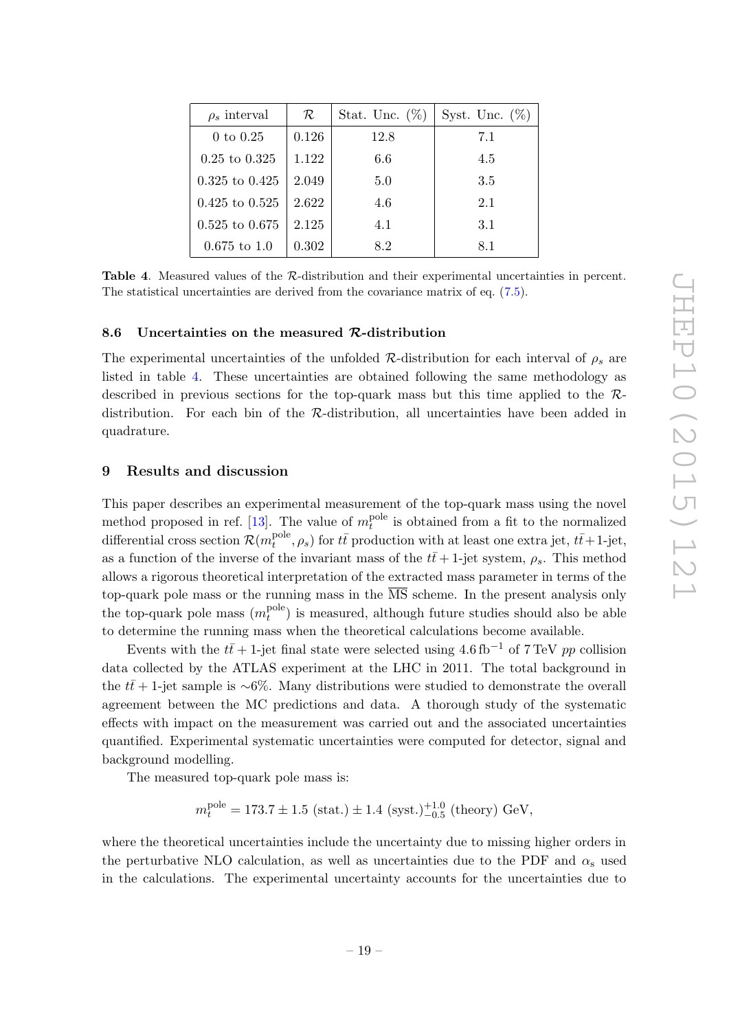| $\rho_s$ interval | $\mathcal{R}$ | Stat. Unc. (%) | Syst. Unc. (%) |
|---|---|---|---|
| 0 to 0.25 | 0.126 | 12.8 | 7.1 |
| 0.25 to 0.325 | 1.122 | 6.6 | 4.5 |
| 0.325 to 0.425 | 2.049 | 5.0 | 3.5 |
| 0.425 to 0.525 | 2.622 | 4.6 | 2.1 |
| 0.525 to 0.675 | 2.125 | 4.1 | 3.1 |
| 0.675 to 1.0 | 0.302 | 8.2 | 8.1 |

**Table 4**. Measured values of the $\mathcal{R}$-distribution and their experimental uncertainties in percent. The statistical uncertainties are derived from the covariance matrix of eq. (7.5).

### 8.6 Uncertainties on the measured $\mathcal{R}$-distribution

The experimental uncertainties of the unfolded $\mathcal{R}$-distribution for each interval of $\rho_s$ are listed in table 4. These uncertainties are obtained following the same methodology as described in previous sections for the top-quark mass but this time applied to the $\mathcal{R}$-distribution. For each bin of the $\mathcal{R}$-distribution, all uncertainties have been added in quadrature.

## 9 Results and discussion

This paper describes an experimental measurement of the top-quark mass using the novel method proposed in ref. [13]. The value of $m_t^{\text{pole}}$ is obtained from a fit to the normalized differential cross section $\mathcal{R}(m_t^{\text{pole}}, \rho_s)$ for $t\bar{t}$ production with at least one extra jet, $t\bar{t}+1$-jet, as a function of the inverse of the invariant mass of the $t\bar{t}+1$-jet system, $\rho_s$. This method allows a rigorous theoretical interpretation of the extracted mass parameter in terms of the top-quark pole mass or the running mass in the $\overline{\text{MS}}$ scheme. In the present analysis only the top-quark pole mass ($m_t^{\text{pole}}$) is measured, although future studies should also be able to determine the running mass when the theoretical calculations become available.

Events with the $t\bar{t}+1$-jet final state were selected using $4.6\,\text{fb}^{-1}$ of $7\,\text{TeV}$ $pp$ collision data collected by the ATLAS experiment at the LHC in 2011. The total background in the $t\bar{t}+1$-jet sample is $\sim$6%. Many distributions were studied to demonstrate the overall agreement between the MC predictions and data. A thorough study of the systematic effects with impact on the measurement was carried out and the associated uncertainties quantified. Experimental systematic uncertainties were computed for detector, signal and background modelling.

The measured top-quark pole mass is:

$$m_t^{\text{pole}} = 173.7 \pm 1.5\ (\text{stat.}) \pm 1.4\ (\text{syst.})^{+1.0}_{-0.5}\ (\text{theory})\ \text{GeV},$$

where the theoretical uncertainties include the uncertainty due to missing higher orders in the perturbative NLO calculation, as well as uncertainties due to the PDF and $\alpha_s$ used in the calculations. The experimental uncertainty accounts for the uncertainties due to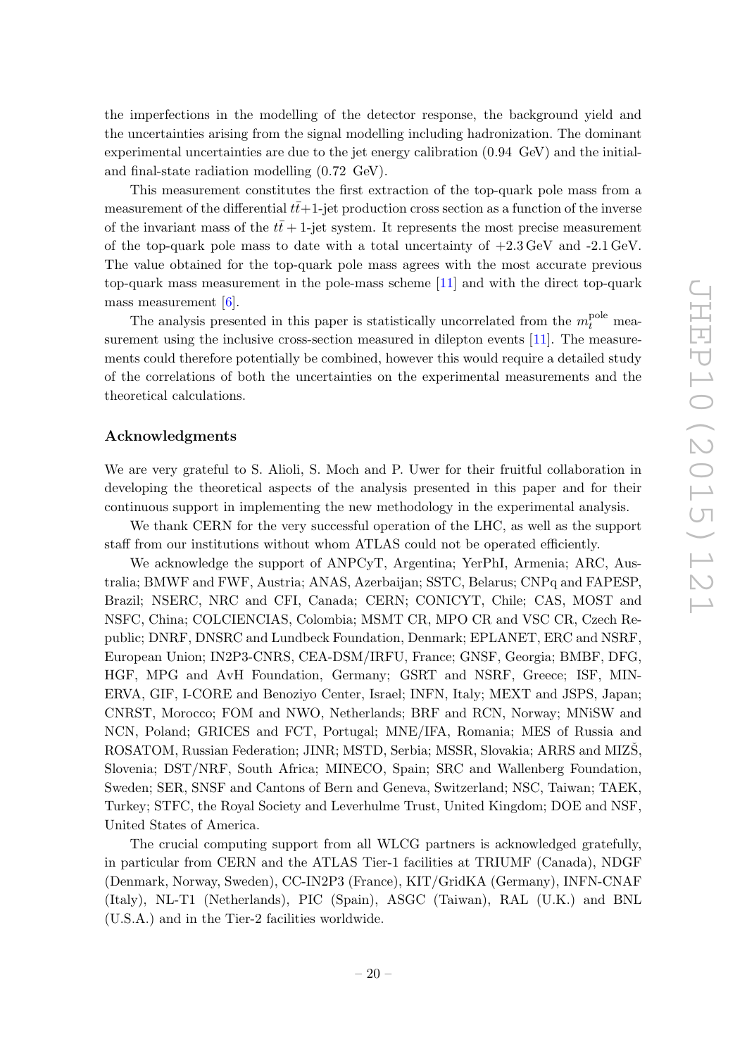the imperfections in the modelling of the detector response, the background yield and the uncertainties arising from the signal modelling including hadronization. The dominant experimental uncertainties are due to the jet energy calibration (0.94 GeV) and the initial- and final-state radiation modelling (0.72 GeV).

This measurement constitutes the first extraction of the top-quark pole mass from a measurement of the differential $t\bar{t}$+1-jet production cross section as a function of the inverse of the invariant mass of the $t\bar{t}$ + 1-jet system. It represents the most precise measurement of the top-quark pole mass to date with a total uncertainty of +2.3 GeV and -2.1 GeV. The value obtained for the top-quark pole mass agrees with the most accurate previous top-quark mass measurement in the pole-mass scheme [11] and with the direct top-quark mass measurement [6].

The analysis presented in this paper is statistically uncorrelated from the $m_t^{\text{pole}}$ measurement using the inclusive cross-section measured in dilepton events [11]. The measurements could therefore potentially be combined, however this would require a detailed study of the correlations of both the uncertainties on the experimental measurements and the theoretical calculations.

## Acknowledgments

We are very grateful to S. Alioli, S. Moch and P. Uwer for their fruitful collaboration in developing the theoretical aspects of the analysis presented in this paper and for their continuous support in implementing the new methodology in the experimental analysis.

We thank CERN for the very successful operation of the LHC, as well as the support staff from our institutions without whom ATLAS could not be operated efficiently.

We acknowledge the support of ANPCyT, Argentina; YerPhI, Armenia; ARC, Australia; BMWF and FWF, Austria; ANAS, Azerbaijan; SSTC, Belarus; CNPq and FAPESP, Brazil; NSERC, NRC and CFI, Canada; CERN; CONICYT, Chile; CAS, MOST and NSFC, China; COLCIENCIAS, Colombia; MSMT CR, MPO CR and VSC CR, Czech Republic; DNRF, DNSRC and Lundbeck Foundation, Denmark; EPLANET, ERC and NSRF, European Union; IN2P3-CNRS, CEA-DSM/IRFU, France; GNSF, Georgia; BMBF, DFG, HGF, MPG and AvH Foundation, Germany; GSRT and NSRF, Greece; ISF, MINERVA, GIF, I-CORE and Benoziyo Center, Israel; INFN, Italy; MEXT and JSPS, Japan; CNRST, Morocco; FOM and NWO, Netherlands; BRF and RCN, Norway; MNiSW and NCN, Poland; GRICES and FCT, Portugal; MNE/IFA, Romania; MES of Russia and ROSATOM, Russian Federation; JINR; MSTD, Serbia; MSSR, Slovakia; ARRS and MIZŠ, Slovenia; DST/NRF, South Africa; MINECO, Spain; SRC and Wallenberg Foundation, Sweden; SER, SNSF and Cantons of Bern and Geneva, Switzerland; NSC, Taiwan; TAEK, Turkey; STFC, the Royal Society and Leverhulme Trust, United Kingdom; DOE and NSF, United States of America.

The crucial computing support from all WLCG partners is acknowledged gratefully, in particular from CERN and the ATLAS Tier-1 facilities at TRIUMF (Canada), NDGF (Denmark, Norway, Sweden), CC-IN2P3 (France), KIT/GridKA (Germany), INFN-CNAF (Italy), NL-T1 (Netherlands), PIC (Spain), ASGC (Taiwan), RAL (U.K.) and BNL (U.S.A.) and in the Tier-2 facilities worldwide.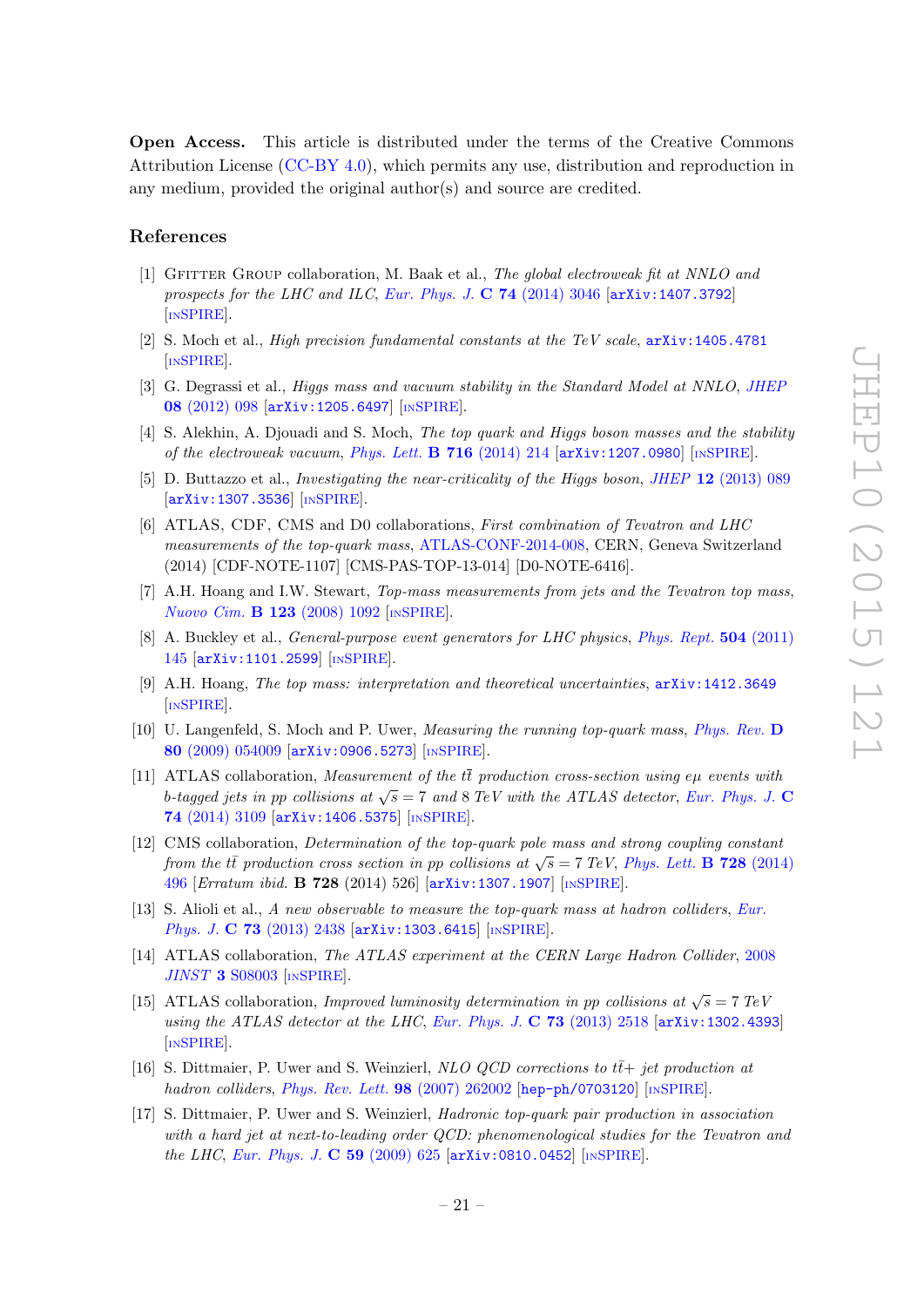**Open Access.** This article is distributed under the terms of the Creative Commons Attribution License (CC-BY 4.0), which permits any use, distribution and reproduction in any medium, provided the original author(s) and source are credited.

## References

[1] Gfitter Group collaboration, M. Baak et al., *The global electroweak fit at NNLO and prospects for the LHC and ILC*, *Eur. Phys. J.* **C 74** (2014) 3046 [arXiv:1407.3792] [INSPIRE].

[2] S. Moch et al., *High precision fundamental constants at the TeV scale*, arXiv:1405.4781 [INSPIRE].

[3] G. Degrassi et al., *Higgs mass and vacuum stability in the Standard Model at NNLO*, *JHEP* **08** (2012) 098 [arXiv:1205.6497] [INSPIRE].

[4] S. Alekhin, A. Djouadi and S. Moch, *The top quark and Higgs boson masses and the stability of the electroweak vacuum*, *Phys. Lett.* **B 716** (2014) 214 [arXiv:1207.0980] [INSPIRE].

[5] D. Buttazzo et al., *Investigating the near-criticality of the Higgs boson*, *JHEP* **12** (2013) 089 [arXiv:1307.3536] [INSPIRE].

[6] ATLAS, CDF, CMS and D0 collaborations, *First combination of Tevatron and LHC measurements of the top-quark mass*, ATLAS-CONF-2014-008, CERN, Geneva Switzerland (2014) [CDF-NOTE-1107] [CMS-PAS-TOP-13-014] [D0-NOTE-6416].

[7] A.H. Hoang and I.W. Stewart, *Top-mass measurements from jets and the Tevatron top mass*, *Nuovo Cim.* **B 123** (2008) 1092 [INSPIRE].

[8] A. Buckley et al., *General-purpose event generators for LHC physics*, *Phys. Rept.* **504** (2011) 145 [arXiv:1101.2599] [INSPIRE].

[9] A.H. Hoang, *The top mass: interpretation and theoretical uncertainties*, arXiv:1412.3649 [INSPIRE].

[10] U. Langenfeld, S. Moch and P. Uwer, *Measuring the running top-quark mass*, *Phys. Rev.* **D 80** (2009) 054009 [arXiv:0906.5273] [INSPIRE].

[11] ATLAS collaboration, *Measurement of the $t\bar{t}$ production cross-section using $e\mu$ events with b-tagged jets in pp collisions at $\sqrt{s} = 7$ and 8 TeV with the ATLAS detector*, *Eur. Phys. J.* **C 74** (2014) 3109 [arXiv:1406.5375] [INSPIRE].

[12] CMS collaboration, *Determination of the top-quark pole mass and strong coupling constant from the $t\bar{t}$ production cross section in pp collisions at $\sqrt{s} = 7$ TeV*, *Phys. Lett.* **B 728** (2014) 496 [*Erratum ibid.* **B 728** (2014) 526] [arXiv:1307.1907] [INSPIRE].

[13] S. Alioli et al., *A new observable to measure the top-quark mass at hadron colliders*, *Eur. Phys. J.* **C 73** (2013) 2438 [arXiv:1303.6415] [INSPIRE].

[14] ATLAS collaboration, *The ATLAS experiment at the CERN Large Hadron Collider*, 2008 *JINST* **3** S08003 [INSPIRE].

[15] ATLAS collaboration, *Improved luminosity determination in pp collisions at $\sqrt{s} = 7$ TeV using the ATLAS detector at the LHC*, *Eur. Phys. J.* **C 73** (2013) 2518 [arXiv:1302.4393] [INSPIRE].

[16] S. Dittmaier, P. Uwer and S. Weinzierl, *NLO QCD corrections to $t\bar{t}$+ jet production at hadron colliders*, *Phys. Rev. Lett.* **98** (2007) 262002 [hep-ph/0703120] [INSPIRE].

[17] S. Dittmaier, P. Uwer and S. Weinzierl, *Hadronic top-quark pair production in association with a hard jet at next-to-leading order QCD: phenomenological studies for the Tevatron and the LHC*, *Eur. Phys. J.* **C 59** (2009) 625 [arXiv:0810.0452] [INSPIRE].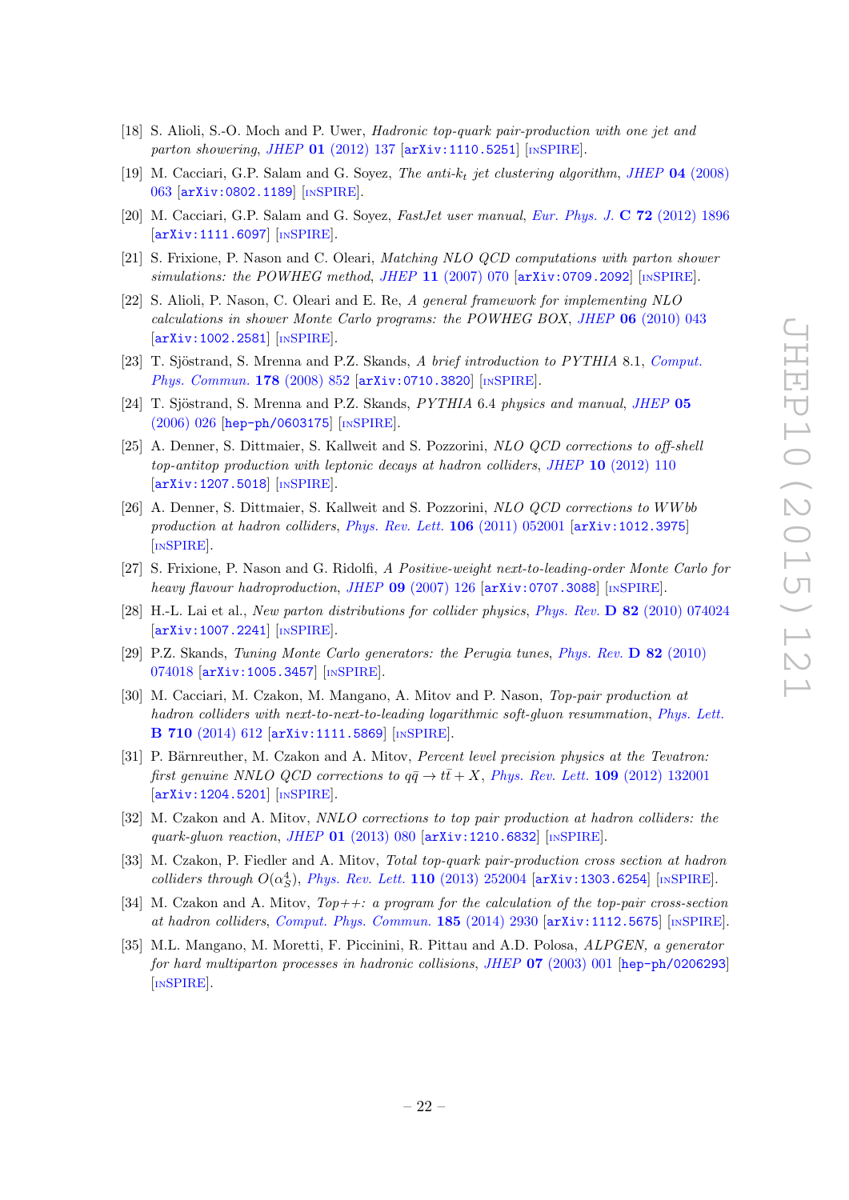[18] S. Alioli, S.-O. Moch and P. Uwer, *Hadronic top-quark pair-production with one jet and parton showering*, JHEP **01** (2012) 137 [arXiv:1110.5251] [INSPIRE].

[19] M. Cacciari, G.P. Salam and G. Soyez, *The anti-$k_t$ jet clustering algorithm*, JHEP **04** (2008) 063 [arXiv:0802.1189] [INSPIRE].

[20] M. Cacciari, G.P. Salam and G. Soyez, *FastJet user manual*, Eur. Phys. J. **C 72** (2012) 1896 [arXiv:1111.6097] [INSPIRE].

[21] S. Frixione, P. Nason and C. Oleari, *Matching NLO QCD computations with parton shower simulations: the POWHEG method*, JHEP **11** (2007) 070 [arXiv:0709.2092] [INSPIRE].

[22] S. Alioli, P. Nason, C. Oleari and E. Re, *A general framework for implementing NLO calculations in shower Monte Carlo programs: the POWHEG BOX*, JHEP **06** (2010) 043 [arXiv:1002.2581] [INSPIRE].

[23] T. Sjöstrand, S. Mrenna and P.Z. Skands, *A brief introduction to PYTHIA* 8.1, Comput. Phys. Commun. **178** (2008) 852 [arXiv:0710.3820] [INSPIRE].

[24] T. Sjöstrand, S. Mrenna and P.Z. Skands, *PYTHIA* 6.4 *physics and manual*, JHEP **05** (2006) 026 [hep-ph/0603175] [INSPIRE].

[25] A. Denner, S. Dittmaier, S. Kallweit and S. Pozzorini, *NLO QCD corrections to off-shell top-antitop production with leptonic decays at hadron colliders*, JHEP **10** (2012) 110 [arXiv:1207.5018] [INSPIRE].

[26] A. Denner, S. Dittmaier, S. Kallweit and S. Pozzorini, *NLO QCD corrections to WWbb production at hadron colliders*, Phys. Rev. Lett. **106** (2011) 052001 [arXiv:1012.3975] [INSPIRE].

[27] S. Frixione, P. Nason and G. Ridolfi, *A Positive-weight next-to-leading-order Monte Carlo for heavy flavour hadroproduction*, JHEP **09** (2007) 126 [arXiv:0707.3088] [INSPIRE].

[28] H.-L. Lai et al., *New parton distributions for collider physics*, Phys. Rev. **D 82** (2010) 074024 [arXiv:1007.2241] [INSPIRE].

[29] P.Z. Skands, *Tuning Monte Carlo generators: the Perugia tunes*, Phys. Rev. **D 82** (2010) 074018 [arXiv:1005.3457] [INSPIRE].

[30] M. Cacciari, M. Czakon, M. Mangano, A. Mitov and P. Nason, *Top-pair production at hadron colliders with next-to-next-to-leading logarithmic soft-gluon resummation*, Phys. Lett. **B 710** (2014) 612 [arXiv:1111.5869] [INSPIRE].

[31] P. Bärnreuther, M. Czakon and A. Mitov, *Percent level precision physics at the Tevatron: first genuine NNLO QCD corrections to $q\bar{q} \to t\bar{t} + X$*, Phys. Rev. Lett. **109** (2012) 132001 [arXiv:1204.5201] [INSPIRE].

[32] M. Czakon and A. Mitov, *NNLO corrections to top pair production at hadron colliders: the quark-gluon reaction*, JHEP **01** (2013) 080 [arXiv:1210.6832] [INSPIRE].

[33] M. Czakon, P. Fiedler and A. Mitov, *Total top-quark pair-production cross section at hadron colliders through $O(\alpha_S^4)$*, Phys. Rev. Lett. **110** (2013) 252004 [arXiv:1303.6254] [INSPIRE].

[34] M. Czakon and A. Mitov, *Top++: a program for the calculation of the top-pair cross-section at hadron colliders*, Comput. Phys. Commun. **185** (2014) 2930 [arXiv:1112.5675] [INSPIRE].

[35] M.L. Mangano, M. Moretti, F. Piccinini, R. Pittau and A.D. Polosa, *ALPGEN, a generator for hard multiparton processes in hadronic collisions*, JHEP **07** (2003) 001 [hep-ph/0206293] [INSPIRE].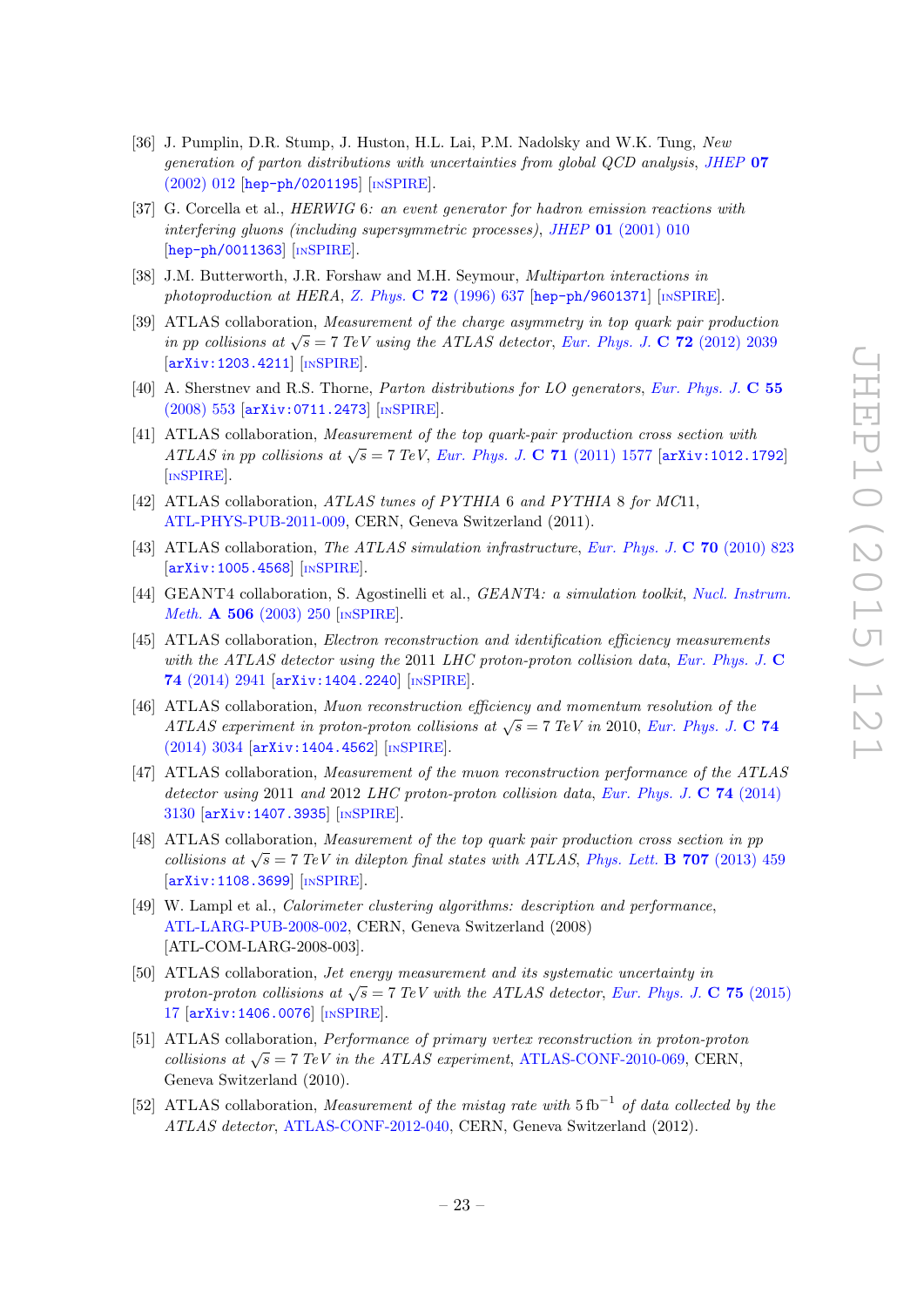[36] J. Pumplin, D.R. Stump, J. Huston, H.L. Lai, P.M. Nadolsky and W.K. Tung, *New generation of parton distributions with uncertainties from global QCD analysis*, JHEP **07** (2002) 012 [hep-ph/0201195] [INSPIRE].

[37] G. Corcella et al., *HERWIG 6: an event generator for hadron emission reactions with interfering gluons (including supersymmetric processes)*, JHEP **01** (2001) 010 [hep-ph/0011363] [INSPIRE].

[38] J.M. Butterworth, J.R. Forshaw and M.H. Seymour, *Multiparton interactions in photoproduction at HERA*, Z. Phys. **C 72** (1996) 637 [hep-ph/9601371] [INSPIRE].

[39] ATLAS collaboration, *Measurement of the charge asymmetry in top quark pair production in pp collisions at $\sqrt{s} = 7$ TeV using the ATLAS detector*, Eur. Phys. J. **C 72** (2012) 2039 [arXiv:1203.4211] [INSPIRE].

[40] A. Sherstnev and R.S. Thorne, *Parton distributions for LO generators*, Eur. Phys. J. **C 55** (2008) 553 [arXiv:0711.2473] [INSPIRE].

[41] ATLAS collaboration, *Measurement of the top quark-pair production cross section with ATLAS in pp collisions at $\sqrt{s} = 7$ TeV*, Eur. Phys. J. **C 71** (2011) 1577 [arXiv:1012.1792] [INSPIRE].

[42] ATLAS collaboration, *ATLAS tunes of PYTHIA 6 and PYTHIA 8 for MC11*, ATL-PHYS-PUB-2011-009, CERN, Geneva Switzerland (2011).

[43] ATLAS collaboration, *The ATLAS simulation infrastructure*, Eur. Phys. J. **C 70** (2010) 823 [arXiv:1005.4568] [INSPIRE].

[44] GEANT4 collaboration, S. Agostinelli et al., *GEANT4: a simulation toolkit*, Nucl. Instrum. Meth. **A 506** (2003) 250 [INSPIRE].

[45] ATLAS collaboration, *Electron reconstruction and identification efficiency measurements with the ATLAS detector using the 2011 LHC proton-proton collision data*, Eur. Phys. J. **C 74** (2014) 2941 [arXiv:1404.2240] [INSPIRE].

[46] ATLAS collaboration, *Muon reconstruction efficiency and momentum resolution of the ATLAS experiment in proton-proton collisions at $\sqrt{s} = 7$ TeV in 2010*, Eur. Phys. J. **C 74** (2014) 3034 [arXiv:1404.4562] [INSPIRE].

[47] ATLAS collaboration, *Measurement of the muon reconstruction performance of the ATLAS detector using 2011 and 2012 LHC proton-proton collision data*, Eur. Phys. J. **C 74** (2014) 3130 [arXiv:1407.3935] [INSPIRE].

[48] ATLAS collaboration, *Measurement of the top quark pair production cross section in pp collisions at $\sqrt{s} = 7$ TeV in dilepton final states with ATLAS*, Phys. Lett. **B 707** (2013) 459 [arXiv:1108.3699] [INSPIRE].

[49] W. Lampl et al., *Calorimeter clustering algorithms: description and performance*, ATL-LARG-PUB-2008-002, CERN, Geneva Switzerland (2008) [ATL-COM-LARG-2008-003].

[50] ATLAS collaboration, *Jet energy measurement and its systematic uncertainty in proton-proton collisions at $\sqrt{s} = 7$ TeV with the ATLAS detector*, Eur. Phys. J. **C 75** (2015) 17 [arXiv:1406.0076] [INSPIRE].

[51] ATLAS collaboration, *Performance of primary vertex reconstruction in proton-proton collisions at $\sqrt{s} = 7$ TeV in the ATLAS experiment*, ATLAS-CONF-2010-069, CERN, Geneva Switzerland (2010).

[52] ATLAS collaboration, *Measurement of the mistag rate with $5\,\mathrm{fb}^{-1}$ of data collected by the ATLAS detector*, ATLAS-CONF-2012-040, CERN, Geneva Switzerland (2012).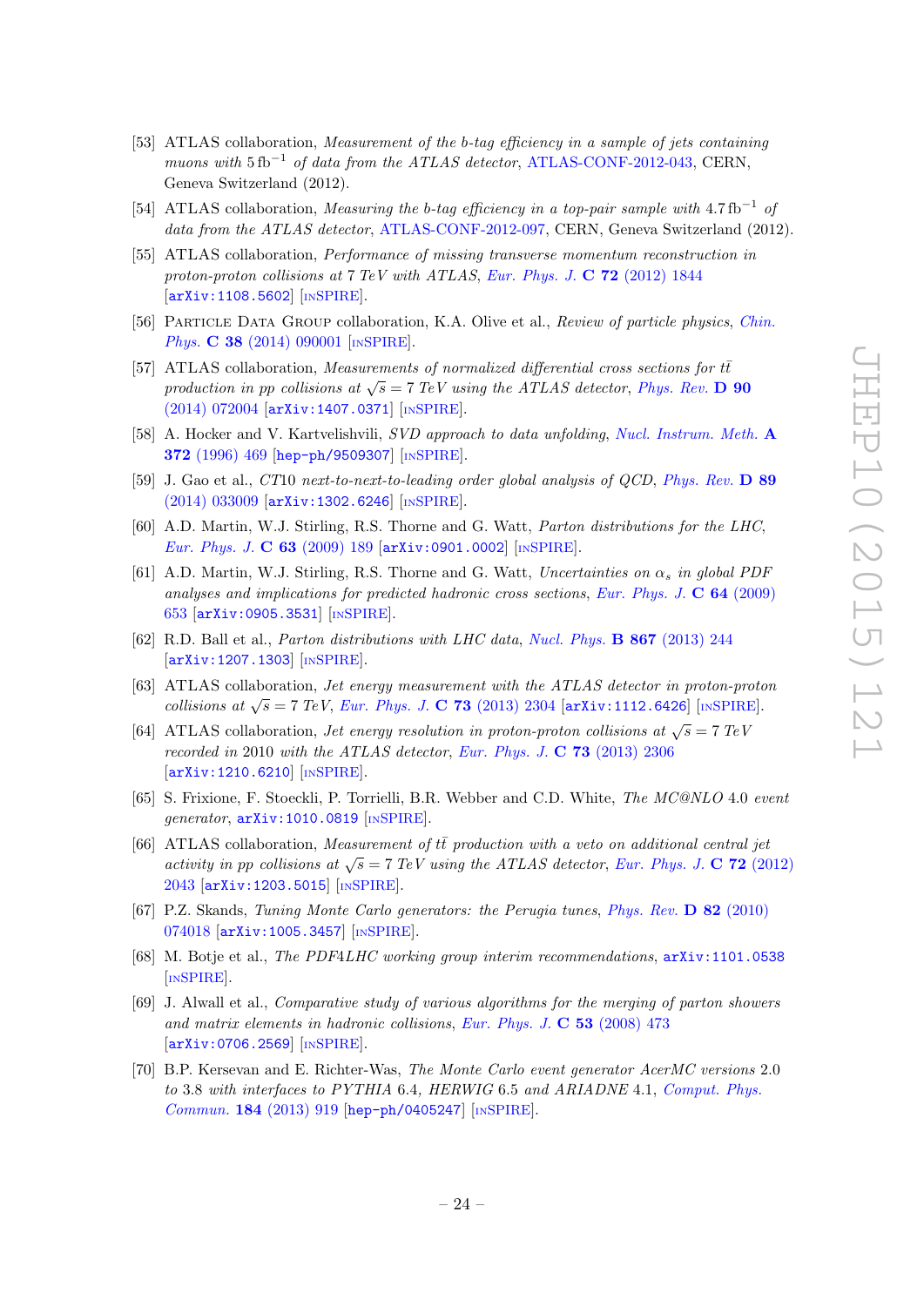[53] ATLAS collaboration, *Measurement of the b-tag efficiency in a sample of jets containing muons with* 5 fb$^{-1}$ *of data from the ATLAS detector*, ATLAS-CONF-2012-043, CERN, Geneva Switzerland (2012).

[54] ATLAS collaboration, *Measuring the b-tag efficiency in a top-pair sample with* 4.7 fb$^{-1}$ *of data from the ATLAS detector*, ATLAS-CONF-2012-097, CERN, Geneva Switzerland (2012).

[55] ATLAS collaboration, *Performance of missing transverse momentum reconstruction in proton-proton collisions at* 7 *TeV with ATLAS*, Eur. Phys. J. **C 72** (2012) 1844 [arXiv:1108.5602] [INSPIRE].

[56] Particle Data Group collaboration, K.A. Olive et al., *Review of particle physics*, Chin. Phys. **C 38** (2014) 090001 [INSPIRE].

[57] ATLAS collaboration, *Measurements of normalized differential cross sections for $t\bar{t}$ production in pp collisions at $\sqrt{s} = 7$ TeV using the ATLAS detector*, Phys. Rev. **D 90** (2014) 072004 [arXiv:1407.0371] [INSPIRE].

[58] A. Hocker and V. Kartvelishvili, *SVD approach to data unfolding*, Nucl. Instrum. Meth. **A 372** (1996) 469 [hep-ph/9509307] [INSPIRE].

[59] J. Gao et al., *CT10 next-to-next-to-leading order global analysis of QCD*, Phys. Rev. **D 89** (2014) 033009 [arXiv:1302.6246] [INSPIRE].

[60] A.D. Martin, W.J. Stirling, R.S. Thorne and G. Watt, *Parton distributions for the LHC*, Eur. Phys. J. **C 63** (2009) 189 [arXiv:0901.0002] [INSPIRE].

[61] A.D. Martin, W.J. Stirling, R.S. Thorne and G. Watt, *Uncertainties on $\alpha_s$ in global PDF analyses and implications for predicted hadronic cross sections*, Eur. Phys. J. **C 64** (2009) 653 [arXiv:0905.3531] [INSPIRE].

[62] R.D. Ball et al., *Parton distributions with LHC data*, Nucl. Phys. **B 867** (2013) 244 [arXiv:1207.1303] [INSPIRE].

[63] ATLAS collaboration, *Jet energy measurement with the ATLAS detector in proton-proton collisions at $\sqrt{s} = 7$ TeV*, Eur. Phys. J. **C 73** (2013) 2304 [arXiv:1112.6426] [INSPIRE].

[64] ATLAS collaboration, *Jet energy resolution in proton-proton collisions at $\sqrt{s} = 7$ TeV recorded in* 2010 *with the ATLAS detector*, Eur. Phys. J. **C 73** (2013) 2306 [arXiv:1210.6210] [INSPIRE].

[65] S. Frixione, F. Stoeckli, P. Torrielli, B.R. Webber and C.D. White, *The MC@NLO* 4.0 *event generator*, arXiv:1010.0819 [INSPIRE].

[66] ATLAS collaboration, *Measurement of $t\bar{t}$ production with a veto on additional central jet activity in pp collisions at $\sqrt{s} = 7$ TeV using the ATLAS detector*, Eur. Phys. J. **C 72** (2012) 2043 [arXiv:1203.5015] [INSPIRE].

[67] P.Z. Skands, *Tuning Monte Carlo generators: the Perugia tunes*, Phys. Rev. **D 82** (2010) 074018 [arXiv:1005.3457] [INSPIRE].

[68] M. Botje et al., *The PDF4LHC working group interim recommendations*, arXiv:1101.0538 [INSPIRE].

[69] J. Alwall et al., *Comparative study of various algorithms for the merging of parton showers and matrix elements in hadronic collisions*, Eur. Phys. J. **C 53** (2008) 473 [arXiv:0706.2569] [INSPIRE].

[70] B.P. Kersevan and E. Richter-Was, *The Monte Carlo event generator AcerMC versions* 2.0 *to* 3.8 *with interfaces to PYTHIA* 6.4*, HERWIG* 6.5 *and ARIADNE* 4.1, Comput. Phys. Commun. **184** (2013) 919 [hep-ph/0405247] [INSPIRE].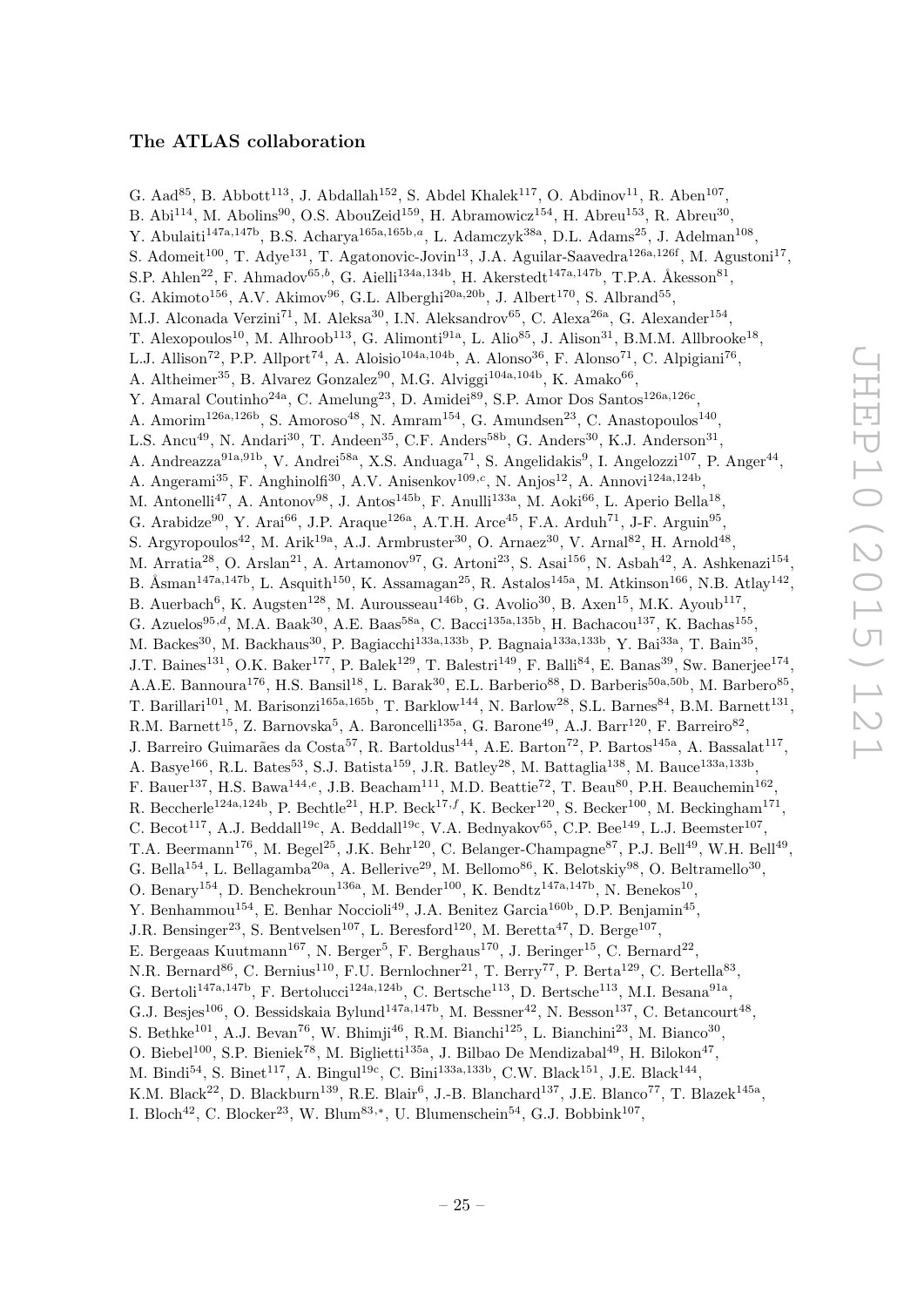### The ATLAS collaboration

G. Aad[85], B. Abbott[113], J. Abdallah[152], S. Abdel Khalek[117], O. Abdinov[11], R. Aben[107], B. Abi[114], M. Abolins[90], O.S. AbouZeid[159], H. Abramowicz[154], H. Abreu[153], R. Abreu[30], Y. Abulaiti[147a,147b], B.S. Acharya[165a,165b,a], L. Adamczyk[38a], D.L. Adams[25], J. Adelman[108], S. Adomeit[100], T. Adye[131], T. Agatonovic-Jovin[13], J.A. Aguilar-Saavedra[126a,126f], M. Agustoni[17], S.P. Ahlen[22], F. Ahmadov[65,b], G. Aielli[134a,134b], H. Akerstedt[147a,147b], T.P.A. Åkesson[81], G. Akimoto[156], A.V. Akimov[96], G.L. Alberghi[20a,20b], J. Albert[170], S. Albrand[55], M.J. Alconada Verzini[71], M. Aleksa[30], I.N. Aleksandrov[65], C. Alexa[26a], G. Alexander[154], T. Alexopoulos[10], M. Alhroob[113], G. Alimonti[91a], L. Alio[85], J. Alison[31], B.M.M. Allbrooke[18], L.J. Allison[72], P.P. Allport[74], A. Aloisio[104a,104b], A. Alonso[36], F. Alonso[71], C. Alpigiani[76], A. Altheimer[35], B. Alvarez Gonzalez[90], M.G. Alviggi[104a,104b], K. Amako[66], Y. Amaral Coutinho[24a], C. Amelung[23], D. Amidei[89], S.P. Amor Dos Santos[126a,126c], A. Amorim[126a,126b], S. Amoroso[48], N. Amram[154], G. Amundsen[23], C. Anastopoulos[140], L.S. Ancu[49], N. Andari[30], T. Andeen[35], C.F. Anders[58b], G. Anders[30], K.J. Anderson[31], A. Andreazza[91a,91b], V. Andrei[58a], X.S. Anduaga[71], S. Angelidakis[9], I. Angelozzi[107], P. Anger[44], A. Angerami[35], F. Anghinolfi[30], A.V. Anisenkov[109,c], N. Anjos[12], A. Annovi[124a,124b], M. Antonelli[47], A. Antonov[98], J. Antos[145b], F. Anulli[133a], M. Aoki[66], L. Aperio Bella[18], G. Arabidze[90], Y. Arai[66], J.P. Araque[126a], A.T.H. Arce[45], F.A. Arduh[71], J-F. Arguin[95], S. Argyropoulos[42], M. Arik[19a], A.J. Armbruster[30], O. Arnaez[30], V. Arnal[82], H. Arnold[48], M. Arratia[28], O. Arslan[21], A. Artamonov[97], G. Artoni[23], S. Asai[156], N. Asbah[42], A. Ashkenazi[154], B. Åsman[147a,147b], L. Asquith[150], K. Assamagan[25], R. Astalos[145a], M. Atkinson[166], N.B. Atlay[142], B. Auerbach[6], K. Augsten[128], M. Aurousseau[146b], G. Avolio[30], B. Axen[15], M.K. Ayoub[117], G. Azuelos[95,d], M.A. Baak[30], A.E. Baas[58a], C. Bacci[135a,135b], H. Bachacou[137], K. Bachas[155], M. Backes[30], M. Backhaus[30], P. Bagiacchi[133a,133b], P. Bagnaia[133a,133b], Y. Bai[33a], T. Bain[35], J.T. Baines[131], O.K. Baker[177], P. Balek[129], T. Balestri[149], F. Balli[84], E. Banas[39], Sw. Banerjee[174], A.A.E. Bannoura[176], H.S. Bansil[18], L. Barak[30], E.L. Barberio[88], D. Barberis[50a,50b], M. Barbero[85], T. Barillari[101], M. Barisonzi[165a,165b], T. Barklow[144], N. Barlow[28], S.L. Barnes[84], B.M. Barnett[131], R.M. Barnett[15], Z. Barnovska[5], A. Baroncelli[135a], G. Barone[49], A.J. Barr[120], F. Barreiro[82], J. Barreiro Guimarães da Costa[57], R. Bartoldus[144], A.E. Barton[72], P. Bartos[145a], A. Bassalat[117], A. Basye[166], R.L. Bates[53], S.J. Batista[159], J.R. Batley[28], M. Battaglia[138], M. Bauce[133a,133b], F. Bauer[137], H.S. Bawa[144,e], J.B. Beacham[111], M.D. Beattie[72], T. Beau[80], P.H. Beauchemin[162], R. Beccherle[124a,124b], P. Bechtle[21], H.P. Beck[17,f], K. Becker[120], S. Becker[100], M. Beckingham[171], C. Becot[117], A.J. Beddall[19c], A. Beddall[19c], V.A. Bednyakov[65], C.P. Bee[149], L.J. Beemster[107], T.A. Beermann[176], M. Begel[25], J.K. Behr[120], C. Belanger-Champagne[87], P.J. Bell[49], W.H. Bell[49], G. Bella[154], L. Bellagamba[20a], A. Bellerive[29], M. Bellomo[86], K. Belotskiy[98], O. Beltramello[30], O. Benary[154], D. Benchekroun[136a], M. Bender[100], K. Bendtz[147a,147b], N. Benekos[10], Y. Benhammou[154], E. Benhar Noccioli[49], J.A. Benitez Garcia[160b], D.P. Benjamin[45], J.R. Bensinger[23], S. Bentvelsen[107], L. Beresford[120], M. Beretta[47], D. Berge[107], E. Bergeaas Kuutmann[167], N. Berger[5], F. Berghaus[170], J. Beringer[15], C. Bernard[22], N.R. Bernard[86], C. Bernius[110], F.U. Bernlochner[21], T. Berry[77], P. Berta[129], C. Bertella[83], G. Bertoli[147a,147b], F. Bertolucci[124a,124b], C. Bertsche[113], D. Bertsche[113], M.I. Besana[91a], G.J. Besjes[106], O. Bessidskaia Bylund[147a,147b], M. Bessner[42], N. Besson[137], C. Betancourt[48], S. Bethke[101], A.J. Bevan[76], W. Bhimji[46], R.M. Bianchi[125], L. Bianchini[23], M. Bianco[30], O. Biebel[100], S.P. Bieniek[78], M. Biglietti[135a], J. Bilbao De Mendizabal[49], H. Bilokon[47], M. Bindi[54], S. Binet[117], A. Bingul[19c], C. Bini[133a,133b], C.W. Black[151], J.E. Black[144], K.M. Black[22], D. Blackburn[139], R.E. Blair[6], J.-B. Blanchard[137], J.E. Blanco[77], T. Blazek[145a], I. Bloch[42], C. Blocker[23], W. Blum[83,*], U. Blumenschein[54], G.J. Bobbink[107],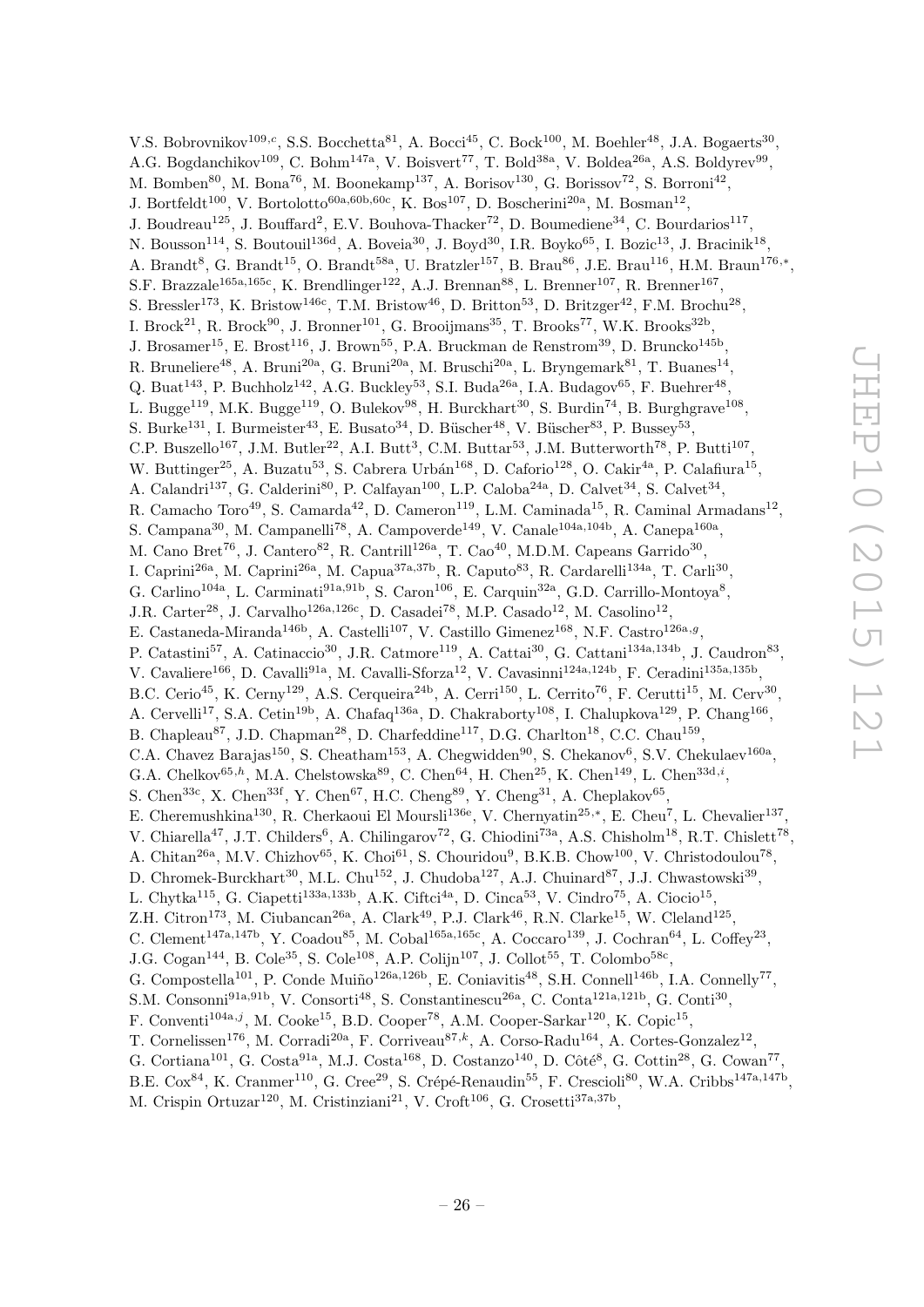V.S. Bobrovnikov[109,c], S.S. Bocchetta[81], A. Bocci[45], C. Bock[100], M. Boehler[48], J.A. Bogaerts[30], A.G. Bogdanchikov[109], C. Bohm[147a], V. Boisvert[77], T. Bold[38a], V. Boldea[26a], A.S. Boldyrev[99], M. Bomben[80], M. Bona[76], M. Boonekamp[137], A. Borisov[130], G. Borissov[72], S. Borroni[42], J. Bortfeldt[100], V. Bortolotto[60a,60b,60c], K. Bos[107], D. Boscherini[20a], M. Bosman[12], J. Boudreau[125], J. Bouffard[2], E.V. Bouhova-Thacker[72], D. Boumediene[34], C. Bourdarios[117], N. Bousson[114], S. Boutouil[136d], A. Boveia[30], J. Boyd[30], I.R. Boyko[65], I. Bozic[13], J. Bracinik[18], A. Brandt[8], G. Brandt[15], O. Brandt[58a], U. Bratzler[157], B. Brau[86], J.E. Brau[116], H.M. Braun[176,*], S.F. Brazzale[165a,165c], K. Brendlinger[122], A.J. Brennan[88], L. Brenner[107], R. Brenner[167], S. Bressler[173], K. Bristow[146c], T.M. Bristow[46], D. Britton[53], D. Britzger[42], F.M. Brochu[28], I. Brock[21], R. Brock[90], J. Bronner[101], G. Brooijmans[35], T. Brooks[77], W.K. Brooks[32b], J. Brosamer[15], E. Brost[116], J. Brown[55], P.A. Bruckman de Renstrom[39], D. Bruncko[145b], R. Bruneliere[48], A. Bruni[20a], G. Bruni[20a], M. Bruschi[20a], L. Bryngemark[81], T. Buanes[14], Q. Buat[143], P. Buchholz[142], A.G. Buckley[53], S.I. Buda[26a], I.A. Budagov[65], F. Buehrer[48], L. Bugge[119], M.K. Bugge[119], O. Bulekov[98], H. Burckhart[30], S. Burdin[74], B. Burghgrave[108], S. Burke[131], I. Burmeister[43], E. Busato[34], D. Büscher[48], V. Büscher[83], P. Bussey[53], C.P. Buszello[167], J.M. Butler[22], A.I. Butt[3], C.M. Buttar[53], J.M. Butterworth[78], P. Butti[107], W. Buttinger[25], A. Buzatu[53], S. Cabrera Urbán[168], D. Caforio[128], O. Cakir[4a], P. Calafiura[15], A. Calandri[137], G. Calderini[80], P. Calfayan[100], L.P. Caloba[24a], D. Calvet[34], S. Calvet[34], R. Camacho Toro[49], S. Camarda[42], D. Cameron[119], L.M. Caminada[15], R. Caminal Armadans[12], S. Campana[30], M. Campanelli[78], A. Campoverde[149], V. Canale[104a,104b], A. Canepa[160a], M. Cano Bret[76], J. Cantero[82], R. Cantrill[126a], T. Cao[40], M.D.M. Capeans Garrido[30], I. Caprini[26a], M. Caprini[26a], M. Capua[37a,37b], R. Caputo[83], R. Cardarelli[134a], T. Carli[30], G. Carlino[104a], L. Carminati[91a,91b], S. Caron[106], E. Carquin[32a], G.D. Carrillo-Montoya[8], J.R. Carter[28], J. Carvalho[126a,126c], D. Casadei[78], M.P. Casado[12], M. Casolino[12], E. Castaneda-Miranda[146b], A. Castelli[107], V. Castillo Gimenez[168], N.F. Castro[126a,g], P. Catastini[57], A. Catinaccio[30], J.R. Catmore[119], A. Cattai[30], G. Cattani[134a,134b], J. Caudron[83], V. Cavaliere[166], D. Cavalli[91a], M. Cavalli-Sforza[12], V. Cavasinni[124a,124b], F. Ceradini[135a,135b], B.C. Cerio[45], K. Cerny[129], A.S. Cerqueira[24b], A. Cerri[150], L. Cerrito[76], F. Cerutti[15], M. Cerv[30], A. Cervelli[17], S.A. Cetin[19b], A. Chafaq[136a], D. Chakraborty[108], I. Chalupkova[129], P. Chang[166], B. Chapleau[87], J.D. Chapman[28], D. Charfeddine[117], D.G. Charlton[18], C.C. Chau[159], C.A. Chavez Barajas[150], S. Cheatham[153], A. Chegwidden[90], S. Chekanov[6], S.V. Chekulaev[160a], G.A. Chelkov[65,h], M.A. Chelstowska[89], C. Chen[64], H. Chen[25], K. Chen[149], L. Chen[33d,i], S. Chen[33c], X. Chen[33f], Y. Chen[67], H.C. Cheng[89], Y. Cheng[31], A. Cheplakov[65], E. Cheremushkina[130], R. Cherkaoui El Moursli[136e], V. Chernyatin[25,*], E. Cheu[7], L. Chevalier[137], V. Chiarella[47], J.T. Childers[6], A. Chilingarov[72], G. Chiodini[73a], A.S. Chisholm[18], R.T. Chislett[78], A. Chitan[26a], M.V. Chizhov[65], K. Choi[61], S. Chouridou[9], B.K.B. Chow[100], V. Christodoulou[78], D. Chromek-Burckhart[30], M.L. Chu[152], J. Chudoba[127], A.J. Chuinard[87], J.J. Chwastowski[39], L. Chytka[115], G. Ciapetti[133a,133b], A.K. Ciftci[4a], D. Cinca[53], V. Cindro[75], A. Ciocio[15], Z.H. Citron[173], M. Ciubancan[26a], A. Clark[49], P.J. Clark[46], R.N. Clarke[15], W. Cleland[125], C. Clement[147a,147b], Y. Coadou[85], M. Cobal[165a,165c], A. Coccaro[139], J. Cochran[64], L. Coffey[23], J.G. Cogan[144], B. Cole[35], S. Cole[108], A.P. Colijn[107], J. Collot[55], T. Colombo[58c], G. Compostella[101], P. Conde Muiño[126a,126b], E. Coniavitis[48], S.H. Connell[146b], I.A. Connelly[77], S.M. Consonni[91a,91b], V. Consorti[48], S. Constantinescu[26a], C. Conta[121a,121b], G. Conti[30], F. Conventi[104a,j], M. Cooke[15], B.D. Cooper[78], A.M. Cooper-Sarkar[120], K. Copic[15], T. Cornelissen[176], M. Corradi[20a], F. Corriveau[87,k], A. Corso-Radu[164], A. Cortes-Gonzalez[12], G. Cortiana[101], G. Costa[91a], M.J. Costa[168], D. Costanzo[140], D. Côté[8], G. Cottin[28], G. Cowan[77], B.E. Cox[84], K. Cranmer[110], G. Cree[29], S. Crépé-Renaudin[55], F. Crescioli[80], W.A. Cribbs[147a,147b], M. Crispin Ortuzar[120], M. Cristinziani[21], V. Croft[106], G. Crosetti[37a,37b],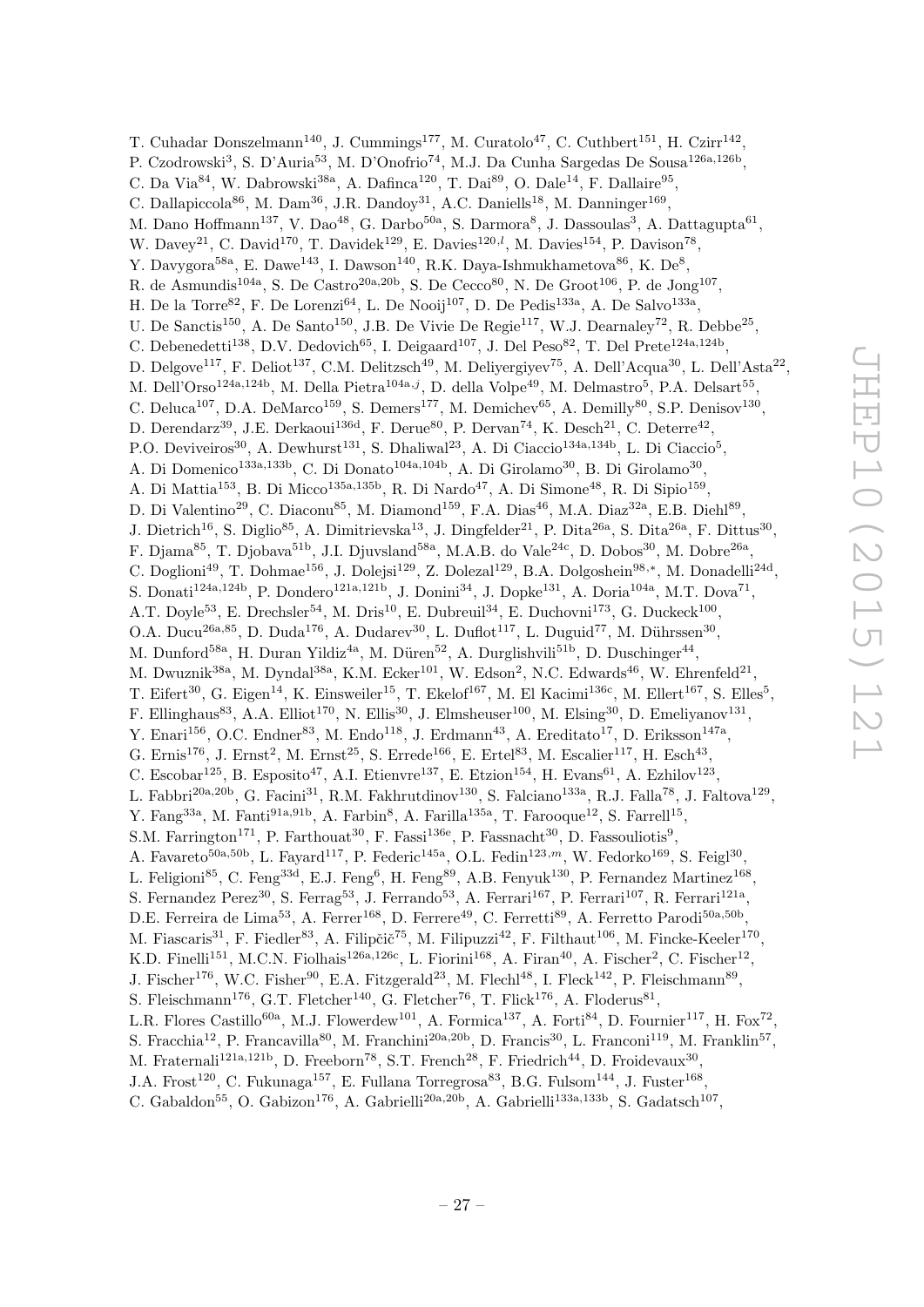T. Cuhadar Donszelmann[140], J. Cummings[177], M. Curatolo[47], C. Cuthbert[151], H. Czirr[142], P. Czodrowski[3], S. D'Auria[53], M. D'Onofrio[74], M.J. Da Cunha Sargedas De Sousa[126a,126b], C. Da Via[84], W. Dabrowski[38a], A. Dafinca[120], T. Dai[89], O. Dale[14], F. Dallaire[95], C. Dallapiccola[86], M. Dam[36], J.R. Dandoy[31], A.C. Daniells[18], M. Danninger[169], M. Dano Hoffmann[137], V. Dao[48], G. Darbo[50a], S. Darmora[8], J. Dassoulas[3], A. Dattagupta[61], W. Davey[21], C. David[170], T. Davidek[129], E. Davies[120,l], M. Davies[154], P. Davison[78], Y. Davygora[58a], E. Dawe[143], I. Dawson[140], R.K. Daya-Ishmukhametova[86], K. De[8], R. de Asmundis[104a], S. De Castro[20a,20b], S. De Cecco[80], N. De Groot[106], P. de Jong[107], H. De la Torre[82], F. De Lorenzi[64], L. De Nooij[107], D. De Pedis[133a], A. De Salvo[133a], U. De Sanctis[150], A. De Santo[150], J.B. De Vivie De Regie[117], W.J. Dearnaley[72], R. Debbe[25], C. Debenedetti[138], D.V. Dedovich[65], I. Deigaard[107], J. Del Peso[82], T. Del Prete[124a,124b], D. Delgove[117], F. Deliot[137], C.M. Delitzsch[49], M. Deliyergiyev[75], A. Dell'Acqua[30], L. Dell'Asta[22], M. Dell'Orso[124a,124b], M. Della Pietra[104a,j], D. della Volpe[49], M. Delmastro[5], P.A. Delsart[55], C. Deluca[107], D.A. DeMarco[159], S. Demers[177], M. Demichev[65], A. Demilly[80], S.P. Denisov[130], D. Derendarz[39], J.E. Derkaoui[136d], F. Derue[80], P. Dervan[74], K. Desch[21], C. Deterre[42], P.O. Deviveiros[30], A. Dewhurst[131], S. Dhaliwal[23], A. Di Ciaccio[134a,134b], L. Di Ciaccio[5], A. Di Domenico[133a,133b], C. Di Donato[104a,104b], A. Di Girolamo[30], B. Di Girolamo[30], A. Di Mattia[153], B. Di Micco[135a,135b], R. Di Nardo[47], A. Di Simone[48], R. Di Sipio[159], D. Di Valentino[29], C. Diaconu[85], M. Diamond[159], F.A. Dias[46], M.A. Diaz[32a], E.B. Diehl[89], J. Dietrich[16], S. Diglio[85], A. Dimitrievska[13], J. Dingfelder[21], P. Dita[26a], S. Dita[26a], F. Dittus[30], F. Djama[85], T. Djobava[51b], J.I. Djuvsland[58a], M.A.B. do Vale[24c], D. Dobos[30], M. Dobre[26a], C. Doglioni[49], T. Dohmae[156], J. Dolejsi[129], Z. Dolezal[129], B.A. Dolgoshein[98,*], M. Donadelli[24d], S. Donati[124a,124b], P. Dondero[121a,121b], J. Donini[34], J. Dopke[131], A. Doria[104a], M.T. Dova[71], A.T. Doyle[53], E. Drechsler[54], M. Dris[10], E. Dubreuil[34], E. Duchovni[173], G. Duckeck[100], O.A. Ducu[26a,85], D. Duda[176], A. Dudarev[30], L. Duflot[117], L. Duguid[77], M. Dührssen[30], M. Dunford[58a], H. Duran Yildiz[4a], M. Düren[52], A. Durglishvili[51b], D. Duschinger[44], M. Dwuznik[38a], M. Dyndal[38a], K.M. Ecker[101], W. Edson[2], N.C. Edwards[46], W. Ehrenfeld[21], T. Eifert[30], G. Eigen[14], K. Einsweiler[15], T. Ekelof[167], M. El Kacimi[136c], M. Ellert[167], S. Elles[5], F. Ellinghaus[83], A.A. Elliot[170], N. Ellis[30], J. Elmsheuser[100], M. Elsing[30], D. Emeliyanov[131], Y. Enari[156], O.C. Endner[83], M. Endo[118], J. Erdmann[43], A. Ereditato[17], D. Eriksson[147a], G. Ernis[176], J. Ernst[2], M. Ernst[25], S. Errede[166], E. Ertel[83], M. Escalier[117], H. Esch[43], C. Escobar[125], B. Esposito[47], A.I. Etienvre[137], E. Etzion[154], H. Evans[61], A. Ezhilov[123], L. Fabbri[20a,20b], G. Facini[31], R.M. Fakhrutdinov[130], S. Falciano[133a], R.J. Falla[78], J. Faltova[129], Y. Fang[33a], M. Fanti[91a,91b], A. Farbin[8], A. Farilla[135a], T. Farooque[12], S. Farrell[15], S.M. Farrington[171], P. Farthouat[30], F. Fassi[136e], P. Fassnacht[30], D. Fassouliotis[9], A. Favareto[50a,50b], L. Fayard[117], P. Federic[145a], O.L. Fedin[123,m], W. Fedorko[169], S. Feigl[30], L. Feligioni[85], C. Feng[33d], E.J. Feng[6], H. Feng[89], A.B. Fenyuk[130], P. Fernandez Martinez[168], S. Fernandez Perez[30], S. Ferrag[53], J. Ferrando[53], A. Ferrari[167], P. Ferrari[107], R. Ferrari[121a], D.E. Ferreira de Lima[53], A. Ferrer[168], D. Ferrere[49], C. Ferretti[89], A. Ferretto Parodi[50a,50b], M. Fiascaris[31], F. Fiedler[83], A. Filipčič[75], M. Filipuzzi[42], F. Filthaut[106], M. Fincke-Keeler[170], K.D. Finelli[151], M.C.N. Fiolhais[126a,126c], L. Fiorini[168], A. Firan[40], A. Fischer[2], C. Fischer[12], J. Fischer[176], W.C. Fisher[90], E.A. Fitzgerald[23], M. Flechl[48], I. Fleck[142], P. Fleischmann[89], S. Fleischmann[176], G.T. Fletcher[140], G. Fletcher[76], T. Flick[176], A. Floderus[81], L.R. Flores Castillo[60a], M.J. Flowerdew[101], A. Formica[137], A. Forti[84], D. Fournier[117], H. Fox[72], S. Fracchia[12], P. Francavilla[80], M. Franchini[20a,20b], D. Francis[30], L. Franconi[119], M. Franklin[57], M. Fraternali[121a,121b], D. Freeborn[78], S.T. French[28], F. Friedrich[44], D. Froidevaux[30], J.A. Frost[120], C. Fukunaga[157], E. Fullana Torregrosa[83], B.G. Fulsom[144], J. Fuster[168], C. Gabaldon[55], O. Gabizon[176], A. Gabrielli[20a,20b], A. Gabrielli[133a,133b], S. Gadatsch[107],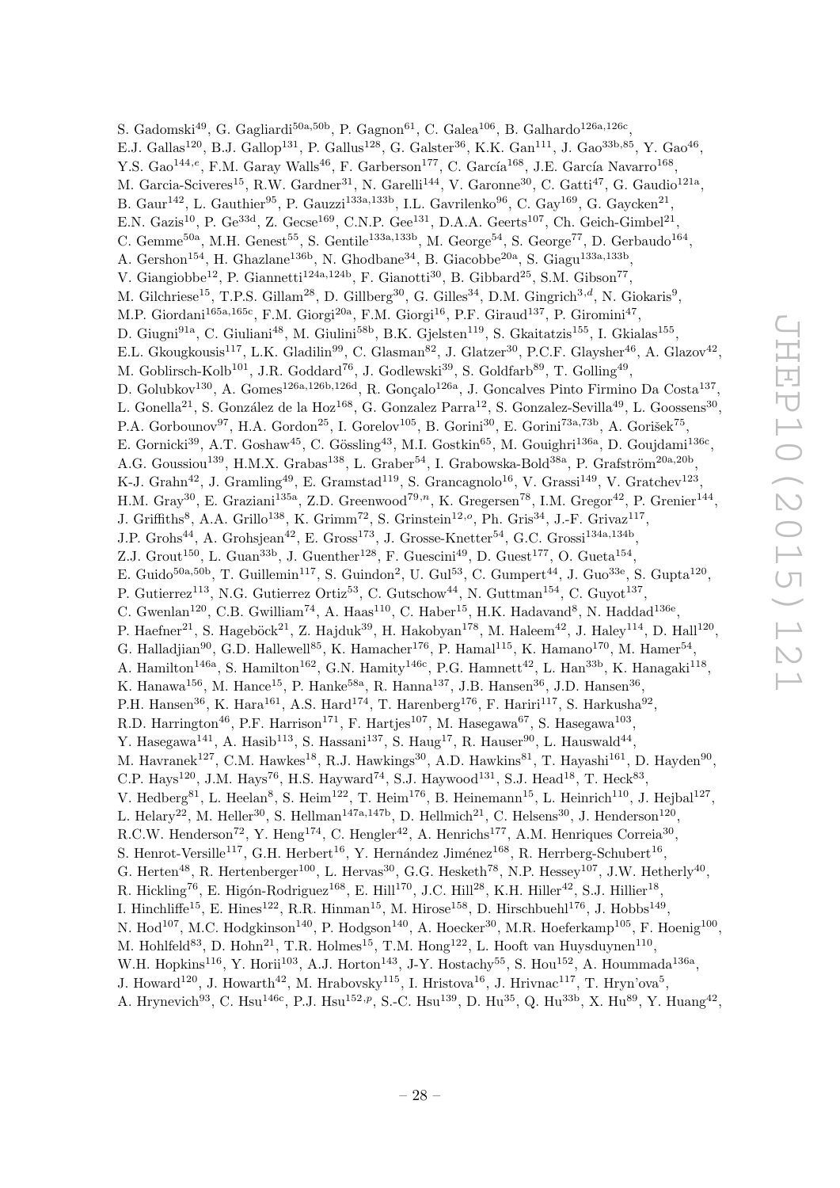S. Gadomski[49], G. Gagliardi[50a,50b], P. Gagnon[61], C. Galea[106], B. Galhardo[126a,126c], E.J. Gallas[120], B.J. Gallop[131], P. Gallus[128], G. Galster[36], K.K. Gan[111], J. Gao[33b,85], Y. Gao[46], Y.S. Gao[144,e], F.M. Garay Walls[46], F. Garberson[177], C. García[168], J.E. García Navarro[168], M. Garcia-Sciveres[15], R.W. Gardner[31], N. Garelli[144], V. Garonne[30], C. Gatti[47], G. Gaudio[121a], B. Gaur[142], L. Gauthier[95], P. Gauzzi[133a,133b], I.L. Gavrilenko[96], C. Gay[169], G. Gaycken[21], E.N. Gazis[10], P. Ge[33d], Z. Gecse[169], C.N.P. Gee[131], D.A.A. Geerts[107], Ch. Geich-Gimbel[21], C. Gemme[50a], M.H. Genest[55], S. Gentile[133a,133b], M. George[54], S. George[77], D. Gerbaudo[164], A. Gershon[154], H. Ghazlane[136b], N. Ghodbane[34], B. Giacobbe[20a], S. Giagu[133a,133b], V. Giangiobbe[12], P. Giannetti[124a,124b], F. Gianotti[30], B. Gibbard[25], S.M. Gibson[77], M. Gilchriese[15], T.P.S. Gillam[28], D. Gillberg[30], G. Gilles[34], D.M. Gingrich[3,d], N. Giokaris[9], M.P. Giordani[165a,165c], F.M. Giorgi[20a], F.M. Giorgi[16], P.F. Giraud[137], P. Giromini[47], D. Giugni[91a], C. Giuliani[48], M. Giulini[58b], B.K. Gjelsten[119], S. Gkaitatzis[155], I. Gkialas[155], E.L. Gkougkousis[117], L.K. Gladilin[99], C. Glasman[82], J. Glatzer[30], P.C.F. Glaysher[46], A. Glazov[42], M. Goblirsch-Kolb[101], J.R. Goddard[76], J. Godlewski[39], S. Goldfarb[89], T. Golling[49], D. Golubkov[130], A. Gomes[126a,126b,126d], R. Gonçalo[126a], J. Goncalves Pinto Firmino Da Costa[137], L. Gonella[21], S. González de la Hoz[168], G. Gonzalez Parra[12], S. Gonzalez-Sevilla[49], L. Goossens[30], P.A. Gorbounov[97], H.A. Gordon[25], I. Gorelov[105], B. Gorini[30], E. Gorini[73a,73b], A. Gorišek[75], E. Gornicki[39], A.T. Goshaw[45], C. Gössling[43], M.I. Gostkin[65], M. Gouighri[136a], D. Goujdami[136c], A.G. Goussiou[139], H.M.X. Grabas[138], L. Graber[54], I. Grabowska-Bold[38a], P. Grafström[20a,20b], K-J. Grahn[42], J. Gramling[49], E. Gramstad[119], S. Grancagnolo[16], V. Grassi[149], V. Gratchev[123], H.M. Gray[30], E. Graziani[135a], Z.D. Greenwood[79,n], K. Gregersen[78], I.M. Gregor[42], P. Grenier[144], J. Griffiths[8], A.A. Grillo[138], K. Grimm[72], S. Grinstein[12,o], Ph. Gris[34], J.-F. Grivaz[117], J.P. Grohs[44], A. Grohsjean[42], E. Gross[173], J. Grosse-Knetter[54], G.C. Grossi[134a,134b], Z.J. Grout[150], L. Guan[33b], J. Guenther[128], F. Guescini[49], D. Guest[177], O. Gueta[154], E. Guido[50a,50b], T. Guillemin[117], S. Guindon[2], U. Gul[53], C. Gumpert[44], J. Guo[33e], S. Gupta[120], P. Gutierrez[113], N.G. Gutierrez Ortiz[53], C. Gutschow[44], N. Guttman[154], C. Guyot[137], C. Gwenlan[120], C.B. Gwilliam[74], A. Haas[110], C. Haber[15], H.K. Hadavand[8], N. Haddad[136e], P. Haefner[21], S. Hageböck[21], Z. Hajduk[39], H. Hakobyan[178], M. Haleem[42], J. Haley[114], D. Hall[120], G. Halladjian[90], G.D. Hallewell[85], K. Hamacher[176], P. Hamal[115], K. Hamano[170], M. Hamer[54], A. Hamilton[146a], S. Hamilton[162], G.N. Hamity[146c], P.G. Hamnett[42], L. Han[33b], K. Hanagaki[118], K. Hanawa[156], M. Hance[15], P. Hanke[58a], R. Hanna[137], J.B. Hansen[36], J.D. Hansen[36], P.H. Hansen[36], K. Hara[161], A.S. Hard[174], T. Harenberg[176], F. Hariri[117], S. Harkusha[92], R.D. Harrington[46], P.F. Harrison[171], F. Hartjes[107], M. Hasegawa[67], S. Hasegawa[103], Y. Hasegawa[141], A. Hasib[113], S. Hassani[137], S. Haug[17], R. Hauser[90], L. Hauswald[44], M. Havranek[127], C.M. Hawkes[18], R.J. Hawkings[30], A.D. Hawkins[81], T. Hayashi[161], D. Hayden[90], C.P. Hays[120], J.M. Hays[76], H.S. Hayward[74], S.J. Haywood[131], S.J. Head[18], T. Heck[83], V. Hedberg[81], L. Heelan[8], S. Heim[122], T. Heim[176], B. Heinemann[15], L. Heinrich[110], J. Hejbal[127], L. Helary[22], M. Heller[30], S. Hellman[147a,147b], D. Hellmich[21], C. Helsens[30], J. Henderson[120], R.C.W. Henderson[72], Y. Heng[174], C. Hengler[42], A. Henrichs[177], A.M. Henriques Correia[30], S. Henrot-Versille[117], G.H. Herbert[16], Y. Hernández Jiménez[168], R. Herrberg-Schubert[16], G. Herten[48], R. Hertenberger[100], L. Hervas[30], G.G. Hesketh[78], N.P. Hessey[107], J.W. Hetherly[40], R. Hickling[76], E. Higón-Rodriguez[168], E. Hill[170], J.C. Hill[28], K.H. Hiller[42], S.J. Hillier[18], I. Hinchliffe[15], E. Hines[122], R.R. Hinman[15], M. Hirose[158], D. Hirschbuehl[176], J. Hobbs[149], N. Hod[107], M.C. Hodgkinson[140], P. Hodgson[140], A. Hoecker[30], M.R. Hoeferkamp[105], F. Hoenig[100], M. Hohlfeld[83], D. Hohn[21], T.R. Holmes[15], T.M. Hong[122], L. Hooft van Huysduynen[110], W.H. Hopkins[116], Y. Horii[103], A.J. Horton[143], J-Y. Hostachy[55], S. Hou[152], A. Hoummada[136a], J. Howard[120], J. Howarth[42], M. Hrabovsky[115], I. Hristova[16], J. Hrivnac[117], T. Hryn'ova[5], A. Hrynevich[93], C. Hsu[146c], P.J. Hsu[152,p], S.-C. Hsu[139], D. Hu[35], Q. Hu[33b], X. Hu[89], Y. Huang[42],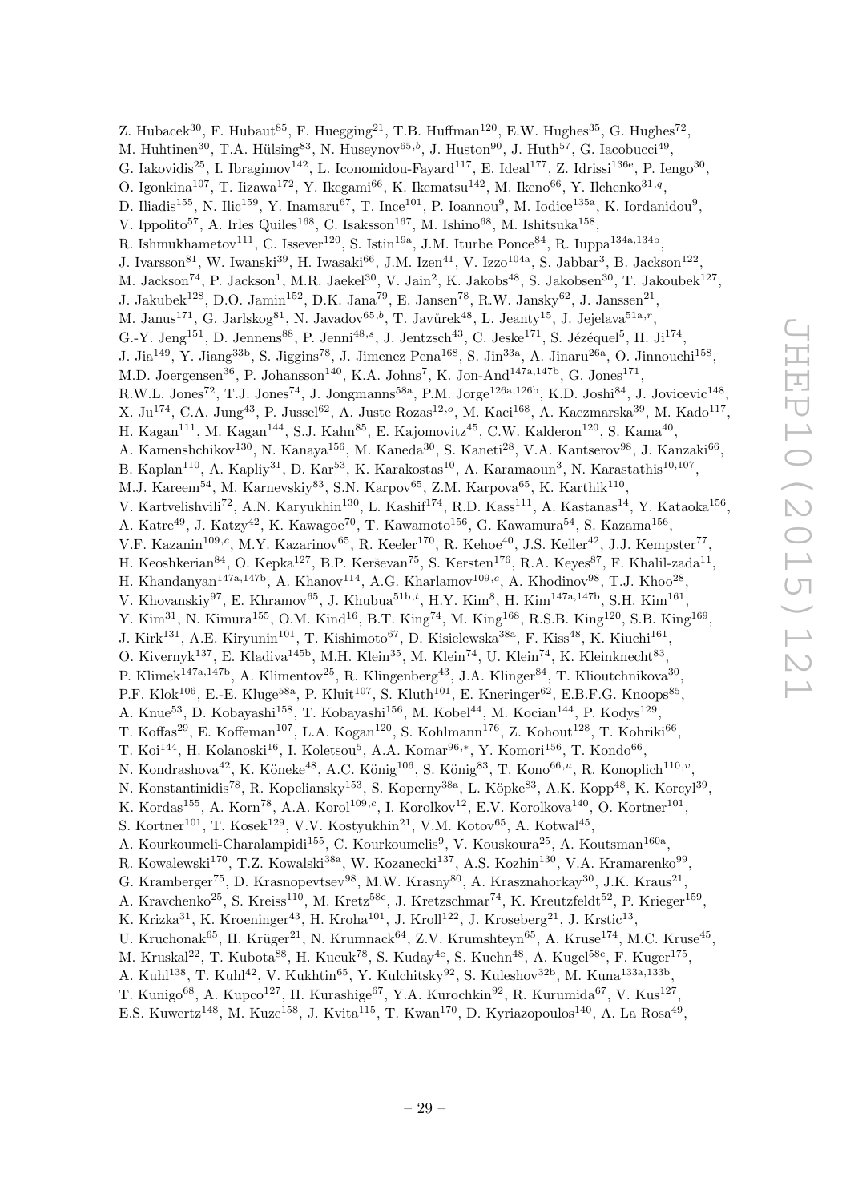Z. Hubacek[30], F. Hubaut[85], F. Huegging[21], T.B. Huffman[120], E.W. Hughes[35], G. Hughes[72], M. Huhtinen[30], T.A. Hülsing[83], N. Huseynov[65,b], J. Huston[90], J. Huth[57], G. Iacobucci[49], G. Iakovidis[25], I. Ibragimov[142], L. Iconomidou-Fayard[117], E. Ideal[177], Z. Idrissi[136e], P. Iengo[30], O. Igonkina[107], T. Iizawa[172], Y. Ikegami[66], K. Ikematsu[142], M. Ikeno[66], Y. Ilchenko[31,q], D. Iliadis[155], N. Ilic[159], Y. Inamaru[67], T. Ince[101], P. Ioannou[9], M. Iodice[135a], K. Iordanidou[9], V. Ippolito[57], A. Irles Quiles[168], C. Isaksson[167], M. Ishino[68], M. Ishitsuka[158], R. Ishmukhametov[111], C. Issever[120], S. Istin[19a], J.M. Iturbe Ponce[84], R. Iuppa[134a,134b], J. Ivarsson[81], W. Iwanski[39], H. Iwasaki[66], J.M. Izen[41], V. Izzo[104a], S. Jabbar[3], B. Jackson[122], M. Jackson[74], P. Jackson[1], M.R. Jaekel[30], V. Jain[2], K. Jakobs[48], S. Jakobsen[30], T. Jakoubek[127], J. Jakubek[128], D.O. Jamin[152], D.K. Jana[79], E. Jansen[78], R.W. Jansky[62], J. Janssen[21], M. Janus[171], G. Jarlskog[81], N. Javadov[65,b], T. Javůrek[48], L. Jeanty[15], J. Jejelava[51a,r], G.-Y. Jeng[151], D. Jennens[88], P. Jenni[48,s], J. Jentzsch[43], C. Jeske[171], S. Jézéquel[5], H. Ji[174], J. Jia[149], Y. Jiang[33b], S. Jiggins[78], J. Jimenez Pena[168], S. Jin[33a], A. Jinaru[26a], O. Jinnouchi[158], M.D. Joergensen[36], P. Johansson[140], K.A. Johns[7], K. Jon-And[147a,147b], G. Jones[171], R.W.L. Jones[72], T.J. Jones[74], J. Jongmanns[58a], P.M. Jorge[126a,126b], K.D. Joshi[84], J. Jovicevic[148], X. Ju[174], C.A. Jung[43], P. Jussel[62], A. Juste Rozas[12,o], M. Kaci[168], A. Kaczmarska[39], M. Kado[117], H. Kagan[111], M. Kagan[144], S.J. Kahn[85], E. Kajomovitz[45], C.W. Kalderon[120], S. Kama[40], A. Kamenshchikov[130], N. Kanaya[156], M. Kaneda[30], S. Kaneti[28], V.A. Kantserov[98], J. Kanzaki[66], B. Kaplan[110], A. Kapliy[31], D. Kar[53], K. Karakostas[10], A. Karamaoun[3], N. Karastathis[10,107], M.J. Kareem[54], M. Karnevskiy[83], S.N. Karpov[65], Z.M. Karpova[65], K. Karthik[110], V. Kartvelishvili[72], A.N. Karyukhin[130], L. Kashif[174], R.D. Kass[111], A. Kastanas[14], Y. Kataoka[156], A. Katre[49], J. Katzy[42], K. Kawagoe[70], T. Kawamoto[156], G. Kawamura[54], S. Kazama[156], V.F. Kazanin[109,c], M.Y. Kazarinov[65], R. Keeler[170], R. Kehoe[40], J.S. Keller[42], J.J. Kempster[77], H. Keoshkerian[84], O. Kepka[127], B.P. Kerševan[75], S. Kersten[176], R.A. Keyes[87], F. Khalil-zada[11], H. Khandanyan[147a,147b], A. Khanov[114], A.G. Kharlamov[109,c], A. Khodinov[98], T.J. Khoo[28], V. Khovanskiy[97], E. Khramov[65], J. Khubua[51b,t], H.Y. Kim[8], H. Kim[147a,147b], S.H. Kim[161], Y. Kim[31], N. Kimura[155], O.M. Kind[16], B.T. King[74], M. King[168], R.S.B. King[120], S.B. King[169], J. Kirk[131], A.E. Kiryunin[101], T. Kishimoto[67], D. Kisielewska[38a], F. Kiss[48], K. Kiuchi[161], O. Kivernyk[137], E. Kladiva[145b], M.H. Klein[35], M. Klein[74], U. Klein[74], K. Kleinknecht[83], P. Klimek[147a,147b], A. Klimentov[25], R. Klingenberg[43], J.A. Klinger[84], T. Klioutchnikova[30], P.F. Klok[106], E.-E. Kluge[58a], P. Kluit[107], S. Kluth[101], E. Kneringer[62], E.B.F.G. Knoops[85], A. Knue[53], D. Kobayashi[158], T. Kobayashi[156], M. Kobel[44], M. Kocian[144], P. Kodys[129], T. Koffas[29], E. Koffeman[107], L.A. Kogan[120], S. Kohlmann[176], Z. Kohout[128], T. Kohriki[66], T. Koi[144], H. Kolanoski[16], I. Koletsou[5], A.A. Komar[96,*], Y. Komori[156], T. Kondo[66], N. Kondrashova[42], K. Köneke[48], A.C. König[106], S. König[83], T. Kono[66,u], R. Konoplich[110,v], N. Konstantinidis[78], R. Kopeliansky[153], S. Koperny[38a], L. Köpke[83], A.K. Kopp[48], K. Korcyl[39], K. Kordas[155], A. Korn[78], A.A. Korol[109,c], I. Korolkov[12], E.V. Korolkova[140], O. Kortner[101], S. Kortner[101], T. Kosek[129], V.V. Kostyukhin[21], V.M. Kotov[65], A. Kotwal[45], A. Kourkoumeli-Charalampidi[155], C. Kourkoumelis[9], V. Kouskoura[25], A. Koutsman[160a], R. Kowalewski[170], T.Z. Kowalski[38a], W. Kozanecki[137], A.S. Kozhin[130], V.A. Kramarenko[99], G. Kramberger[75], D. Krasnopevtsev[98], M.W. Krasny[80], A. Krasznahorkay[30], J.K. Kraus[21], A. Kravchenko[25], S. Kreiss[110], M. Kretz[58c], J. Kretzschmar[74], K. Kreutzfeldt[52], P. Krieger[159], K. Krizka[31], K. Kroeninger[43], H. Kroha[101], J. Kroll[122], J. Kroseberg[21], J. Krstic[13], U. Kruchonak[65], H. Krüger[21], N. Krumnack[64], Z.V. Krumshteyn[65], A. Kruse[174], M.C. Kruse[45], M. Kruskal[22], T. Kubota[88], H. Kucuk[78], S. Kuday[4c], S. Kuehn[48], A. Kugel[58c], F. Kuger[175], A. Kuhl[138], T. Kuhl[42], V. Kukhtin[65], Y. Kulchitsky[92], S. Kuleshov[32b], M. Kuna[133a,133b], T. Kunigo[68], A. Kupco[127], H. Kurashige[67], Y.A. Kurochkin[92], R. Kurumida[67], V. Kus[127], E.S. Kuwertz[148], M. Kuze[158], J. Kvita[115], T. Kwan[170], D. Kyriazopoulos[140], A. La Rosa[49],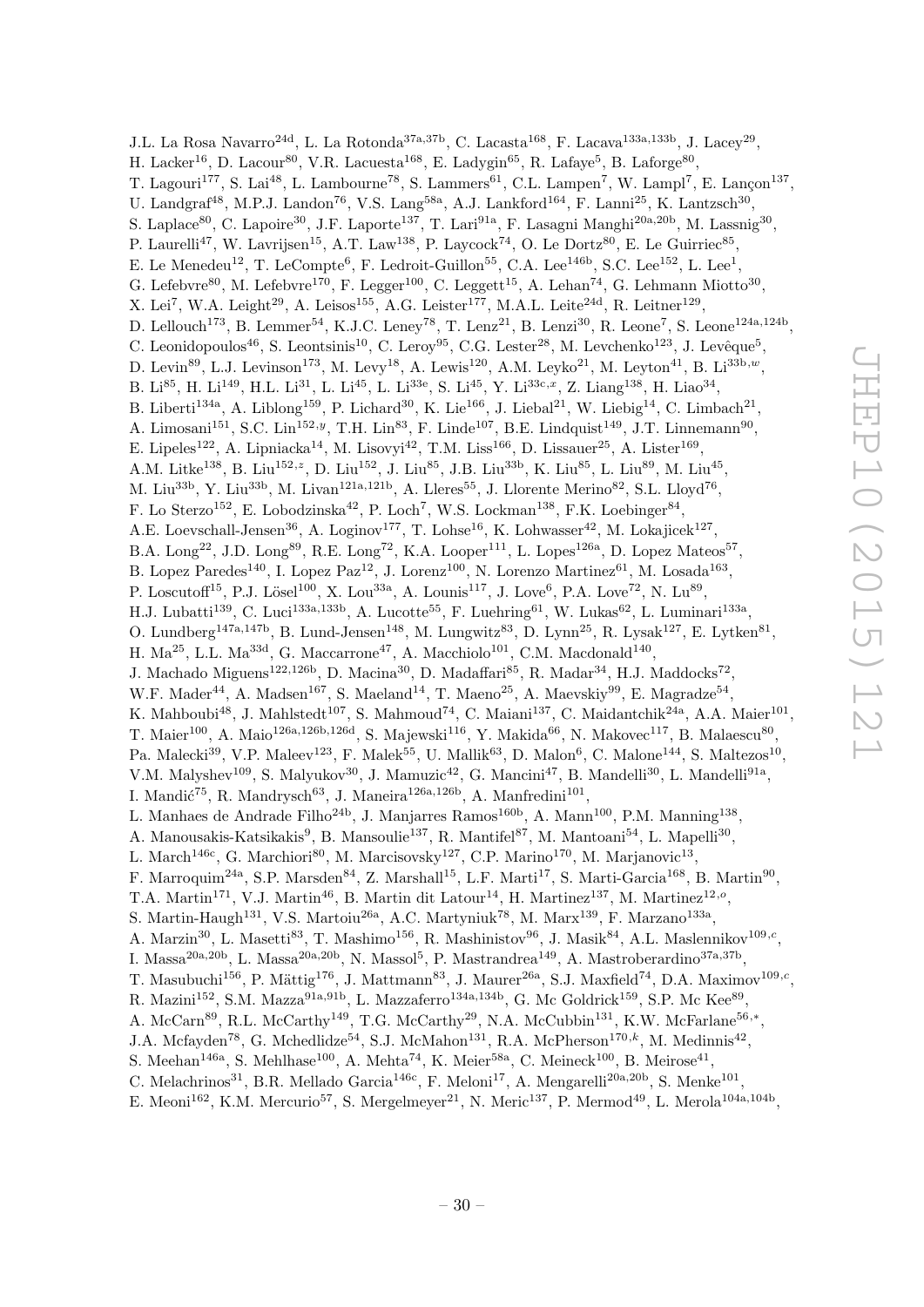J.L. La Rosa Navarro[24d], L. La Rotonda[37a,37b], C. Lacasta[168], F. Lacava[133a,133b], J. Lacey[29], H. Lacker[16], D. Lacour[80], V.R. Lacuesta[168], E. Ladygin[65], R. Lafaye[5], B. Laforge[80], T. Lagouri[177], S. Lai[48], L. Lambourne[78], S. Lammers[61], C.L. Lampen[7], W. Lampl[7], E. Lançon[137], U. Landgraf[48], M.P.J. Landon[76], V.S. Lang[58a], A.J. Lankford[164], F. Lanni[25], K. Lantzsch[30], S. Laplace[80], C. Lapoire[30], J.F. Laporte[137], T. Lari[91a], F. Lasagni Manghi[20a,20b], M. Lassnig[30], P. Laurelli[47], W. Lavrijsen[15], A.T. Law[138], P. Laycock[74], O. Le Dortz[80], E. Le Guirriec[85], E. Le Menedeu[12], T. LeCompte[6], F. Ledroit-Guillon[55], C.A. Lee[146b], S.C. Lee[152], L. Lee[1], G. Lefebvre[80], M. Lefebvre[170], F. Legger[100], C. Leggett[15], A. Lehan[74], G. Lehmann Miotto[30], X. Lei[7], W.A. Leight[29], A. Leisos[155], A.G. Leister[177], M.A.L. Leite[24d], R. Leitner[129], D. Lellouch[173], B. Lemmer[54], K.J.C. Leney[78], T. Lenz[21], B. Lenzi[30], R. Leone[7], S. Leone[124a,124b], C. Leonidopoulos[46], S. Leontsinis[10], C. Leroy[95], C.G. Lester[28], M. Levchenko[123], J. Levêque[5], D. Levin[89], L.J. Levinson[173], M. Levy[18], A. Lewis[120], A.M. Leyko[21], M. Leyton[41], B. Li[33b,w], B. Li[85], H. Li[149], H.L. Li[31], L. Li[45], L. Li[33e], S. Li[45], Y. Li[33c,x], Z. Liang[138], H. Liao[34], B. Liberti[134a], A. Liblong[159], P. Lichard[30], K. Lie[166], J. Liebal[21], W. Liebig[14], C. Limbach[21], A. Limosani[151], S.C. Lin[152,y], T.H. Lin[83], F. Linde[107], B.E. Lindquist[149], J.T. Linnemann[90], E. Lipeles[122], A. Lipniacka[14], M. Lisovyi[42], T.M. Liss[166], D. Lissauer[25], A. Lister[169], A.M. Litke[138], B. Liu[152,z], D. Liu[152], J. Liu[85], J.B. Liu[33b], K. Liu[85], L. Liu[89], M. Liu[45], M. Liu[33b], Y. Liu[33b], M. Livan[121a,121b], A. Lleres[55], J. Llorente Merino[82], S.L. Lloyd[76], F. Lo Sterzo[152], E. Lobodzinska[42], P. Loch[7], W.S. Lockman[138], F.K. Loebinger[84], A.E. Loevschall-Jensen[36], A. Loginov[177], T. Lohse[16], K. Lohwasser[42], M. Lokajicek[127], B.A. Long[22], J.D. Long[89], R.E. Long[72], K.A. Looper[111], L. Lopes[126a], D. Lopez Mateos[57], B. Lopez Paredes[140], I. Lopez Paz[12], J. Lorenz[100], N. Lorenzo Martinez[61], M. Losada[163], P. Loscutoff[15], P.J. Lösel[100], X. Lou[33a], A. Lounis[117], J. Love[6], P.A. Love[72], N. Lu[89], H.J. Lubatti[139], C. Luci[133a,133b], A. Lucotte[55], F. Luehring[61], W. Lukas[62], L. Luminari[133a], O. Lundberg[147a,147b], B. Lund-Jensen[148], M. Lungwitz[83], D. Lynn[25], R. Lysak[127], E. Lytken[81], H. Ma[25], L.L. Ma[33d], G. Maccarrone[47], A. Macchiolo[101], C.M. Macdonald[140], J. Machado Miguens[122,126b], D. Macina[30], D. Madaffari[85], R. Madar[34], H.J. Maddocks[72], W.F. Mader[44], A. Madsen[167], S. Maeland[14], T. Maeno[25], A. Maevskiy[99], E. Magradze[54], K. Mahboubi[48], J. Mahlstedt[107], S. Mahmoud[74], C. Maiani[137], C. Maidantchik[24a], A.A. Maier[101], T. Maier[100], A. Maio[126a,126b,126d], S. Majewski[116], Y. Makida[66], N. Makovec[117], B. Malaescu[80], Pa. Malecki[39], V.P. Maleev[123], F. Malek[55], U. Mallik[63], D. Malon[6], C. Malone[144], S. Maltezos[10], V.M. Malyshev[109], S. Malyukov[30], J. Mamuzic[42], G. Mancini[47], B. Mandelli[30], L. Mandelli[91a], I. Mandić[75], R. Mandrysch[63], J. Maneira[126a,126b], A. Manfredini[101], L. Manhaes de Andrade Filho[24b], J. Manjarres Ramos[160b], A. Mann[100], P.M. Manning[138], A. Manousakis-Katsikakis[9], B. Mansoulie[137], R. Mantifel[87], M. Mantoani[54], L. Mapelli[30], L. March[146c], G. Marchiori[80], M. Marcisovsky[127], C.P. Marino[170], M. Marjanovic[13], F. Marroquim[24a], S.P. Marsden[84], Z. Marshall[15], L.F. Marti[17], S. Marti-Garcia[168], B. Martin[90], T.A. Martin[171], V.J. Martin[46], B. Martin dit Latour[14], H. Martinez[137], M. Martinez[12,o], S. Martin-Haugh[131], V.S. Martoiu[26a], A.C. Martyniuk[78], M. Marx[139], F. Marzano[133a], A. Marzin[30], L. Masetti[83], T. Mashimo[156], R. Mashinistov[96], J. Masik[84], A.L. Maslennikov[109,c], I. Massa[20a,20b], L. Massa[20a,20b], N. Massol[5], P. Mastrandrea[149], A. Mastroberardino[37a,37b], T. Masubuchi[156], P. Mättig[176], J. Mattmann[83], J. Maurer[26a], S.J. Maxfield[74], D.A. Maximov[109,c], R. Mazini[152], S.M. Mazza[91a,91b], L. Mazzaferro[134a,134b], G. Mc Goldrick[159], S.P. Mc Kee[89], A. McCarn[89], R.L. McCarthy[149], T.G. McCarthy[29], N.A. McCubbin[131], K.W. McFarlane[56,*], J.A. Mcfayden[78], G. Mchedlidze[54], S.J. McMahon[131], R.A. McPherson[170,k], M. Medinnis[42], S. Meehan[146a], S. Mehlhase[100], A. Mehta[74], K. Meier[58a], C. Meineck[100], B. Meirose[41], C. Melachrinos[31], B.R. Mellado Garcia[146c], F. Meloni[17], A. Mengarelli[20a,20b], S. Menke[101], E. Meoni[162], K.M. Mercurio[57], S. Mergelmeyer[21], N. Meric[137], P. Mermod[49], L. Merola[104a,104b],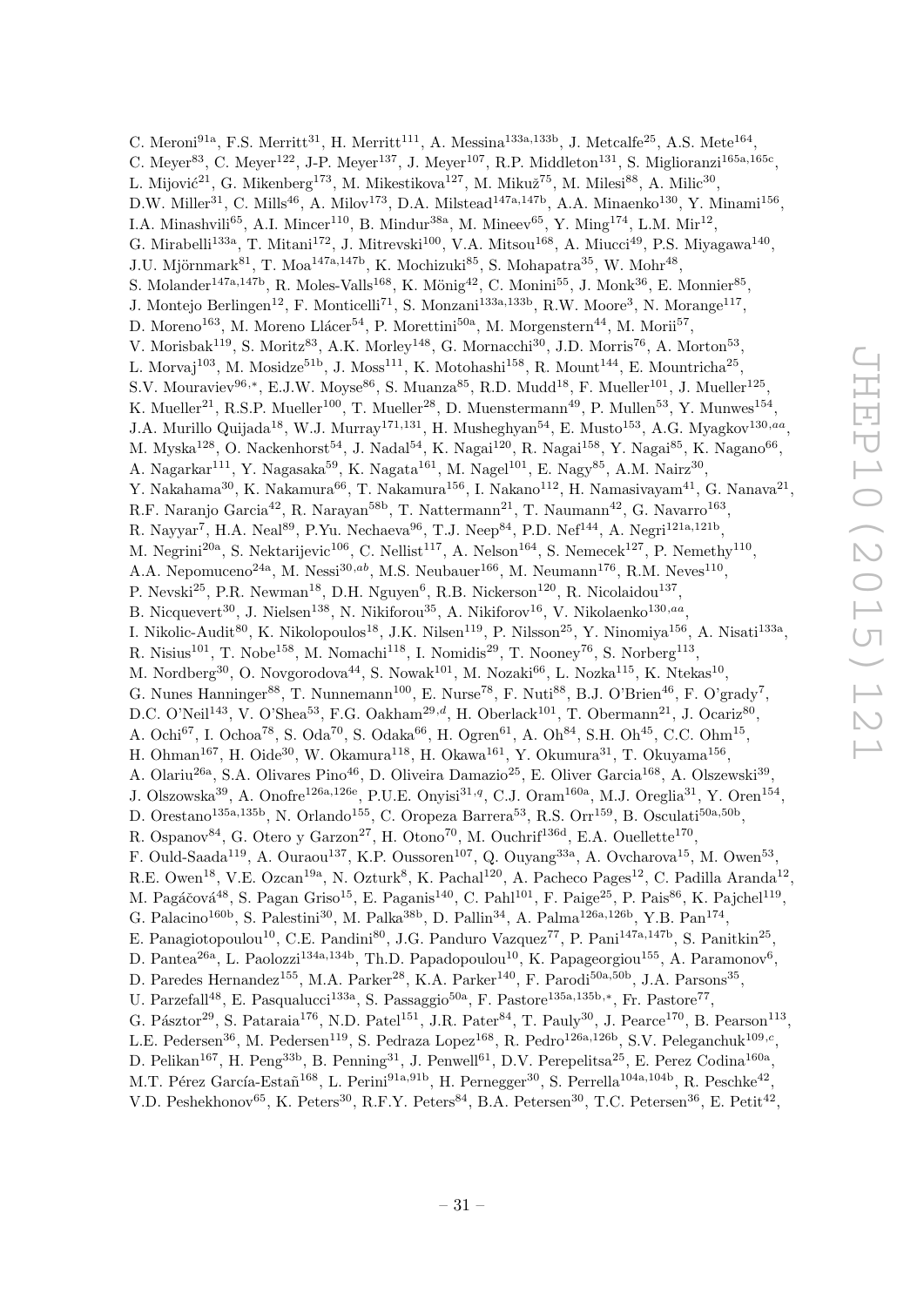C. Meroni[91a], F.S. Merritt[31], H. Merritt[111], A. Messina[133a,133b], J. Metcalfe[25], A.S. Mete[164], C. Meyer[83], C. Meyer[122], J-P. Meyer[137], J. Meyer[107], R.P. Middleton[131], S. Miglioranzi[165a,165c], L. Mijović[21], G. Mikenberg[173], M. Mikestikova[127], M. Mikuž[75], M. Milesi[88], A. Milic[30], D.W. Miller[31], C. Mills[46], A. Milov[173], D.A. Milstead[147a,147b], A.A. Minaenko[130], Y. Minami[156], I.A. Minashvili[65], A.I. Mincer[110], B. Mindur[38a], M. Mineev[65], Y. Ming[174], L.M. Mir[12], G. Mirabelli[133a], T. Mitani[172], J. Mitrevski[100], V.A. Mitsou[168], A. Miucci[49], P.S. Miyagawa[140], J.U. Mjörnmark[81], T. Moa[147a,147b], K. Mochizuki[85], S. Mohapatra[35], W. Mohr[48], S. Molander[147a,147b], R. Moles-Valls[168], K. Mönig[42], C. Monini[55], J. Monk[36], E. Monnier[85], J. Montejo Berlingen[12], F. Monticelli[71], S. Monzani[133a,133b], R.W. Moore[3], N. Morange[117], D. Moreno[163], M. Moreno Llácer[54], P. Morettini[50a], M. Morgenstern[44], M. Morii[57], V. Morisbak[119], S. Moritz[83], A.K. Morley[148], G. Mornacchi[30], J.D. Morris[76], A. Morton[53], L. Morvaj[103], M. Mosidze[51b], J. Moss[111], K. Motohashi[158], R. Mount[144], E. Mountricha[25], S.V. Mouraviev[96,*], E.J.W. Moyse[86], S. Muanza[85], R.D. Mudd[18], F. Mueller[101], J. Mueller[125], K. Mueller[21], R.S.P. Mueller[100], T. Mueller[28], D. Muenstermann[49], P. Mullen[53], Y. Munwes[154], J.A. Murillo Quijada[18], W.J. Murray[171,131], H. Musheghyan[54], E. Musto[153], A.G. Myagkov[130,aa], M. Myska[128], O. Nackenhorst[54], J. Nadal[54], K. Nagai[120], R. Nagai[158], Y. Nagai[85], K. Nagano[66], A. Nagarkar[111], Y. Nagasaka[59], K. Nagata[161], M. Nagel[101], E. Nagy[85], A.M. Nairz[30], Y. Nakahama[30], K. Nakamura[66], T. Nakamura[156], I. Nakano[112], H. Namasivayam[41], G. Nanava[21], R.F. Naranjo Garcia[42], R. Narayan[58b], T. Nattermann[21], T. Naumann[42], G. Navarro[163], R. Nayyar[7], H.A. Neal[89], P.Yu. Nechaeva[96], T.J. Neep[84], P.D. Nef[144], A. Negri[121a,121b], M. Negrini[20a], S. Nektarijevic[106], C. Nellist[117], A. Nelson[164], S. Nemecek[127], P. Nemethy[110], A.A. Nepomuceno[24a], M. Nessi[30,ab], M.S. Neubauer[166], M. Neumann[176], R.M. Neves[110], P. Nevski[25], P.R. Newman[18], D.H. Nguyen[6], R.B. Nickerson[120], R. Nicolaidou[137], B. Nicquevert[30], J. Nielsen[138], N. Nikiforou[35], A. Nikiforov[16], V. Nikolaenko[130,aa], I. Nikolic-Audit[80], K. Nikolopoulos[18], J.K. Nilsen[119], P. Nilsson[25], Y. Ninomiya[156], A. Nisati[133a], R. Nisius[101], T. Nobe[158], M. Nomachi[118], I. Nomidis[29], T. Nooney[76], S. Norberg[113], M. Nordberg[30], O. Novgorodova[44], S. Nowak[101], M. Nozaki[66], L. Nozka[115], K. Ntekas[10], G. Nunes Hanninger[88], T. Nunnemann[100], E. Nurse[78], F. Nuti[88], B.J. O'Brien[46], F. O'grady[7], D.C. O'Neil[143], V. O'Shea[53], F.G. Oakham[29,d], H. Oberlack[101], T. Obermann[21], J. Ocariz[80], A. Ochi[67], I. Ochoa[78], S. Oda[70], S. Odaka[66], H. Ogren[61], A. Oh[84], S.H. Oh[45], C.C. Ohm[15], H. Ohman[167], H. Oide[30], W. Okamura[118], H. Okawa[161], Y. Okumura[31], T. Okuyama[156], A. Olariu[26a], S.A. Olivares Pino[46], D. Oliveira Damazio[25], E. Oliver Garcia[168], A. Olszewski[39], J. Olszowska[39], A. Onofre[126a,126e], P.U.E. Onyisi[31,q], C.J. Oram[160a], M.J. Oreglia[31], Y. Oren[154], D. Orestano[135a,135b], N. Orlando[155], C. Oropeza Barrera[53], R.S. Orr[159], B. Osculati[50a,50b], R. Ospanov[84], G. Otero y Garzon[27], H. Otono[70], M. Ouchrif[136d], E.A. Ouellette[170], F. Ould-Saada[119], A. Ouraou[137], K.P. Oussoren[107], Q. Ouyang[33a], A. Ovcharova[15], M. Owen[53], R.E. Owen[18], V.E. Ozcan[19a], N. Ozturk[8], K. Pachal[120], A. Pacheco Pages[12], C. Padilla Aranda[12], M. Pagáčová[48], S. Pagan Griso[15], E. Paganis[140], C. Pahl[101], F. Paige[25], P. Pais[86], K. Pajchel[119], G. Palacino[160b], S. Palestini[30], M. Palka[38b], D. Pallin[34], A. Palma[126a,126b], Y.B. Pan[174], E. Panagiotopoulou[10], C.E. Pandini[80], J.G. Panduro Vazquez[77], P. Pani[147a,147b], S. Panitkin[25], D. Pantea[26a], L. Paolozzi[134a,134b], Th.D. Papadopoulou[10], K. Papageorgiou[155], A. Paramonov[6], D. Paredes Hernandez[155], M.A. Parker[28], K.A. Parker[140], F. Parodi[50a,50b], J.A. Parsons[35], U. Parzefall[48], E. Pasqualucci[133a], S. Passaggio[50a], F. Pastore[135a,135b,*], Fr. Pastore[77], G. Pásztor[29], S. Pataraia[176], N.D. Patel[151], J.R. Pater[84], T. Pauly[30], J. Pearce[170], B. Pearson[113], L.E. Pedersen[36], M. Pedersen[119], S. Pedraza Lopez[168], R. Pedro[126a,126b], S.V. Peleganchuk[109,c], D. Pelikan[167], H. Peng[33b], B. Penning[31], J. Penwell[61], D.V. Perepelitsa[25], E. Perez Codina[160a], M.T. Pérez García-Estañ[168], L. Perini[91a,91b], H. Pernegger[30], S. Perrella[104a,104b], R. Peschke[42], V.D. Peshekhonov[65], K. Peters[30], R.F.Y. Peters[84], B.A. Petersen[30], T.C. Petersen[36], E. Petit[42],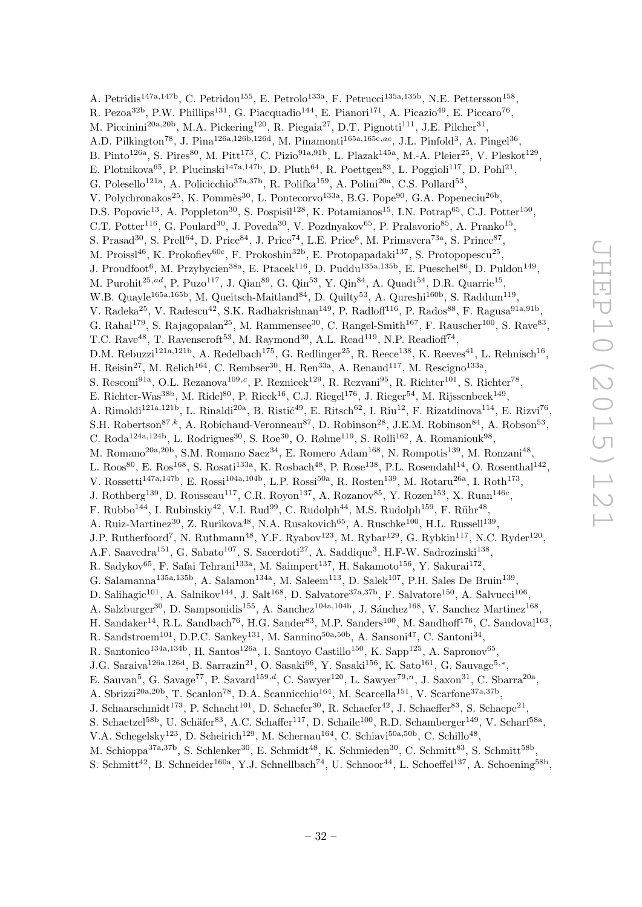A. Petridis[147a,147b], C. Petridou[155], E. Petrolo[133a], F. Petrucci[135a,135b], N.E. Pettersson[158], R. Pezoa[32b], P.W. Phillips[131], G. Piacquadio[144], E. Pianori[171], A. Picazio[49], E. Piccaro[76], M. Piccinini[20a,20b], M.A. Pickering[120], R. Piegaia[27], D.T. Pignotti[111], J.E. Pilcher[31], A.D. Pilkington[78], J. Pina[126a,126b,126d], M. Pinamonti[165a,165c,ac], J.L. Pinfold[3], A. Pingel[36], B. Pinto[126a], S. Pires[80], M. Pitt[173], C. Pizio[91a,91b], L. Plazak[145a], M.-A. Pleier[25], V. Pleskot[129], E. Plotnikova[65], P. Plucinski[147a,147b], D. Pluth[64], R. Poettgen[83], L. Poggioli[117], D. Pohl[21], G. Polesello[121a], A. Policicchio[37a,37b], R. Polifka[159], A. Polini[20a], C.S. Pollard[53], V. Polychronakos[25], K. Pommès[30], L. Pontecorvo[133a], B.G. Pope[90], G.A. Popeneciu[26b], D.S. Popovic[13], A. Poppleton[30], S. Pospisil[128], K. Potamianos[15], I.N. Potrap[65], C.J. Potter[150], C.T. Potter[116], G. Poulard[30], J. Poveda[30], V. Pozdnyakov[65], P. Pralavorio[85], A. Pranko[15], S. Prasad[30], S. Prell[64], D. Price[84], J. Price[74], L.E. Price[6], M. Primavera[73a], S. Prince[87], M. Proissl[46], K. Prokofiev[60c], F. Prokoshin[32b], E. Protopapadaki[137], S. Protopopescu[25], J. Proudfoot[6], M. Przybycien[38a], E. Ptacek[116], D. Puddu[135a,135b], E. Pueschel[86], D. Puldon[149], M. Purohit[25,ad], P. Puzo[117], J. Qian[89], G. Qin[53], Y. Qin[84], A. Quadt[54], D.R. Quarrie[15], W.B. Quayle[165a,165b], M. Queitsch-Maitland[84], D. Quilty[53], A. Qureshi[160b], S. Raddum[119], V. Radeka[25], V. Radescu[42], S.K. Radhakrishnan[149], P. Radloff[116], P. Rados[88], F. Ragusa[91a,91b], G. Rahal[179], S. Rajagopalan[25], M. Rammensee[30], C. Rangel-Smith[167], F. Rauscher[100], S. Rave[83], T.C. Rave[48], T. Ravenscroft[53], M. Raymond[30], A.L. Read[119], N.P. Readioff[74], D.M. Rebuzzi[121a,121b], A. Redelbach[175], G. Redlinger[25], R. Reece[138], K. Reeves[41], L. Rehnisch[16], H. Reisin[27], M. Relich[164], C. Rembser[30], H. Ren[33a], A. Renaud[117], M. Rescigno[133a], S. Resconi[91a], O.L. Rezanova[109,c], P. Reznicek[129], R. Rezvani[95], R. Richter[101], S. Richter[78], E. Richter-Was[38b], M. Ridel[80], P. Rieck[16], C.J. Riegel[176], J. Rieger[54], M. Rijssenbeek[149], A. Rimoldi[121a,121b], L. Rinaldi[20a], B. Ristić[49], E. Ritsch[62], I. Riu[12], F. Rizatdinova[114], E. Rizvi[76], S.H. Robertson[87,k], A. Robichaud-Veronneau[87], D. Robinson[28], J.E.M. Robinson[84], A. Robson[53], C. Roda[124a,124b], L. Rodrigues[30], S. Roe[30], O. Røhne[119], S. Rolli[162], A. Romaniouk[98], M. Romano[20a,20b], S.M. Romano Saez[34], E. Romero Adam[168], N. Rompotis[139], M. Ronzani[48], L. Roos[80], E. Ros[168], S. Rosati[133a], K. Rosbach[48], P. Rose[138], P.L. Rosendahl[14], O. Rosenthal[142], V. Rossetti[147a,147b], E. Rossi[104a,104b], L.P. Rossi[50a], R. Rosten[139], M. Rotaru[26a], I. Roth[173], J. Rothberg[139], D. Rousseau[117], C.R. Royon[137], A. Rozanov[85], Y. Rozen[153], X. Ruan[146c], F. Rubbo[144], I. Rubinskiy[42], V.I. Rud[99], C. Rudolph[44], M.S. Rudolph[159], F. Rühr[48], A. Ruiz-Martinez[30], Z. Rurikova[48], N.A. Rusakovich[65], A. Ruschke[100], H.L. Russell[139], J.P. Rutherfoord[7], N. Ruthmann[48], Y.F. Ryabov[123], M. Rybar[129], G. Rybkin[117], N.C. Ryder[120], A.F. Saavedra[151], G. Sabato[107], S. Sacerdoti[27], A. Saddique[3], H.F-W. Sadrozinski[138], R. Sadykov[65], F. Safai Tehrani[133a], M. Saimpert[137], H. Sakamoto[156], Y. Sakurai[172], G. Salamanna[135a,135b], A. Salamon[134a], M. Saleem[113], D. Salek[107], P.H. Sales De Bruin[139], D. Salihagic[101], A. Salnikov[144], J. Salt[168], D. Salvatore[37a,37b], F. Salvatore[150], A. Salvucci[106], A. Salzburger[30], D. Sampsonidis[155], A. Sanchez[104a,104b], J. Sánchez[168], V. Sanchez Martinez[168], H. Sandaker[14], R.L. Sandbach[76], H.G. Sander[83], M.P. Sanders[100], M. Sandhoff[176], C. Sandoval[163], R. Sandstroem[101], D.P.C. Sankey[131], M. Sannino[50a,50b], A. Sansoni[47], C. Santoni[34], R. Santonico[134a,134b], H. Santos[126a], I. Santoyo Castillo[150], K. Sapp[125], A. Sapronov[65], J.G. Saraiva[126a,126d], B. Sarrazin[21], O. Sasaki[66], Y. Sasaki[156], K. Sato[161], G. Sauvage[5,*], E. Sauvan[5], G. Savage[77], P. Savard[159,d], C. Sawyer[120], L. Sawyer[79,n], J. Saxon[31], C. Sbarra[20a], A. Sbrizzi[20a,20b], T. Scanlon[78], D.A. Scannicchio[164], M. Scarcella[151], V. Scarfone[37a,37b], J. Schaarschmidt[173], P. Schacht[101], D. Schaefer[30], R. Schaefer[42], J. Schaeffer[83], S. Schaepe[21], S. Schaetzel[58b], U. Schäfer[83], A.C. Schaffer[117], D. Schaile[100], R.D. Schamberger[149], V. Scharf[58a], V.A. Schegelsky[123], D. Scheirich[129], M. Schernau[164], C. Schiavi[50a,50b], C. Schillo[48], M. Schioppa[37a,37b], S. Schlenker[30], E. Schmidt[48], K. Schmieden[30], C. Schmitt[83], S. Schmitt[58b], S. Schmitt[42], B. Schneider[160a], Y.J. Schnellbach[74], U. Schnoor[44], L. Schoeffel[137], A. Schoening[58b],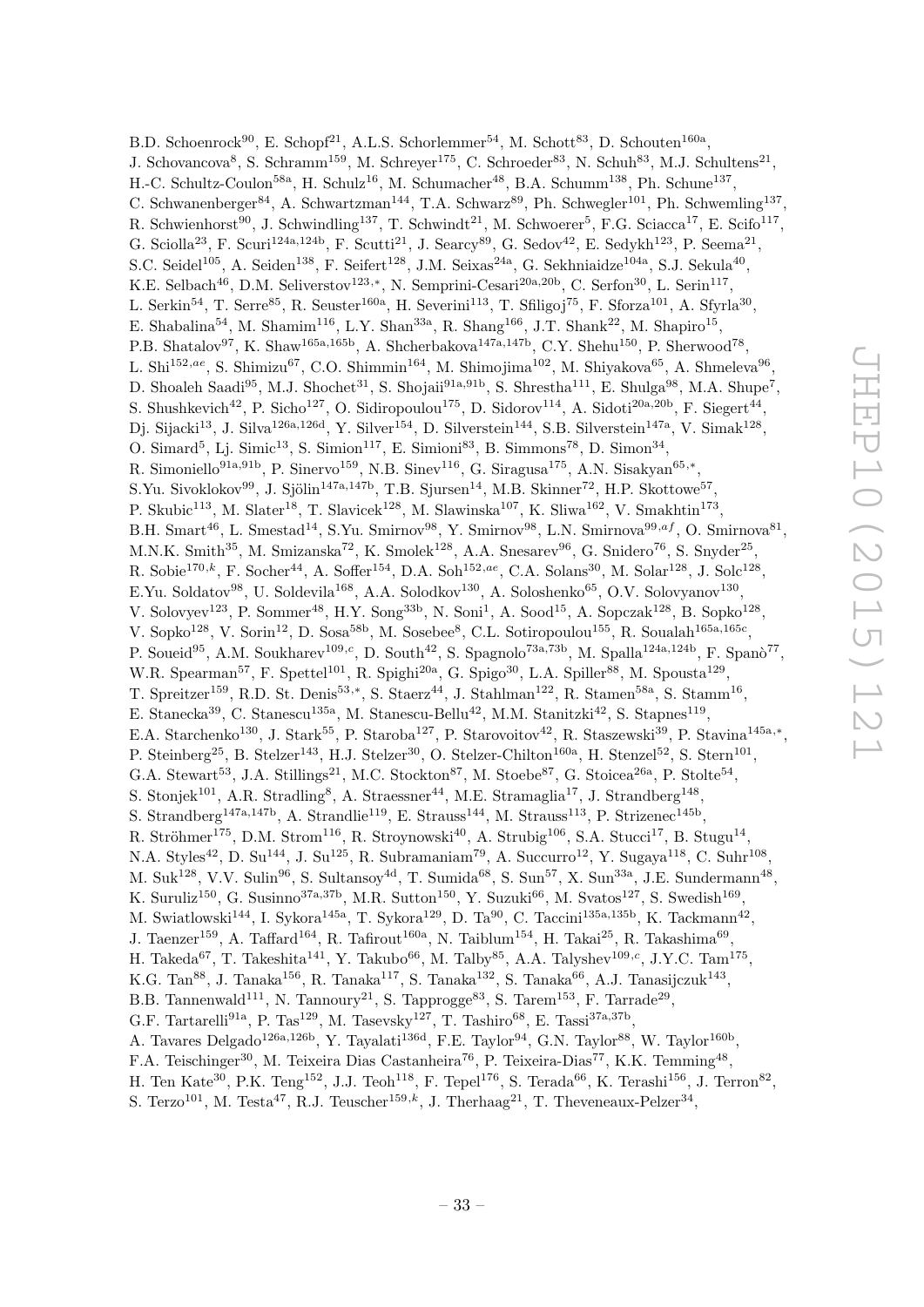B.D. Schoenrock[90], E. Schopf[21], A.L.S. Schorlemmer[54], M. Schott[83], D. Schouten[160a], J. Schovancova[8], S. Schramm[159], M. Schreyer[175], C. Schroeder[83], N. Schuh[83], M.J. Schultens[21], H.-C. Schultz-Coulon[58a], H. Schulz[16], M. Schumacher[48], B.A. Schumm[138], Ph. Schune[137], C. Schwanenberger[84], A. Schwartzman[144], T.A. Schwarz[89], Ph. Schwegler[101], Ph. Schwemling[137], R. Schwienhorst[90], J. Schwindling[137], T. Schwindt[21], M. Schwoerer[5], F.G. Sciacca[17], E. Scifo[117], G. Sciolla[23], F. Scuri[124a,124b], F. Scutti[21], J. Searcy[89], G. Sedov[42], E. Sedykh[123], P. Seema[21], S.C. Seidel[105], A. Seiden[138], F. Seifert[128], J.M. Seixas[24a], G. Sekhniaidze[104a], S.J. Sekula[40], K.E. Selbach[46], D.M. Seliverstov[123,*], N. Semprini-Cesari[20a,20b], C. Serfon[30], L. Serin[117], L. Serkin[54], T. Serre[85], R. Seuster[160a], H. Severini[113], T. Sfiligoj[75], F. Sforza[101], A. Sfyrla[30], E. Shabalina[54], M. Shamim[116], L.Y. Shan[33a], R. Shang[166], J.T. Shank[22], M. Shapiro[15], P.B. Shatalov[97], K. Shaw[165a,165b], A. Shcherbakova[147a,147b], C.Y. Shehu[150], P. Sherwood[78], L. Shi[152,ae], S. Shimizu[67], C.O. Shimmin[164], M. Shimojima[102], M. Shiyakova[65], A. Shmeleva[96], D. Shoaleh Saadi[95], M.J. Shochet[31], S. Shojaii[91a,91b], S. Shrestha[111], E. Shulga[98], M.A. Shupe[7], S. Shushkevich[42], P. Sicho[127], O. Sidiropoulou[175], D. Sidorov[114], A. Sidoti[20a,20b], F. Siegert[44], Dj. Sijacki[13], J. Silva[126a,126d], Y. Silver[154], D. Silverstein[144], S.B. Silverstein[147a], V. Simak[128], O. Simard[5], Lj. Simic[13], S. Simion[117], E. Simioni[83], B. Simmons[78], D. Simon[34], R. Simoniello[91a,91b], P. Sinervo[159], N.B. Sinev[116], G. Siragusa[175], A.N. Sisakyan[65,*], S.Yu. Sivoklokov[99], J. Sjölin[147a,147b], T.B. Sjursen[14], M.B. Skinner[72], H.P. Skottowe[57], P. Skubic[113], M. Slater[18], T. Slavicek[128], M. Slawinska[107], K. Sliwa[162], V. Smakhtin[173], B.H. Smart[46], L. Smestad[14], S.Yu. Smirnov[98], Y. Smirnov[98], L.N. Smirnova[99,af], O. Smirnova[81], M.N.K. Smith[35], M. Smizanska[72], K. Smolek[128], A.A. Snesarev[96], G. Snidero[76], S. Snyder[25], R. Sobie[170,k], F. Socher[44], A. Soffer[154], D.A. Soh[152,ae], C.A. Solans[30], M. Solar[128], J. Solc[128], E.Yu. Soldatov[98], U. Soldevila[168], A.A. Solodkov[130], A. Soloshenko[65], O.V. Solovyanov[130], V. Solovyev[123], P. Sommer[48], H.Y. Song[33b], N. Soni[1], A. Sood[15], A. Sopczak[128], B. Sopko[128], V. Sopko[128], V. Sorin[12], D. Sosa[58b], M. Sosebee[8], C.L. Sotiropoulou[155], R. Soualah[165a,165c], P. Soueid[95], A.M. Soukharev[109,c], D. South[42], S. Spagnolo[73a,73b], M. Spalla[124a,124b], F. Spanò[77], W.R. Spearman[57], F. Spettel[101], R. Spighi[20a], G. Spigo[30], L.A. Spiller[88], M. Spousta[129], T. Spreitzer[159], R.D. St. Denis[53,*], S. Staerz[44], J. Stahlman[122], R. Stamen[58a], S. Stamm[16], E. Stanecka[39], C. Stanescu[135a], M. Stanescu-Bellu[42], M.M. Stanitzki[42], S. Stapnes[119], E.A. Starchenko[130], J. Stark[55], P. Staroba[127], P. Starovoitov[42], R. Staszewski[39], P. Stavina[145a,*], P. Steinberg[25], B. Stelzer[143], H.J. Stelzer[30], O. Stelzer-Chilton[160a], H. Stenzel[52], S. Stern[101], G.A. Stewart[53], J.A. Stillings[21], M.C. Stockton[87], M. Stoebe[87], G. Stoicea[26a], P. Stolte[54], S. Stonjek[101], A.R. Stradling[8], A. Straessner[44], M.E. Stramaglia[17], J. Strandberg[148], S. Strandberg[147a,147b], A. Strandlie[119], E. Strauss[144], M. Strauss[113], P. Strizenec[145b], R. Ströhmer[175], D.M. Strom[116], R. Stroynowski[40], A. Strubig[106], S.A. Stucci[17], B. Stugu[14], N.A. Styles[42], D. Su[144], J. Su[125], R. Subramaniam[79], A. Succurro[12], Y. Sugaya[118], C. Suhr[108], M. Suk[128], V.V. Sulin[96], S. Sultansoy[4d], T. Sumida[68], S. Sun[57], X. Sun[33a], J.E. Sundermann[48], K. Suruliz[150], G. Susinno[37a,37b], M.R. Sutton[150], Y. Suzuki[66], M. Svatos[127], S. Swedish[169], M. Swiatlowski[144], I. Sykora[145a], T. Sykora[129], D. Ta[90], C. Taccini[135a,135b], K. Tackmann[42], J. Taenzer[159], A. Taffard[164], R. Tafirout[160a], N. Taiblum[154], H. Takai[25], R. Takashima[69], H. Takeda[67], T. Takeshita[141], Y. Takubo[66], M. Talby[85], A.A. Talyshev[109,c], J.Y.C. Tam[175], K.G. Tan[88], J. Tanaka[156], R. Tanaka[117], S. Tanaka[132], S. Tanaka[66], A.J. Tanasijczuk[143], B.B. Tannenwald[111], N. Tannoury[21], S. Tapprogge[83], S. Tarem[153], F. Tarrade[29], G.F. Tartarelli[91a], P. Tas[129], M. Tasevsky[127], T. Tashiro[68], E. Tassi[37a,37b], A. Tavares Delgado[126a,126b], Y. Tayalati[136d], F.E. Taylor[94], G.N. Taylor[88], W. Taylor[160b], F.A. Teischinger[30], M. Teixeira Dias Castanheira[76], P. Teixeira-Dias[77], K.K. Temming[48], H. Ten Kate[30], P.K. Teng[152], J.J. Teoh[118], F. Tepel[176], S. Terada[66], K. Terashi[156], J. Terron[82], S. Terzo[101], M. Testa[47], R.J. Teuscher[159,k], J. Therhaag[21], T. Theveneaux-Pelzer[34],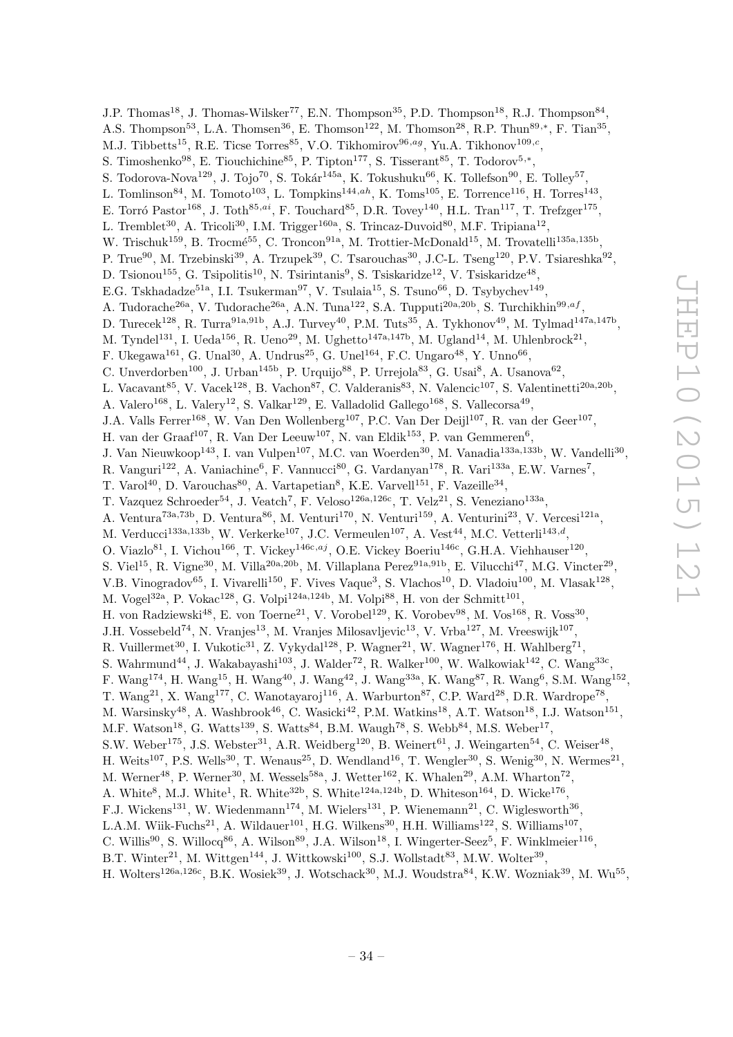J.P. Thomas[18], J. Thomas-Wilsker[77], E.N. Thompson[35], P.D. Thompson[18], R.J. Thompson[84], A.S. Thompson[53], L.A. Thomsen[36], E. Thomson[122], M. Thomson[28], R.P. Thun[89,*], F. Tian[35], M.J. Tibbetts[15], R.E. Ticse Torres[85], V.O. Tikhomirov[96,ag], Yu.A. Tikhonov[109,c], S. Timoshenko[98], E. Tiouchichine[85], P. Tipton[177], S. Tisserant[85], T. Todorov[5,*], S. Todorova-Nova[129], J. Tojo[70], S. Tokár[145a], K. Tokushuku[66], K. Tollefson[90], E. Tolley[57], L. Tomlinson[84], M. Tomoto[103], L. Tompkins[144,ah], K. Toms[105], E. Torrence[116], H. Torres[143], E. Torró Pastor[168], J. Toth[85,ai], F. Touchard[85], D.R. Tovey[140], H.L. Tran[117], T. Trefzger[175], L. Tremblet[30], A. Tricoli[30], I.M. Trigger[160a], S. Trincaz-Duvoid[80], M.F. Tripiana[12], W. Trischuk[159], B. Trocmé[55], C. Troncon[91a], M. Trottier-McDonald[15], M. Trovatelli[135a,135b], P. True[90], M. Trzebinski[39], A. Trzupek[39], C. Tsarouchas[30], J-C-L. Tseng[120], P.V. Tsiareshka[92], D. Tsionou[155], G. Tsipolitis[10], N. Tsirintanis[9], S. Tsiskaridze[12], V. Tsiskaridze[48], E.G. Tskhadadze[51a], I.I. Tsukerman[97], V. Tsulaia[15], S. Tsuno[66], D. Tsybychev[149], A. Tudorache[26a], V. Tudorache[26a], A.N. Tuna[122], S.A. Tupputi[20a,20b], S. Turchikhin[99,af], D. Turecek[128], R. Turra[91a,91b], A.J. Turvey[40], P.M. Tuts[35], A. Tykhonov[49], M. Tylmad[147a,147b], M. Tyndel[131], I. Ueda[156], R. Ueno[29], M. Ughetto[147a,147b], M. Ugland[14], M. Uhlenbrock[21], F. Ukegawa[161], G. Unal[30], A. Undrus[25], G. Unel[164], F.C. Ungaro[48], Y. Unno[66], C. Unverdorben[100], J. Urban[145b], P. Urquijo[88], P. Urrejola[83], G. Usai[8], A. Usanova[62], L. Vacavant[85], V. Vacek[128], B. Vachon[87], C. Valderanis[83], N. Valencic[107], S. Valentinetti[20a,20b], A. Valero[168], L. Valery[12], S. Valkar[129], E. Valladolid Gallego[168], S. Vallecorsa[49], J.A. Valls Ferrer[168], W. Van Den Wollenberg[107], P.C. Van Der Deijl[107], R. van der Geer[107], H. van der Graaf[107], R. Van Der Leeuw[107], N. van Eldik[153], P. van Gemmeren[6], J. Van Nieuwkoop[143], I. van Vulpen[107], M.C. van Woerden[30], M. Vanadia[133a,133b], W. Vandelli[30], R. Vanguri[122], A. Vaniachine[6], F. Vannucci[80], G. Vardanyan[178], R. Vari[133a], E.W. Varnes[7], T. Varol[40], D. Varouchas[80], A. Vartapetian[8], K.E. Varvell[151], F. Vazeille[34], T. Vazquez Schroeder[54], J. Veatch[7], F. Veloso[126a,126c], T. Velz[21], S. Veneziano[133a], A. Ventura[73a,73b], D. Ventura[86], M. Venturi[170], N. Venturi[159], A. Venturini[23], V. Vercesi[121a], M. Verducci[133a,133b], W. Verkerke[107], J.C. Vermeulen[107], A. Vest[44], M.C. Vetterli[143,d], O. Viazlo[81], I. Vichou[166], T. Vickey[146c,aj], O.E. Vickey Boeriu[146c], G.H.A. Viehhauser[120], S. Viel[15], R. Vigne[30], M. Villa[20a,20b], M. Villaplana Perez[91a,91b], E. Vilucchi[47], M.G. Vincter[29], V.B. Vinogradov[65], I. Vivarelli[150], F. Vives Vaque[3], S. Vlachos[10], D. Vladoiu[100], M. Vlasak[128], M. Vogel[32a], P. Vokac[128], G. Volpi[124a,124b], M. Volpi[88], H. von der Schmitt[101], H. von Radziewski[48], E. von Toerne[21], V. Vorobel[129], K. Vorobev[98], M. Vos[168], R. Voss[30], J.H. Vossebeld[74], N. Vranjes[13], M. Vranjes Milosavljevic[13], V. Vrba[127], M. Vreeswijk[107], R. Vuillermet[30], I. Vukotic[31], Z. Vykydal[128], P. Wagner[21], W. Wagner[176], H. Wahlberg[71], S. Wahrmund[44], J. Wakabayashi[103], J. Walder[72], R. Walker[100], W. Walkowiak[142], C. Wang[33c], F. Wang[174], H. Wang[15], H. Wang[40], J. Wang[42], J. Wang[33a], K. Wang[87], R. Wang[6], S.M. Wang[152], T. Wang[21], X. Wang[177], C. Wanotayaroj[116], A. Warburton[87], C.P. Ward[28], D.R. Wardrope[78], M. Warsinsky[48], A. Washbrook[46], C. Wasicki[42], P.M. Watkins[18], A.T. Watson[18], I.J. Watson[151], M.F. Watson[18], G. Watts[139], S. Watts[84], B.M. Waugh[78], S. Webb[84], M.S. Weber[17], S.W. Weber[175], J.S. Webster[31], A.R. Weidberg[120], B. Weinert[61], J. Weingarten[54], C. Weiser[48], H. Weits[107], P.S. Wells[30], T. Wenaus[25], D. Wendland[16], T. Wengler[30], S. Wenig[30], N. Wermes[21], M. Werner[48], P. Werner[30], M. Wessels[58a], J. Wetter[162], K. Whalen[29], A.M. Wharton[72], A. White[8], M.J. White[1], R. White[32b], S. White[124a,124b], D. Whiteson[164], D. Wicke[176], F.J. Wickens[131], W. Wiedenmann[174], M. Wielers[131], P. Wienemann[21], C. Wiglesworth[36], L.A.M. Wiik-Fuchs[21], A. Wildauer[101], H.G. Wilkens[30], H.H. Williams[122], S. Williams[107], C. Willis[90], S. Willocq[86], A. Wilson[89], J.A. Wilson[18], I. Wingerter-Seez[5], F. Winklmeier[116], B.T. Winter[21], M. Wittgen[144], J. Wittkowski[100], S.J. Wollstadt[83], M.W. Wolter[39], H. Wolters[126a,126c], B.K. Wosiek[39], J. Wotschack[30], M.J. Woudstra[84], K.W. Wozniak[39], M. Wu[55],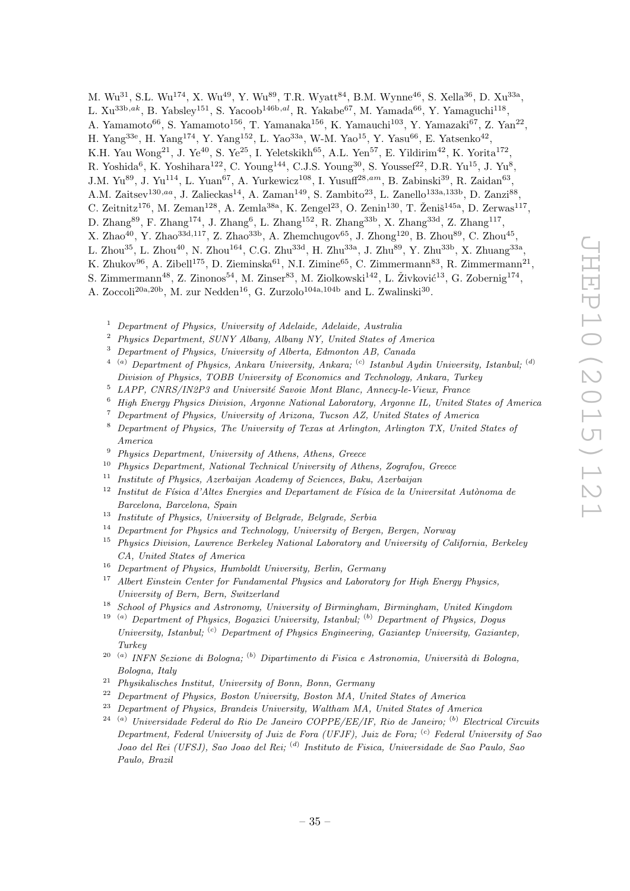M. Wu[31], S.L. Wu[174], X. Wu[49], Y. Wu[89], T.R. Wyatt[84], B.M. Wynne[46], S. Xella[36], D. Xu[33a], L. Xu[33b,ak], B. Yabsley[151], S. Yacoob[146b,al], R. Yakabe[67], M. Yamada[66], Y. Yamaguchi[118], A. Yamamoto[66], S. Yamamoto[156], T. Yamanaka[156], K. Yamauchi[103], Y. Yamazaki[67], Z. Yan[22], H. Yang[33e], H. Yang[174], Y. Yang[152], L. Yao[33a], W-M. Yao[15], Y. Yasu[66], E. Yatsenko[42], K.H. Yau Wong[21], J. Ye[40], S. Ye[25], I. Yeletskikh[65], A.L. Yen[57], E. Yildirim[42], K. Yorita[172], R. Yoshida[6], K. Yoshihara[122], C. Young[144], C.J.S. Young[30], S. Youssef[22], D.R. Yu[15], J. Yu[8], J.M. Yu[89], J. Yu[114], L. Yuan[67], A. Yurkewicz[108], I. Yusuff[28,am], B. Zabinski[39], R. Zaidan[63], A.M. Zaitsev[130,aa], J. Zalieckas[14], A. Zaman[149], S. Zambito[23], L. Zanello[133a,133b], D. Zanzi[88], C. Zeitnitz[176], M. Zeman[128], A. Zemla[38a], K. Zengel[23], O. Zenin[130], T. Ženiš[145a], D. Zerwas[117], D. Zhang[89], F. Zhang[174], J. Zhang[6], L. Zhang[152], R. Zhang[33b], X. Zhang[33d], Z. Zhang[117], X. Zhao[40], Y. Zhao[33d,117], Z. Zhao[33b], A. Zhemchugov[65], J. Zhong[120], B. Zhou[89], C. Zhou[45], L. Zhou[35], L. Zhou[40], N. Zhou[164], C.G. Zhu[33d], H. Zhu[33a], J. Zhu[89], Y. Zhu[33b], X. Zhuang[33a], K. Zhukov[96], A. Zibell[175], D. Zieminska[61], N.I. Zimine[65], C. Zimmermann[83], R. Zimmermann[21], S. Zimmermann[48], Z. Zinonos[54], M. Zinser[83], M. Ziolkowski[142], L. Živković[13], G. Zobernig[174], A. Zoccoli[20a,20b], M. zur Nedden[16], G. Zurzolo[104a,104b] and L. Zwalinski[30].

[1] *Department of Physics, University of Adelaide, Adelaide, Australia*
[2] *Physics Department, SUNY Albany, Albany NY, United States of America*
[3] *Department of Physics, University of Alberta, Edmonton AB, Canada*
[4] [(a)] *Department of Physics, Ankara University, Ankara;* [(c)] *Istanbul Aydin University, Istanbul;* [(d)] *Division of Physics, TOBB University of Economics and Technology, Ankara, Turkey*
[5] *LAPP, CNRS/IN2P3 and Université Savoie Mont Blanc, Annecy-le-Vieux, France*
[6] *High Energy Physics Division, Argonne National Laboratory, Argonne IL, United States of America*
[7] *Department of Physics, University of Arizona, Tucson AZ, United States of America*
[8] *Department of Physics, The University of Texas at Arlington, Arlington TX, United States of America*
[9] *Physics Department, University of Athens, Athens, Greece*
[10] *Physics Department, National Technical University of Athens, Zografou, Greece*
[11] *Institute of Physics, Azerbaijan Academy of Sciences, Baku, Azerbaijan*
[12] *Institut de Física d'Altes Energies and Departament de Física de la Universitat Autònoma de Barcelona, Barcelona, Spain*
[13] *Institute of Physics, University of Belgrade, Belgrade, Serbia*
[14] *Department for Physics and Technology, University of Bergen, Bergen, Norway*
[15] *Physics Division, Lawrence Berkeley National Laboratory and University of California, Berkeley CA, United States of America*
[16] *Department of Physics, Humboldt University, Berlin, Germany*
[17] *Albert Einstein Center for Fundamental Physics and Laboratory for High Energy Physics, University of Bern, Bern, Switzerland*
[18] *School of Physics and Astronomy, University of Birmingham, Birmingham, United Kingdom*
[19] [(a)] *Department of Physics, Bogazici University, Istanbul;* [(b)] *Department of Physics, Dogus University, Istanbul;* [(c)] *Department of Physics Engineering, Gaziantep University, Gaziantep, Turkey*
[20] [(a)] *INFN Sezione di Bologna;* [(b)] *Dipartimento di Fisica e Astronomia, Università di Bologna, Bologna, Italy*
[21] *Physikalisches Institut, University of Bonn, Bonn, Germany*
[22] *Department of Physics, Boston University, Boston MA, United States of America*
[23] *Department of Physics, Brandeis University, Waltham MA, United States of America*
[24] [(a)] *Universidade Federal do Rio De Janeiro COPPE/EE/IF, Rio de Janeiro;* [(b)] *Electrical Circuits Department, Federal University of Juiz de Fora (UFJF), Juiz de Fora;* [(c)] *Federal University of Sao Joao del Rei (UFSJ), Sao Joao del Rei;* [(d)] *Instituto de Fisica, Universidade de Sao Paulo, Sao Paulo, Brazil*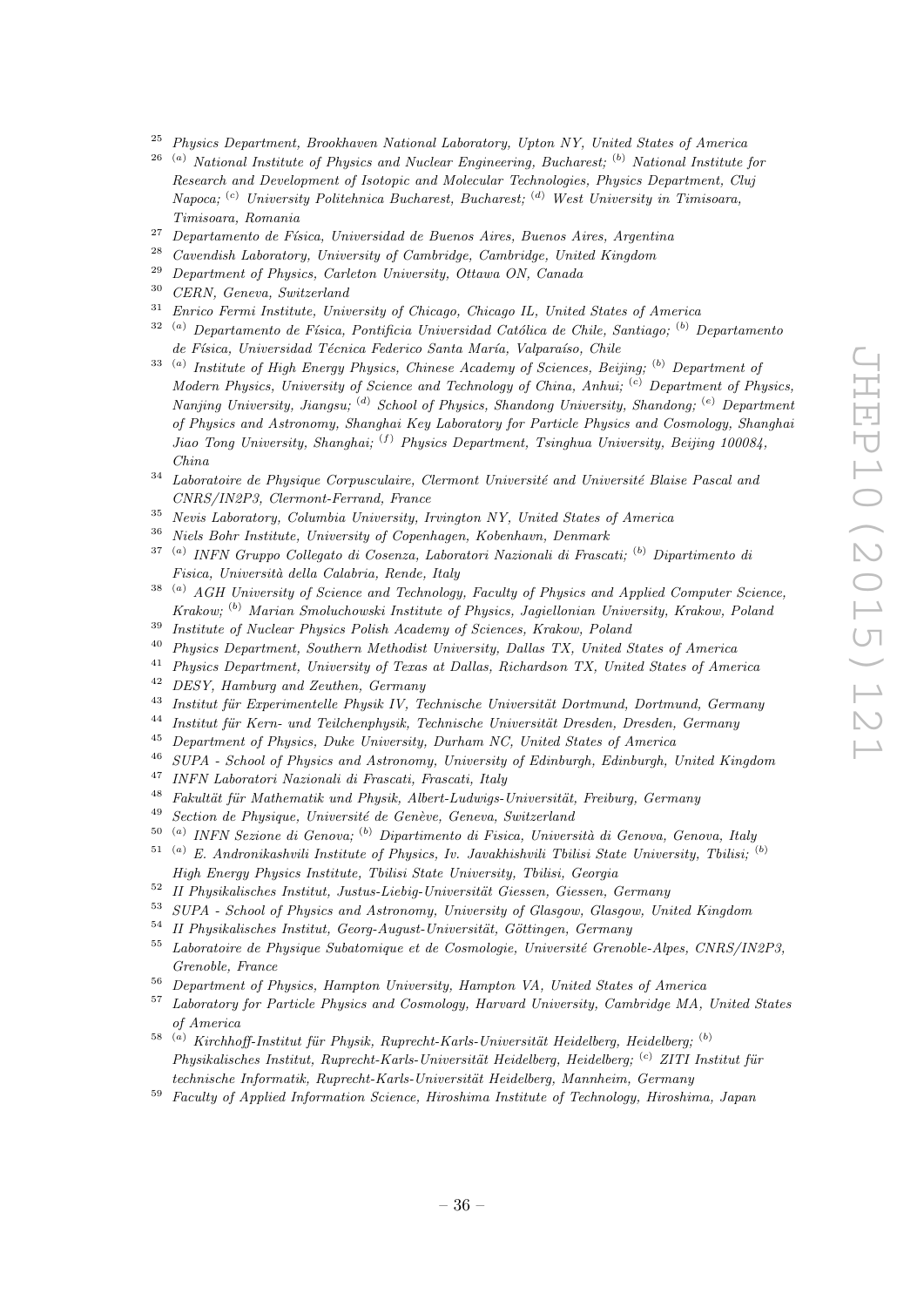[25] *Physics Department, Brookhaven National Laboratory, Upton NY, United States of America*

[26] [(a)] *National Institute of Physics and Nuclear Engineering, Bucharest;* [(b)] *National Institute for Research and Development of Isotopic and Molecular Technologies, Physics Department, Cluj Napoca;* [(c)] *University Politehnica Bucharest, Bucharest;* [(d)] *West University in Timisoara, Timisoara, Romania*

[27] *Departamento de Física, Universidad de Buenos Aires, Buenos Aires, Argentina*

[28] *Cavendish Laboratory, University of Cambridge, Cambridge, United Kingdom*

[29] *Department of Physics, Carleton University, Ottawa ON, Canada*

[30] *CERN, Geneva, Switzerland*

[31] *Enrico Fermi Institute, University of Chicago, Chicago IL, United States of America*

[32] [(a)] *Departamento de Física, Pontificia Universidad Católica de Chile, Santiago;* [(b)] *Departamento de Física, Universidad Técnica Federico Santa María, Valparaíso, Chile*

[33] [(a)] *Institute of High Energy Physics, Chinese Academy of Sciences, Beijing;* [(b)] *Department of Modern Physics, University of Science and Technology of China, Anhui;* [(c)] *Department of Physics, Nanjing University, Jiangsu;* [(d)] *School of Physics, Shandong University, Shandong;* [(e)] *Department of Physics and Astronomy, Shanghai Key Laboratory for Particle Physics and Cosmology, Shanghai Jiao Tong University, Shanghai;* [(f)] *Physics Department, Tsinghua University, Beijing 100084, China*

[34] *Laboratoire de Physique Corpusculaire, Clermont Université and Université Blaise Pascal and CNRS/IN2P3, Clermont-Ferrand, France*

[35] *Nevis Laboratory, Columbia University, Irvington NY, United States of America*

[36] *Niels Bohr Institute, University of Copenhagen, Kobenhavn, Denmark*

[37] [(a)] *INFN Gruppo Collegato di Cosenza, Laboratori Nazionali di Frascati;* [(b)] *Dipartimento di Fisica, Università della Calabria, Rende, Italy*

[38] [(a)] *AGH University of Science and Technology, Faculty of Physics and Applied Computer Science, Krakow;* [(b)] *Marian Smoluchowski Institute of Physics, Jagiellonian University, Krakow, Poland*

[39] *Institute of Nuclear Physics Polish Academy of Sciences, Krakow, Poland*

[40] *Physics Department, Southern Methodist University, Dallas TX, United States of America*

[41] *Physics Department, University of Texas at Dallas, Richardson TX, United States of America*

[42] *DESY, Hamburg and Zeuthen, Germany*

[43] *Institut für Experimentelle Physik IV, Technische Universität Dortmund, Dortmund, Germany*

[44] *Institut für Kern- und Teilchenphysik, Technische Universität Dresden, Dresden, Germany*

[45] *Department of Physics, Duke University, Durham NC, United States of America*

[46] *SUPA - School of Physics and Astronomy, University of Edinburgh, Edinburgh, United Kingdom*

[47] *INFN Laboratori Nazionali di Frascati, Frascati, Italy*

[48] *Fakultät für Mathematik und Physik, Albert-Ludwigs-Universität, Freiburg, Germany*

[49] *Section de Physique, Université de Genève, Geneva, Switzerland*

[50] [(a)] *INFN Sezione di Genova;* [(b)] *Dipartimento di Fisica, Università di Genova, Genova, Italy*

[51] [(a)] *E. Andronikashvili Institute of Physics, Iv. Javakhishvili Tbilisi State University, Tbilisi;* [(b)] *High Energy Physics Institute, Tbilisi State University, Tbilisi, Georgia*

[52] *II Physikalisches Institut, Justus-Liebig-Universität Giessen, Giessen, Germany*

[53] *SUPA - School of Physics and Astronomy, University of Glasgow, Glasgow, United Kingdom*

[54] *II Physikalisches Institut, Georg-August-Universität, Göttingen, Germany*

[55] *Laboratoire de Physique Subatomique et de Cosmologie, Université Grenoble-Alpes, CNRS/IN2P3, Grenoble, France*

[56] *Department of Physics, Hampton University, Hampton VA, United States of America*

[57] *Laboratory for Particle Physics and Cosmology, Harvard University, Cambridge MA, United States of America*

[58] [(a)] *Kirchhoff-Institut für Physik, Ruprecht-Karls-Universität Heidelberg, Heidelberg;* [(b)] *Physikalisches Institut, Ruprecht-Karls-Universität Heidelberg, Heidelberg;* [(c)] *ZITI Institut für technische Informatik, Ruprecht-Karls-Universität Heidelberg, Mannheim, Germany*

[59] *Faculty of Applied Information Science, Hiroshima Institute of Technology, Hiroshima, Japan*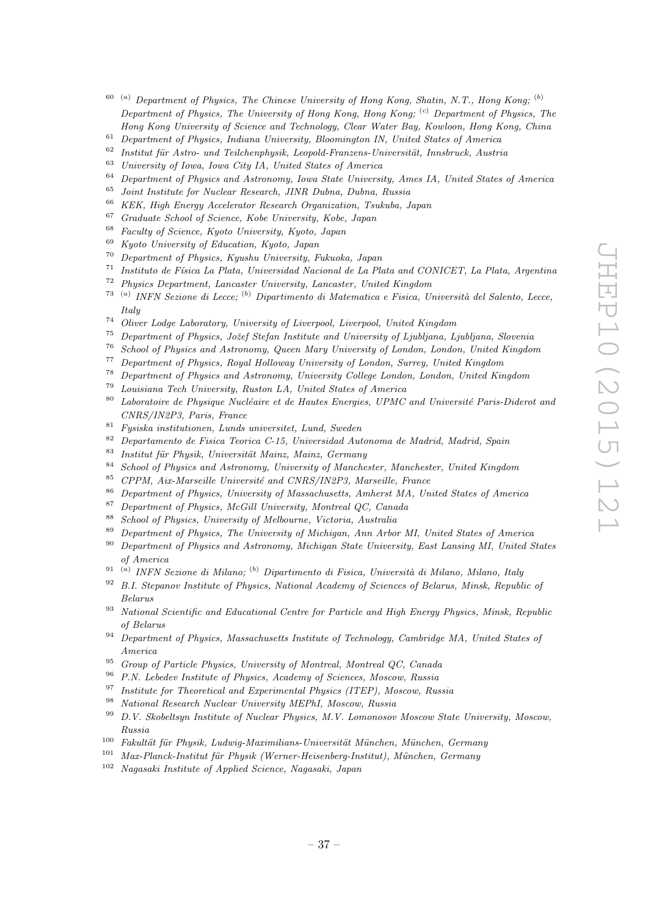[60] [(a)] *Department of Physics, The Chinese University of Hong Kong, Shatin, N.T., Hong Kong;* [(b)] *Department of Physics, The University of Hong Kong, Hong Kong;* [(c)] *Department of Physics, The Hong Kong University of Science and Technology, Clear Water Bay, Kowloon, Hong Kong, China*

[61] *Department of Physics, Indiana University, Bloomington IN, United States of America*

[62] *Institut für Astro- und Teilchenphysik, Leopold-Franzens-Universität, Innsbruck, Austria*

[63] *University of Iowa, Iowa City IA, United States of America*

[64] *Department of Physics and Astronomy, Iowa State University, Ames IA, United States of America*

[65] *Joint Institute for Nuclear Research, JINR Dubna, Dubna, Russia*

[66] *KEK, High Energy Accelerator Research Organization, Tsukuba, Japan*

[67] *Graduate School of Science, Kobe University, Kobe, Japan*

[68] *Faculty of Science, Kyoto University, Kyoto, Japan*

[69] *Kyoto University of Education, Kyoto, Japan*

[70] *Department of Physics, Kyushu University, Fukuoka, Japan*

[71] *Instituto de Física La Plata, Universidad Nacional de La Plata and CONICET, La Plata, Argentina*

[72] *Physics Department, Lancaster University, Lancaster, United Kingdom*

[73] [(a)] *INFN Sezione di Lecce;* [(b)] *Dipartimento di Matematica e Fisica, Università del Salento, Lecce, Italy*

[74] *Oliver Lodge Laboratory, University of Liverpool, Liverpool, United Kingdom*

[75] *Department of Physics, Jožef Stefan Institute and University of Ljubljana, Ljubljana, Slovenia*

[76] *School of Physics and Astronomy, Queen Mary University of London, London, United Kingdom*

[77] *Department of Physics, Royal Holloway University of London, Surrey, United Kingdom*

[78] *Department of Physics and Astronomy, University College London, London, United Kingdom*

[79] *Louisiana Tech University, Ruston LA, United States of America*

[80] *Laboratoire de Physique Nucléaire et de Hautes Energies, UPMC and Université Paris-Diderot and CNRS/IN2P3, Paris, France*

[81] *Fysiska institutionen, Lunds universitet, Lund, Sweden*

[82] *Departamento de Fisica Teorica C-15, Universidad Autonoma de Madrid, Madrid, Spain*

[83] *Institut für Physik, Universität Mainz, Mainz, Germany*

[84] *School of Physics and Astronomy, University of Manchester, Manchester, United Kingdom*

[85] *CPPM, Aix-Marseille Université and CNRS/IN2P3, Marseille, France*

[86] *Department of Physics, University of Massachusetts, Amherst MA, United States of America*

[87] *Department of Physics, McGill University, Montreal QC, Canada*

[88] *School of Physics, University of Melbourne, Victoria, Australia*

[89] *Department of Physics, The University of Michigan, Ann Arbor MI, United States of America*

[90] *Department of Physics and Astronomy, Michigan State University, East Lansing MI, United States of America*

[91] [(a)] *INFN Sezione di Milano;* [(b)] *Dipartimento di Fisica, Università di Milano, Milano, Italy*

[92] *B.I. Stepanov Institute of Physics, National Academy of Sciences of Belarus, Minsk, Republic of Belarus*

[93] *National Scientific and Educational Centre for Particle and High Energy Physics, Minsk, Republic of Belarus*

[94] *Department of Physics, Massachusetts Institute of Technology, Cambridge MA, United States of America*

[95] *Group of Particle Physics, University of Montreal, Montreal QC, Canada*

[96] *P.N. Lebedev Institute of Physics, Academy of Sciences, Moscow, Russia*

[97] *Institute for Theoretical and Experimental Physics (ITEP), Moscow, Russia*

[98] *National Research Nuclear University MEPhI, Moscow, Russia*

[99] *D.V. Skobeltsyn Institute of Nuclear Physics, M.V. Lomonosov Moscow State University, Moscow, Russia*

[100] *Fakultät für Physik, Ludwig-Maximilians-Universität München, München, Germany*

[101] *Max-Planck-Institut für Physik (Werner-Heisenberg-Institut), München, Germany*

[102] *Nagasaki Institute of Applied Science, Nagasaki, Japan*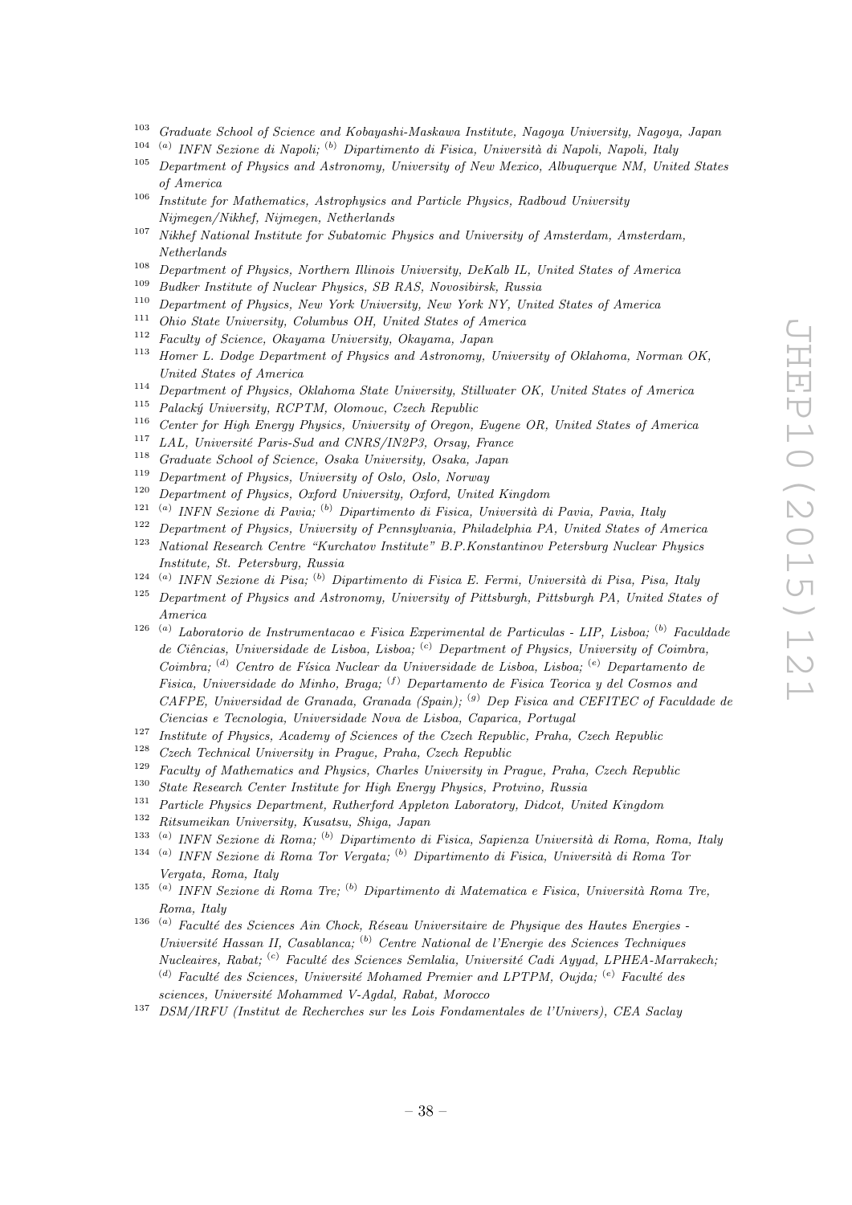[103] *Graduate School of Science and Kobayashi-Maskawa Institute, Nagoya University, Nagoya, Japan*
[104] *[(a)] INFN Sezione di Napoli; [(b)] Dipartimento di Fisica, Università di Napoli, Napoli, Italy*
[105] *Department of Physics and Astronomy, University of New Mexico, Albuquerque NM, United States of America*
[106] *Institute for Mathematics, Astrophysics and Particle Physics, Radboud University Nijmegen/Nikhef, Nijmegen, Netherlands*
[107] *Nikhef National Institute for Subatomic Physics and University of Amsterdam, Amsterdam, Netherlands*
[108] *Department of Physics, Northern Illinois University, DeKalb IL, United States of America*
[109] *Budker Institute of Nuclear Physics, SB RAS, Novosibirsk, Russia*
[110] *Department of Physics, New York University, New York NY, United States of America*
[111] *Ohio State University, Columbus OH, United States of America*
[112] *Faculty of Science, Okayama University, Okayama, Japan*
[113] *Homer L. Dodge Department of Physics and Astronomy, University of Oklahoma, Norman OK, United States of America*
[114] *Department of Physics, Oklahoma State University, Stillwater OK, United States of America*
[115] *Palacký University, RCPTM, Olomouc, Czech Republic*
[116] *Center for High Energy Physics, University of Oregon, Eugene OR, United States of America*
[117] *LAL, Université Paris-Sud and CNRS/IN2P3, Orsay, France*
[118] *Graduate School of Science, Osaka University, Osaka, Japan*
[119] *Department of Physics, University of Oslo, Oslo, Norway*
[120] *Department of Physics, Oxford University, Oxford, United Kingdom*
[121] *[(a)] INFN Sezione di Pavia; [(b)] Dipartimento di Fisica, Università di Pavia, Pavia, Italy*
[122] *Department of Physics, University of Pennsylvania, Philadelphia PA, United States of America*
[123] *National Research Centre "Kurchatov Institute" B.P.Konstantinov Petersburg Nuclear Physics Institute, St. Petersburg, Russia*
[124] *[(a)] INFN Sezione di Pisa; [(b)] Dipartimento di Fisica E. Fermi, Università di Pisa, Pisa, Italy*
[125] *Department of Physics and Astronomy, University of Pittsburgh, Pittsburgh PA, United States of America*
[126] *[(a)] Laboratorio de Instrumentacao e Fisica Experimental de Particulas - LIP, Lisboa; [(b)] Faculdade de Ciências, Universidade de Lisboa, Lisboa; [(c)] Department of Physics, University of Coimbra, Coimbra; [(d)] Centro de Física Nuclear da Universidade de Lisboa, Lisboa; [(e)] Departamento de Fisica, Universidade do Minho, Braga; [(f)] Departamento de Fisica Teorica y del Cosmos and CAFPE, Universidad de Granada, Granada (Spain); [(g)] Dep Fisica and CEFITEC of Faculdade de Ciencias e Tecnologia, Universidade Nova de Lisboa, Caparica, Portugal*
[127] *Institute of Physics, Academy of Sciences of the Czech Republic, Praha, Czech Republic*
[128] *Czech Technical University in Prague, Praha, Czech Republic*
[129] *Faculty of Mathematics and Physics, Charles University in Prague, Praha, Czech Republic*
[130] *State Research Center Institute for High Energy Physics, Protvino, Russia*
[131] *Particle Physics Department, Rutherford Appleton Laboratory, Didcot, United Kingdom*
[132] *Ritsumeikan University, Kusatsu, Shiga, Japan*
[133] *[(a)] INFN Sezione di Roma; [(b)] Dipartimento di Fisica, Sapienza Università di Roma, Roma, Italy*
[134] *[(a)] INFN Sezione di Roma Tor Vergata; [(b)] Dipartimento di Fisica, Università di Roma Tor Vergata, Roma, Italy*
[135] *[(a)] INFN Sezione di Roma Tre; [(b)] Dipartimento di Matematica e Fisica, Università Roma Tre, Roma, Italy*
[136] *[(a)] Faculté des Sciences Ain Chock, Réseau Universitaire de Physique des Hautes Energies - Université Hassan II, Casablanca; [(b)] Centre National de l'Energie des Sciences Techniques Nucleaires, Rabat; [(c)] Faculté des Sciences Semlalia, Université Cadi Ayyad, LPHEA-Marrakech; [(d)] Faculté des Sciences, Université Mohamed Premier and LPTPM, Oujda; [(e)] Faculté des sciences, Université Mohammed V-Agdal, Rabat, Morocco*
[137] *DSM/IRFU (Institut de Recherches sur les Lois Fondamentales de l'Univers), CEA Saclay*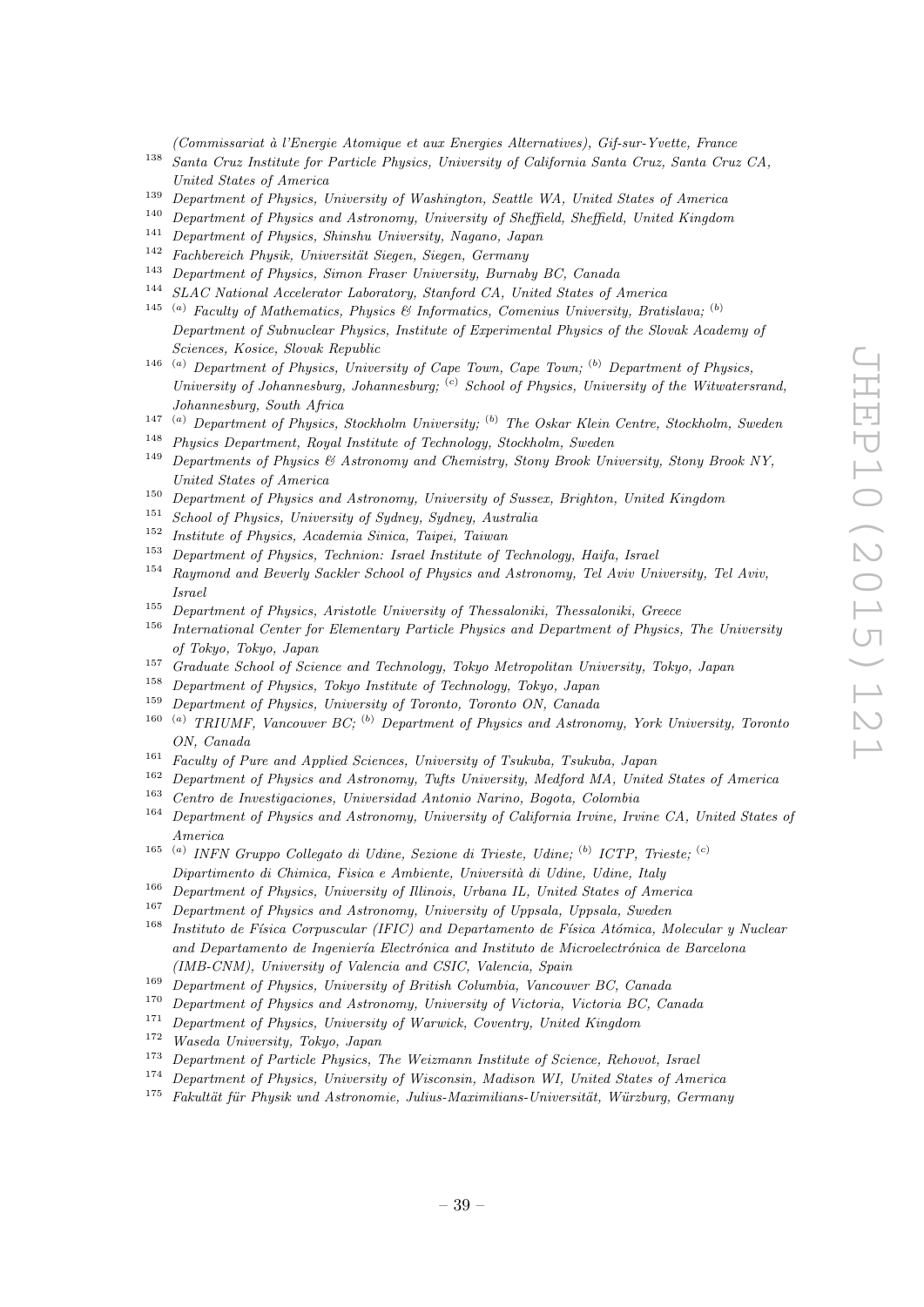*(Commissariat à l'Energie Atomique et aux Energies Alternatives), Gif-sur-Yvette, France*

[138] *Santa Cruz Institute for Particle Physics, University of California Santa Cruz, Santa Cruz CA, United States of America*

[139] *Department of Physics, University of Washington, Seattle WA, United States of America*

[140] *Department of Physics and Astronomy, University of Sheffield, Sheffield, United Kingdom*

[141] *Department of Physics, Shinshu University, Nagano, Japan*

[142] *Fachbereich Physik, Universität Siegen, Siegen, Germany*

[143] *Department of Physics, Simon Fraser University, Burnaby BC, Canada*

[144] *SLAC National Accelerator Laboratory, Stanford CA, United States of America*

[145] [(a)] *Faculty of Mathematics, Physics & Informatics, Comenius University, Bratislava;* [(b)] *Department of Subnuclear Physics, Institute of Experimental Physics of the Slovak Academy of Sciences, Kosice, Slovak Republic*

[146] [(a)] *Department of Physics, University of Cape Town, Cape Town;* [(b)] *Department of Physics, University of Johannesburg, Johannesburg;* [(c)] *School of Physics, University of the Witwatersrand, Johannesburg, South Africa*

[147] [(a)] *Department of Physics, Stockholm University;* [(b)] *The Oskar Klein Centre, Stockholm, Sweden*

[148] *Physics Department, Royal Institute of Technology, Stockholm, Sweden*

[149] *Departments of Physics & Astronomy and Chemistry, Stony Brook University, Stony Brook NY, United States of America*

[150] *Department of Physics and Astronomy, University of Sussex, Brighton, United Kingdom*

[151] *School of Physics, University of Sydney, Sydney, Australia*

[152] *Institute of Physics, Academia Sinica, Taipei, Taiwan*

[153] *Department of Physics, Technion: Israel Institute of Technology, Haifa, Israel*

[154] *Raymond and Beverly Sackler School of Physics and Astronomy, Tel Aviv University, Tel Aviv, Israel*

[155] *Department of Physics, Aristotle University of Thessaloniki, Thessaloniki, Greece*

[156] *International Center for Elementary Particle Physics and Department of Physics, The University of Tokyo, Tokyo, Japan*

[157] *Graduate School of Science and Technology, Tokyo Metropolitan University, Tokyo, Japan*

[158] *Department of Physics, Tokyo Institute of Technology, Tokyo, Japan*

[159] *Department of Physics, University of Toronto, Toronto ON, Canada*

[160] [(a)] *TRIUMF, Vancouver BC;* [(b)] *Department of Physics and Astronomy, York University, Toronto ON, Canada*

[161] *Faculty of Pure and Applied Sciences, University of Tsukuba, Tsukuba, Japan*

[162] *Department of Physics and Astronomy, Tufts University, Medford MA, United States of America*

[163] *Centro de Investigaciones, Universidad Antonio Narino, Bogota, Colombia*

[164] *Department of Physics and Astronomy, University of California Irvine, Irvine CA, United States of America*

[165] [(a)] *INFN Gruppo Collegato di Udine, Sezione di Trieste, Udine;* [(b)] *ICTP, Trieste;* [(c)] *Dipartimento di Chimica, Fisica e Ambiente, Università di Udine, Udine, Italy*

[166] *Department of Physics, University of Illinois, Urbana IL, United States of America*

[167] *Department of Physics and Astronomy, University of Uppsala, Uppsala, Sweden*

[168] *Instituto de Física Corpuscular (IFIC) and Departamento de Física Atómica, Molecular y Nuclear and Departamento de Ingeniería Electrónica and Instituto de Microelectrónica de Barcelona (IMB-CNM), University of Valencia and CSIC, Valencia, Spain*

[169] *Department of Physics, University of British Columbia, Vancouver BC, Canada*

[170] *Department of Physics and Astronomy, University of Victoria, Victoria BC, Canada*

[171] *Department of Physics, University of Warwick, Coventry, United Kingdom*

[172] *Waseda University, Tokyo, Japan*

[173] *Department of Particle Physics, The Weizmann Institute of Science, Rehovot, Israel*

[174] *Department of Physics, University of Wisconsin, Madison WI, United States of America*

[175] *Fakultät für Physik und Astronomie, Julius-Maximilians-Universität, Würzburg, Germany*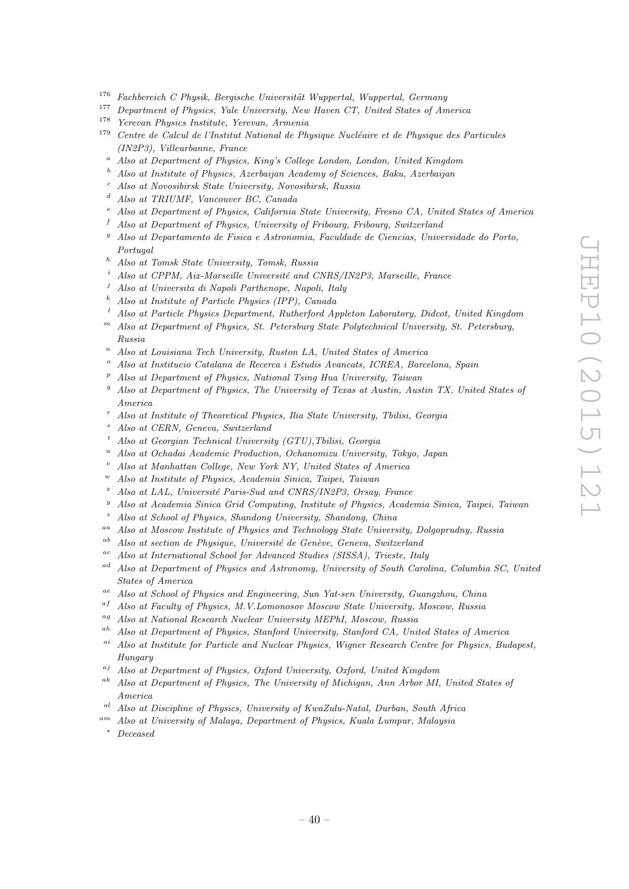[176] Fachbereich C Physik, Bergische Universität Wuppertal, Wuppertal, Germany
[177] Department of Physics, Yale University, New Haven CT, United States of America
[178] Yerevan Physics Institute, Yerevan, Armenia
[179] Centre de Calcul de l'Institut National de Physique Nucléaire et de Physique des Particules (IN2P3), Villeurbanne, France
[a] Also at Department of Physics, King's College London, London, United Kingdom
[b] Also at Institute of Physics, Azerbaijan Academy of Sciences, Baku, Azerbaijan
[c] Also at Novosibirsk State University, Novosibirsk, Russia
[d] Also at TRIUMF, Vancouver BC, Canada
[e] Also at Department of Physics, California State University, Fresno CA, United States of America
[f] Also at Department of Physics, University of Fribourg, Fribourg, Switzerland
[g] Also at Departamento de Fisica e Astronomia, Faculdade de Ciencias, Universidade do Porto, Portugal
[h] Also at Tomsk State University, Tomsk, Russia
[i] Also at CPPM, Aix-Marseille Université and CNRS/IN2P3, Marseille, France
[j] Also at Universita di Napoli Parthenope, Napoli, Italy
[k] Also at Institute of Particle Physics (IPP), Canada
[l] Also at Particle Physics Department, Rutherford Appleton Laboratory, Didcot, United Kingdom
[m] Also at Department of Physics, St. Petersburg State Polytechnical University, St. Petersburg, Russia
[n] Also at Louisiana Tech University, Ruston LA, United States of America
[o] Also at Institucio Catalana de Recerca i Estudis Avancats, ICREA, Barcelona, Spain
[p] Also at Department of Physics, National Tsing Hua University, Taiwan
[q] Also at Department of Physics, The University of Texas at Austin, Austin TX, United States of America
[r] Also at Institute of Theoretical Physics, Ilia State University, Tbilisi, Georgia
[s] Also at CERN, Geneva, Switzerland
[t] Also at Georgian Technical University (GTU),Tbilisi, Georgia
[u] Also at Ochadai Academic Production, Ochanomizu University, Tokyo, Japan
[v] Also at Manhattan College, New York NY, United States of America
[w] Also at Institute of Physics, Academia Sinica, Taipei, Taiwan
[x] Also at LAL, Université Paris-Sud and CNRS/IN2P3, Orsay, France
[y] Also at Academia Sinica Grid Computing, Institute of Physics, Academia Sinica, Taipei, Taiwan
[z] Also at School of Physics, Shandong University, Shandong, China
[aa] Also at Moscow Institute of Physics and Technology State University, Dolgoprudny, Russia
[ab] Also at section de Physique, Université de Genève, Geneva, Switzerland
[ac] Also at International School for Advanced Studies (SISSA), Trieste, Italy
[ad] Also at Department of Physics and Astronomy, University of South Carolina, Columbia SC, United States of America
[ae] Also at School of Physics and Engineering, Sun Yat-sen University, Guangzhou, China
[af] Also at Faculty of Physics, M.V.Lomonosov Moscow State University, Moscow, Russia
[ag] Also at National Research Nuclear University MEPhI, Moscow, Russia
[ah] Also at Department of Physics, Stanford University, Stanford CA, United States of America
[ai] Also at Institute for Particle and Nuclear Physics, Wigner Research Centre for Physics, Budapest, Hungary
[aj] Also at Department of Physics, Oxford University, Oxford, United Kingdom
[ak] Also at Department of Physics, The University of Michigan, Ann Arbor MI, United States of America
[al] Also at Discipline of Physics, University of KwaZulu-Natal, Durban, South Africa
[am] Also at University of Malaya, Department of Physics, Kuala Lumpur, Malaysia
[*] Deceased